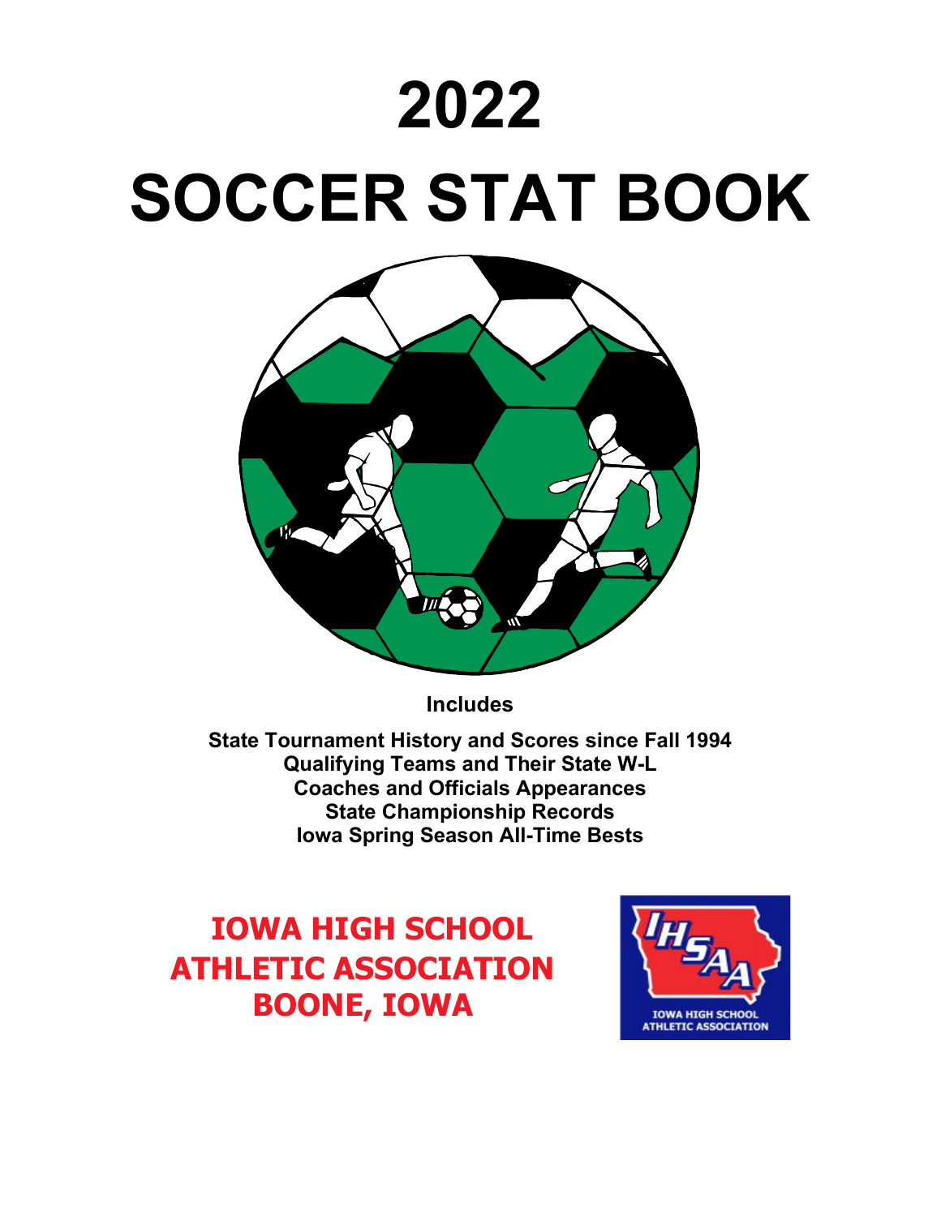# 2022

# SOCCER STAT BOOK

**Includes**

**State Tournament History and Scores since Fall 1994**
**Qualifying Teams and Their State W-L**
**Coaches and Officials Appearances**
**State Championship Records**
**Iowa Spring Season All-Time Bests**

**IOWA HIGH SCHOOL ATHLETIC ASSOCIATION**
**BOONE, IOWA**

IHSAA
IOWA HIGH SCHOOL ATHLETIC ASSOCIATION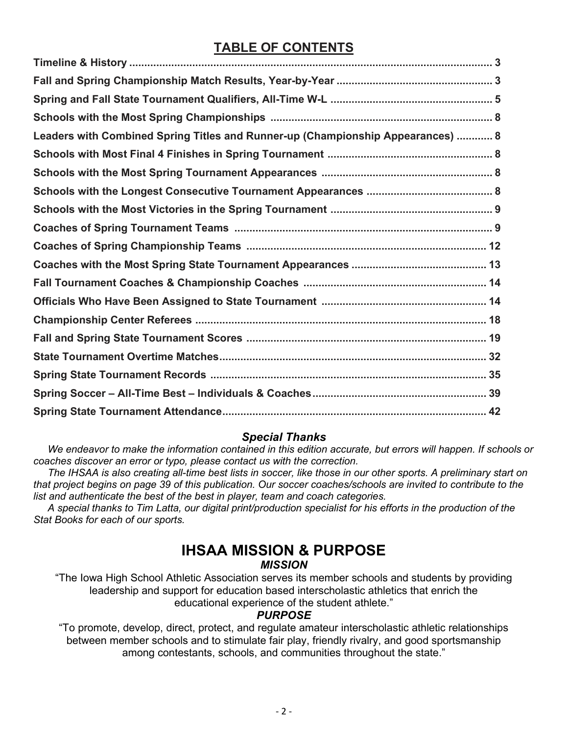## TABLE OF CONTENTS

| | |
|---|---|
| **Timeline & History** | **3** |
| **Fall and Spring Championship Match Results, Year-by-Year** | **3** |
| **Spring and Fall State Tournament Qualifiers, All-Time W-L** | **5** |
| **Schools with the Most Spring Championships** | **8** |
| **Leaders with Combined Spring Titles and Runner-up (Championship Appearances)** | **8** |
| **Schools with Most Final 4 Finishes in Spring Tournament** | **8** |
| **Schools with the Most Spring Tournament Appearances** | **8** |
| **Schools with the Longest Consecutive Tournament Appearances** | **8** |
| **Schools with the Most Victories in the Spring Tournament** | **9** |
| **Coaches of Spring Tournament Teams** | **9** |
| **Coaches of Spring Championship Teams** | **12** |
| **Coaches with the Most Spring State Tournament Appearances** | **13** |
| **Fall Tournament Coaches & Championship Coaches** | **14** |
| **Officials Who Have Been Assigned to State Tournament** | **14** |
| **Championship Center Referees** | **18** |
| **Fall and Spring State Tournament Scores** | **19** |
| **State Tournament Overtime Matches** | **32** |
| **Spring State Tournament Records** | **35** |
| **Spring Soccer – All-Time Best – Individuals & Coaches** | **39** |
| **Spring State Tournament Attendance** | **42** |

### *Special Thanks*

*We endeavor to make the information contained in this edition accurate, but errors will happen. If schools or coaches discover an error or typo, please contact us with the correction.*

*The IHSAA is also creating all-time best lists in soccer, like those in our other sports. A preliminary start on that project begins on page 39 of this publication. Our soccer coaches/schools are invited to contribute to the list and authenticate the best of the best in player, team and coach categories.*

*A special thanks to Tim Latta, our digital print/production specialist for his efforts in the production of the Stat Books for each of our sports.*

# IHSAA MISSION & PURPOSE

### *MISSION*

"The Iowa High School Athletic Association serves its member schools and students by providing leadership and support for education based interscholastic athletics that enrich the educational experience of the student athlete."

### *PURPOSE*

"To promote, develop, direct, protect, and regulate amateur interscholastic athletic relationships between member schools and to stimulate fair play, friendly rivalry, and good sportsmanship among contestants, schools, and communities throughout the state."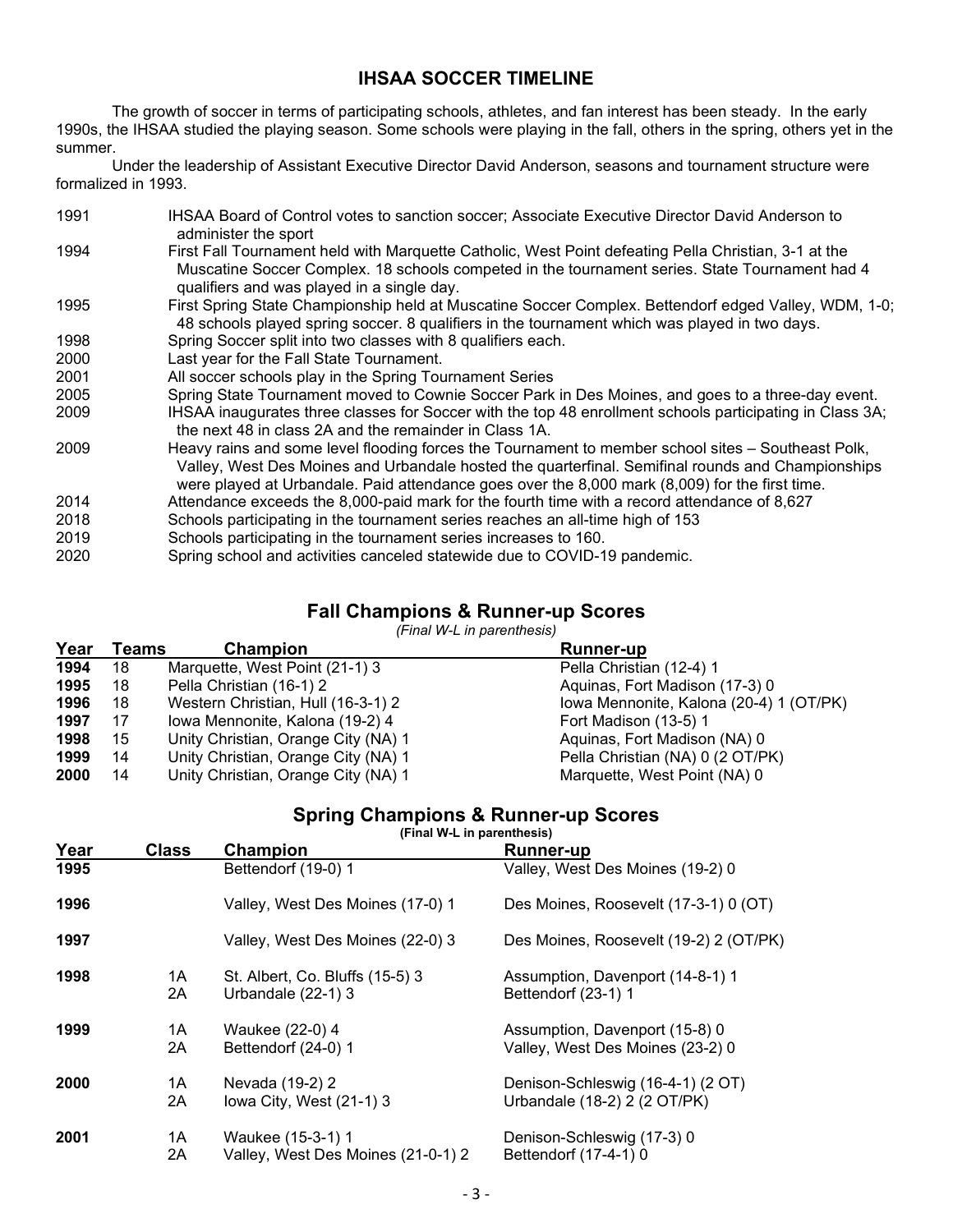# IHSAA SOCCER TIMELINE

The growth of soccer in terms of participating schools, athletes, and fan interest has been steady. In the early 1990s, the IHSAA studied the playing season. Some schools were playing in the fall, others in the spring, others yet in the summer.

Under the leadership of Assistant Executive Director David Anderson, seasons and tournament structure were formalized in 1993.

| | |
|---|---|
| 1991 | IHSAA Board of Control votes to sanction soccer; Associate Executive Director David Anderson to administer the sport |
| 1994 | First Fall Tournament held with Marquette Catholic, West Point defeating Pella Christian, 3-1 at the Muscatine Soccer Complex. 18 schools competed in the tournament series. State Tournament had 4 qualifiers and was played in a single day. |
| 1995 | First Spring State Championship held at Muscatine Soccer Complex. Bettendorf edged Valley, WDM, 1-0; 48 schools played spring soccer. 8 qualifiers in the tournament which was played in two days. |
| 1998 | Spring Soccer split into two classes with 8 qualifiers each. |
| 2000 | Last year for the Fall State Tournament. |
| 2001 | All soccer schools play in the Spring Tournament Series |
| 2005 | Spring State Tournament moved to Cownie Soccer Park in Des Moines, and goes to a three-day event. |
| 2009 | IHSAA inaugurates three classes for Soccer with the top 48 enrollment schools participating in Class 3A; the next 48 in class 2A and the remainder in Class 1A. |
| 2009 | Heavy rains and some level flooding forces the Tournament to member school sites – Southeast Polk, Valley, West Des Moines and Urbandale hosted the quarterfinal. Semifinal rounds and Championships were played at Urbandale. Paid attendance goes over the 8,000 mark (8,009) for the first time. |
| 2014 | Attendance exceeds the 8,000-paid mark for the fourth time with a record attendance of 8,627 |
| 2018 | Schools participating in the tournament series reaches an all-time high of 153 |
| 2019 | Schools participating in the tournament series increases to 160. |
| 2020 | Spring school and activities canceled statewide due to COVID-19 pandemic. |

## Fall Champions & Runner-up Scores

*(Final W-L in parenthesis)*

| Year | Teams | Champion | Runner-up |
|---|---|---|---|
| **1994** | 18 | Marquette, West Point (21-1) 3 | Pella Christian (12-4) 1 |
| **1995** | 18 | Pella Christian (16-1) 2 | Aquinas, Fort Madison (17-3) 0 |
| **1996** | 18 | Western Christian, Hull (16-3-1) 2 | Iowa Mennonite, Kalona (20-4) 1 (OT/PK) |
| **1997** | 17 | Iowa Mennonite, Kalona (19-2) 4 | Fort Madison (13-5) 1 |
| **1998** | 15 | Unity Christian, Orange City (NA) 1 | Aquinas, Fort Madison (NA) 0 |
| **1999** | 14 | Unity Christian, Orange City (NA) 1 | Pella Christian (NA) 0 (2 OT/PK) |
| **2000** | 14 | Unity Christian, Orange City (NA) 1 | Marquette, West Point (NA) 0 |

## Spring Champions & Runner-up Scores

**(Final W-L in parenthesis)**

| Year | Class | Champion | Runner-up |
|---|---|---|---|
| **1995** | | Bettendorf (19-0) 1 | Valley, West Des Moines (19-2) 0 |
| **1996** | | Valley, West Des Moines (17-0) 1 | Des Moines, Roosevelt (17-3-1) 0 (OT) |
| **1997** | | Valley, West Des Moines (22-0) 3 | Des Moines, Roosevelt (19-2) 2 (OT/PK) |
| **1998** | 1A | St. Albert, Co. Bluffs (15-5) 3 | Assumption, Davenport (14-8-1) 1 |
| | 2A | Urbandale (22-1) 3 | Bettendorf (23-1) 1 |
| **1999** | 1A | Waukee (22-0) 4 | Assumption, Davenport (15-8) 0 |
| | 2A | Bettendorf (24-0) 1 | Valley, West Des Moines (23-2) 0 |
| **2000** | 1A | Nevada (19-2) 2 | Denison-Schleswig (16-4-1) (2 OT) |
| | 2A | Iowa City, West (21-1) 3 | Urbandale (18-2) 2 (2 OT/PK) |
| **2001** | 1A | Waukee (15-3-1) 1 | Denison-Schleswig (17-3) 0 |
| | 2A | Valley, West Des Moines (21-0-1) 2 | Bettendorf (17-4-1) 0 |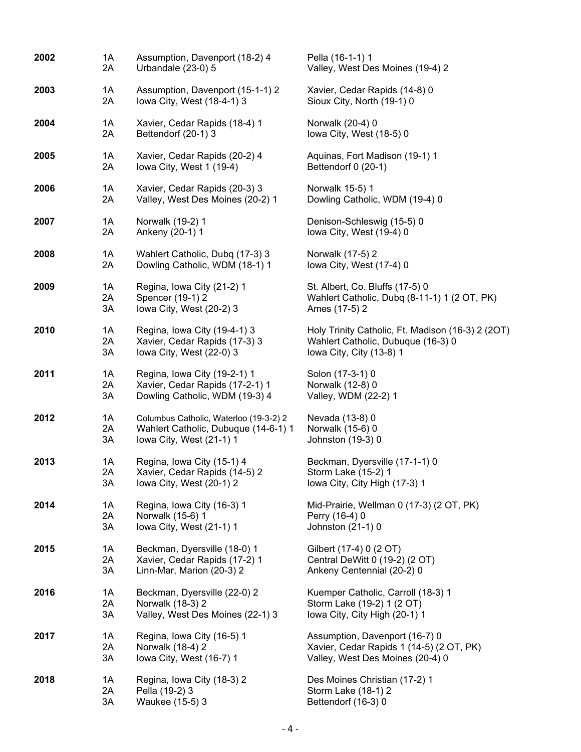| Year | Class | Champion | Runner-up |
|---|---|---|---|
| **2002** | 1A | Assumption, Davenport (18-2) 4 | Pella (16-1-1) 1 |
| | 2A | Urbandale (23-0) 5 | Valley, West Des Moines (19-4) 2 |
| **2003** | 1A | Assumption, Davenport (15-1-1) 2 | Xavier, Cedar Rapids (14-8) 0 |
| | 2A | Iowa City, West (18-4-1) 3 | Sioux City, North (19-1) 0 |
| **2004** | 1A | Xavier, Cedar Rapids (18-4) 1 | Norwalk (20-4) 0 |
| | 2A | Bettendorf (20-1) 3 | Iowa City, West (18-5) 0 |
| **2005** | 1A | Xavier, Cedar Rapids (20-2) 4 | Aquinas, Fort Madison (19-1) 1 |
| | 2A | Iowa City, West 1 (19-4) | Bettendorf 0 (20-1) |
| **2006** | 1A | Xavier, Cedar Rapids (20-3) 3 | Norwalk 15-5) 1 |
| | 2A | Valley, West Des Moines (20-2) 1 | Dowling Catholic, WDM (19-4) 0 |
| **2007** | 1A | Norwalk (19-2) 1 | Denison-Schleswig (15-5) 0 |
| | 2A | Ankeny (20-1) 1 | Iowa City, West (19-4) 0 |
| **2008** | 1A | Wahlert Catholic, Dubq (17-3) 3 | Norwalk (17-5) 2 |
| | 2A | Dowling Catholic, WDM (18-1) 1 | Iowa City, West (17-4) 0 |
| **2009** | 1A | Regina, Iowa City (21-2) 1 | St. Albert, Co. Bluffs (17-5) 0 |
| | 2A | Spencer (19-1) 2 | Wahlert Catholic, Dubq (8-11-1) 1 (2 OT, PK) |
| | 3A | Iowa City, West (20-2) 3 | Ames (17-5) 2 |
| **2010** | 1A | Regina, Iowa City (19-4-1) 3 | Holy Trinity Catholic, Ft. Madison (16-3) 2 (2OT) |
| | 2A | Xavier, Cedar Rapids (17-3) 3 | Wahlert Catholic, Dubuque (16-3) 0 |
| | 3A | Iowa City, West (22-0) 3 | Iowa City, City (13-8) 1 |
| **2011** | 1A | Regina, Iowa City (19-2-1) 1 | Solon (17-3-1) 0 |
| | 2A | Xavier, Cedar Rapids (17-2-1) 1 | Norwalk (12-8) 0 |
| | 3A | Dowling Catholic, WDM (19-3) 4 | Valley, WDM (22-2) 1 |
| **2012** | 1A | Columbus Catholic, Waterloo (19-3-2) 2 | Nevada (13-8) 0 |
| | 2A | Wahlert Catholic, Dubuque (14-6-1) 1 | Norwalk (15-6) 0 |
| | 3A | Iowa City, West (21-1) 1 | Johnston (19-3) 0 |
| **2013** | 1A | Regina, Iowa City (15-1) 4 | Beckman, Dyersville (17-1-1) 0 |
| | 2A | Xavier, Cedar Rapids (14-5) 2 | Storm Lake (15-2) 1 |
| | 3A | Iowa City, West (20-1) 2 | Iowa City, City High (17-3) 1 |
| **2014** | 1A | Regina, Iowa City (16-3) 1 | Mid-Prairie, Wellman 0 (17-3) (2 OT, PK) |
| | 2A | Norwalk (15-6) 1 | Perry (16-4) 0 |
| | 3A | Iowa City, West (21-1) 1 | Johnston (21-1) 0 |
| **2015** | 1A | Beckman, Dyersville (18-0) 1 | Gilbert (17-4) 0 (2 OT) |
| | 2A | Xavier, Cedar Rapids (17-2) 1 | Central DeWitt 0 (19-2) (2 OT) |
| | 3A | Linn-Mar, Marion (20-3) 2 | Ankeny Centennial (20-2) 0 |
| **2016** | 1A | Beckman, Dyersville (22-0) 2 | Kuemper Catholic, Carroll (18-3) 1 |
| | 2A | Norwalk (18-3) 2 | Storm Lake (19-2) 1 (2 OT) |
| | 3A | Valley, West Des Moines (22-1) 3 | Iowa City, City High (20-1) 1 |
| **2017** | 1A | Regina, Iowa City (16-5) 1 | Assumption, Davenport (16-7) 0 |
| | 2A | Norwalk (18-4) 2 | Xavier, Cedar Rapids 1 (14-5) (2 OT, PK) |
| | 3A | Iowa City, West (16-7) 1 | Valley, West Des Moines (20-4) 0 |
| **2018** | 1A | Regina, Iowa City (18-3) 2 | Des Moines Christian (17-2) 1 |
| | 2A | Pella (19-2) 3 | Storm Lake (18-1) 2 |
| | 3A | Waukee (15-5) 3 | Bettendorf (16-3) 0 |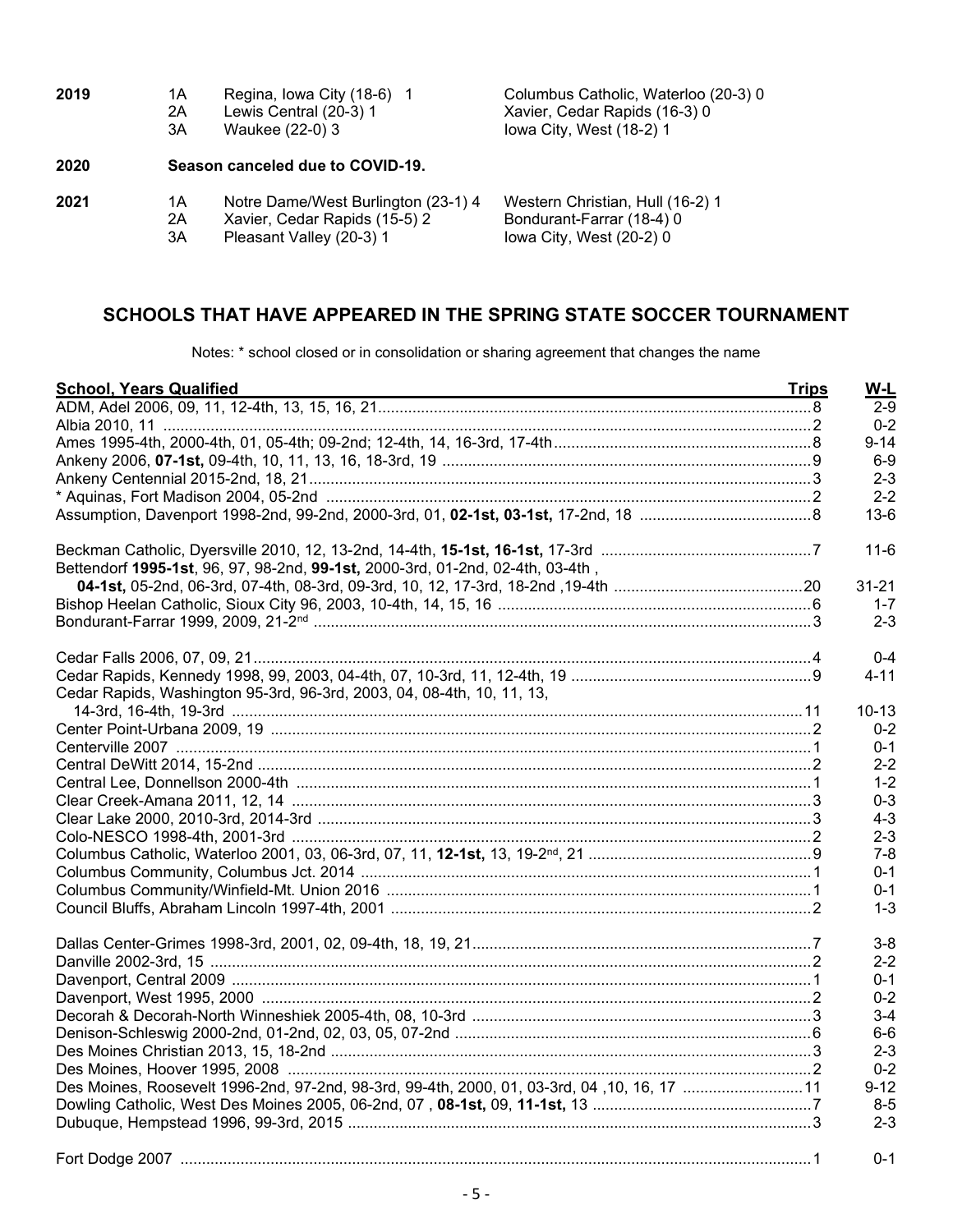| | | | |
|---|---|---|---|
| **2019** | 1A | Regina, Iowa City (18-6) 1 | Columbus Catholic, Waterloo (20-3) 0 |
| | 2A | Lewis Central (20-3) 1 | Xavier, Cedar Rapids (16-3) 0 |
| | 3A | Waukee (22-0) 3 | Iowa City, West (18-2) 1 |
| **2020** | | **Season canceled due to COVID-19.** | |
| **2021** | 1A | Notre Dame/West Burlington (23-1) 4 | Western Christian, Hull (16-2) 1 |
| | 2A | Xavier, Cedar Rapids (15-5) 2 | Bondurant-Farrar (18-4) 0 |
| | 3A | Pleasant Valley (20-3) 1 | Iowa City, West (20-2) 0 |

## SCHOOLS THAT HAVE APPEARED IN THE SPRING STATE SOCCER TOURNAMENT

Notes: * school closed or in consolidation or sharing agreement that changes the name

| School, Years Qualified | Trips | W-L |
|---|---|---|
| ADM, Adel 2006, 09, 11, 12-4th, 13, 15, 16, 21 | 8 | 2-9 |
| Albia 2010, 11 | 2 | 0-2 |
| Ames 1995-4th, 2000-4th, 01, 05-4th; 09-2nd; 12-4th, 14, 16-3rd, 17-4th | 8 | 9-14 |
| Ankeny 2006, **07-1st,** 09-4th, 10, 11, 13, 16, 18-3rd, 19 | 9 | 6-9 |
| Ankeny Centennial 2015-2nd, 18, 21 | 3 | 2-3 |
| * Aquinas, Fort Madison 2004, 05-2nd | 2 | 2-2 |
| Assumption, Davenport 1998-2nd, 99-2nd, 2000-3rd, 01, **02-1st, 03-1st,** 17-2nd, 18 | 8 | 13-6 |
| Beckman Catholic, Dyersville 2010, 12, 13-2nd, 14-4th, **15-1st, 16-1st,** 17-3rd | 7 | 11-6 |
| Bettendorf **1995-1st**, 96, 97, 98-2nd, **99-1st,** 2000-3rd, 01-2nd, 02-4th, 03-4th, **04-1st,** 05-2nd, 06-3rd, 07-4th, 08-3rd, 09-3rd, 10, 12, 17-3rd, 18-2nd ,19-4th | 20 | 31-21 |
| Bishop Heelan Catholic, Sioux City 96, 2003, 10-4th, 14, 15, 16 | 6 | 1-7 |
| Bondurant-Farrar 1999, 2009, 21-2nd | 3 | 2-3 |
| Cedar Falls 2006, 07, 09, 21 | 4 | 0-4 |
| Cedar Rapids, Kennedy 1998, 99, 2003, 04-4th, 07, 10-3rd, 11, 12-4th, 19 | 9 | 4-11 |
| Cedar Rapids, Washington 95-3rd, 96-3rd, 2003, 04, 08-4th, 10, 11, 13, 14-3rd, 16-4th, 19-3rd | 11 | 10-13 |
| Center Point-Urbana 2009, 19 | 2 | 0-2 |
| Centerville 2007 | 1 | 0-1 |
| Central DeWitt 2014, 15-2nd | 2 | 2-2 |
| Central Lee, Donnellson 2000-4th | 1 | 1-2 |
| Clear Creek-Amana 2011, 12, 14 | 3 | 0-3 |
| Clear Lake 2000, 2010-3rd, 2014-3rd | 3 | 4-3 |
| Colo-NESCO 1998-4th, 2001-3rd | 2 | 2-3 |
| Columbus Catholic, Waterloo 2001, 03, 06-3rd, 07, 11, **12-1st,** 13, 19-2nd, 21 | 9 | 7-8 |
| Columbus Community, Columbus Jct. 2014 | 1 | 0-1 |
| Columbus Community/Winfield-Mt. Union 2016 | 1 | 0-1 |
| Council Bluffs, Abraham Lincoln 1997-4th, 2001 | 2 | 1-3 |
| Dallas Center-Grimes 1998-3rd, 2001, 02, 09-4th, 18, 19, 21 | 7 | 3-8 |
| Danville 2002-3rd, 15 | 2 | 2-2 |
| Davenport, Central 2009 | 1 | 0-1 |
| Davenport, West 1995, 2000 | 2 | 0-2 |
| Decorah & Decorah-North Winneshiek 2005-4th, 08, 10-3rd | 3 | 3-4 |
| Denison-Schleswig 2000-2nd, 01-2nd, 02, 03, 05, 07-2nd | 6 | 6-6 |
| Des Moines Christian 2013, 15, 18-2nd | 3 | 2-3 |
| Des Moines, Hoover 1995, 2008 | 2 | 0-2 |
| Des Moines, Roosevelt 1996-2nd, 97-2nd, 98-3rd, 99-4th, 2000, 01, 03-3rd, 04 ,10, 16, 17 | 11 | 9-12 |
| Dowling Catholic, West Des Moines 2005, 06-2nd, 07 , **08-1st,** 09, **11-1st,** 13 | 7 | 8-5 |
| Dubuque, Hempstead 1996, 99-3rd, 2015 | 3 | 2-3 |
| Fort Dodge 2007 | 1 | 0-1 |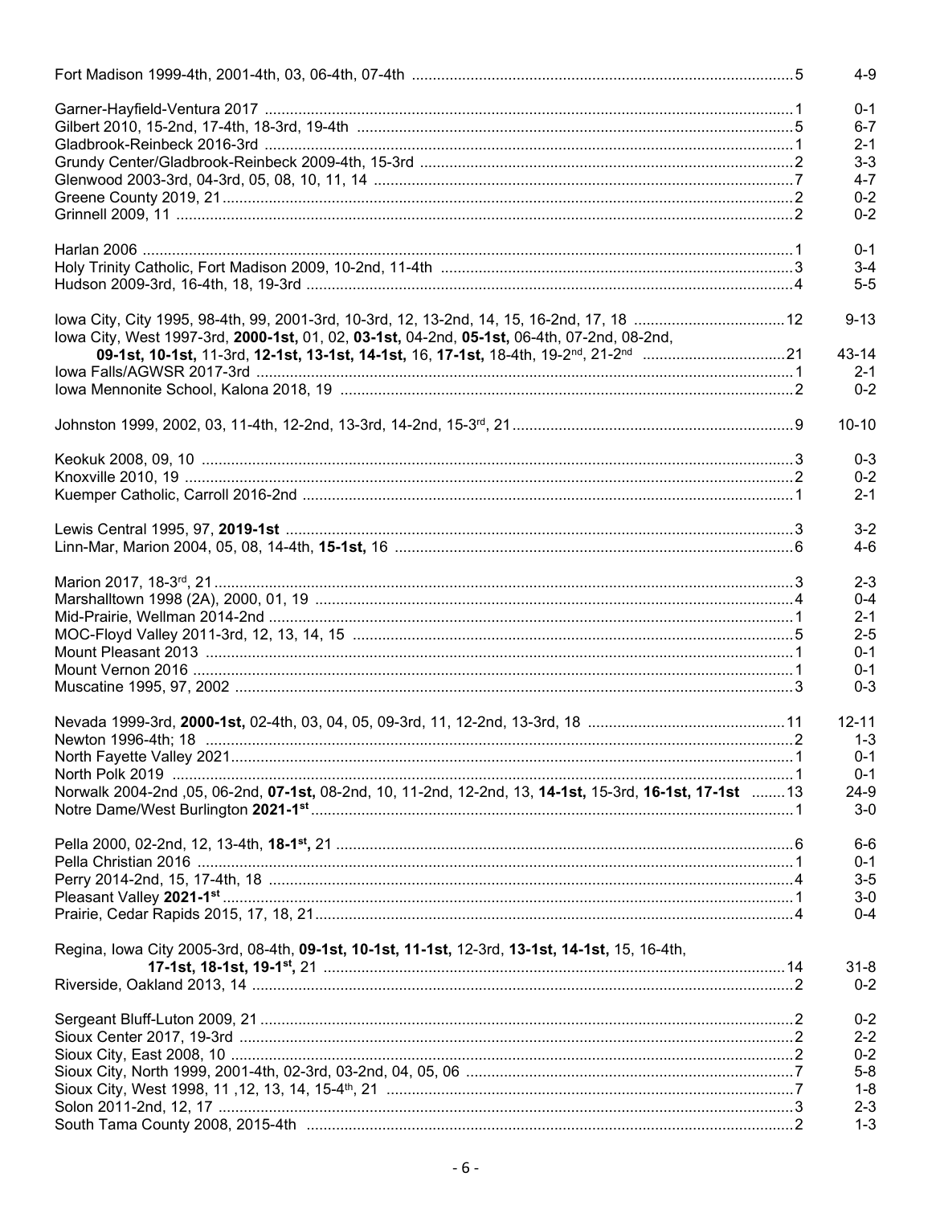Fort Madison 1999-4th, 2001-4th, 03, 06-4th, 07-4th ........................................5 4-9

Garner-Hayfield-Ventura 2017 ........................................1 0-1
Gilbert 2010, 15-2nd, 17-4th, 18-3rd, 19-4th ........................................5 6-7
Gladbrook-Reinbeck 2016-3rd ........................................1 2-1
Grundy Center/Gladbrook-Reinbeck 2009-4th, 15-3rd ........................................2 3-3
Glenwood 2003-3rd, 04-3rd, 05, 08, 10, 11, 14 ........................................7 4-7
Greene County 2019, 21 ........................................2 0-2
Grinnell 2009, 11 ........................................2 0-2

Harlan 2006 ........................................1 0-1
Holy Trinity Catholic, Fort Madison 2009, 10-2nd, 11-4th ........................................3 3-4
Hudson 2009-3rd, 16-4th, 18, 19-3rd ........................................4 5-5

Iowa City, City 1995, 98-4th, 99, 2001-3rd, 10-3rd, 12, 13-2nd, 14, 15, 16-2nd, 17, 18 ........................................12 9-13
Iowa City, West 1997-3rd, **2000-1st,** 01, 02, **03-1st,** 04-2nd, **05-1st,** 06-4th, 07-2nd, 08-2nd,
**09-1st, 10-1st,** 11-3rd, **12-1st, 13-1st, 14-1st,** 16, **17-1st,** 18-4th, 19-2nd, 21-2nd ........................................21 43-14
Iowa Falls/AGWSR 2017-3rd ........................................1 2-1
Iowa Mennonite School, Kalona 2018, 19 ........................................2 0-2

Johnston 1999, 2002, 03, 11-4th, 12-2nd, 13-3rd, 14-2nd, 15-3rd, 21 ........................................9 10-10

Keokuk 2008, 09, 10 ........................................3 0-3
Knoxville 2010, 19 ........................................2 0-2
Kuemper Catholic, Carroll 2016-2nd ........................................1 2-1

Lewis Central 1995, 97, **2019-1st** ........................................3 3-2
Linn-Mar, Marion 2004, 05, 08, 14-4th, **15-1st,** 16 ........................................6 4-6

Marion 2017, 18-3rd, 21 ........................................3 2-3
Marshalltown 1998 (2A), 2000, 01, 19 ........................................4 0-4
Mid-Prairie, Wellman 2014-2nd ........................................1 2-1
MOC-Floyd Valley 2011-3rd, 12, 13, 14, 15 ........................................5 2-5
Mount Pleasant 2013 ........................................1 0-1
Mount Vernon 2016 ........................................1 0-1
Muscatine 1995, 97, 2002 ........................................3 0-3

Nevada 1999-3rd, **2000-1st,** 02-4th, 03, 04, 05, 09-3rd, 11, 12-2nd, 13-3rd, 18 ........................................11 12-11
Newton 1996-4th; 18 ........................................2 1-3
North Fayette Valley 2021 ........................................1 0-1
North Polk 2019 ........................................1 0-1
Norwalk 2004-2nd ,05, 06-2nd, **07-1st,** 08-2nd, 10, 11-2nd, 12-2nd, 13, **14-1st,** 15-3rd, **16-1st, 17-1st** ........................................13 24-9
Notre Dame/West Burlington **2021-1st** ........................................1 3-0

Pella 2000, 02-2nd, 12, 13-4th, **18-1st,** 21 ........................................6 6-6
Pella Christian 2016 ........................................1 0-1
Perry 2014-2nd, 15, 17-4th, 18 ........................................4 3-5
Pleasant Valley **2021-1st** ........................................1 3-0
Prairie, Cedar Rapids 2015, 17, 18, 21 ........................................4 0-4

Regina, Iowa City 2005-3rd, 08-4th, **09-1st, 10-1st, 11-1st,** 12-3rd, **13-1st, 14-1st,** 15, 16-4th,
**17-1st, 18-1st, 19-1st,** 21 ........................................14 31-8
Riverside, Oakland 2013, 14 ........................................2 0-2

Sergeant Bluff-Luton 2009, 21 ........................................2 0-2
Sioux Center 2017, 19-3rd ........................................2 2-2
Sioux City, East 2008, 10 ........................................2 0-2
Sioux City, North 1999, 2001-4th, 02-3rd, 03-2nd, 04, 05, 06 ........................................7 5-8
Sioux City, West 1998, 11 ,12, 13, 14, 15-4th, 21 ........................................7 1-8
Solon 2011-2nd, 12, 17 ........................................3 2-3
South Tama County 2008, 2015-4th ........................................2 1-3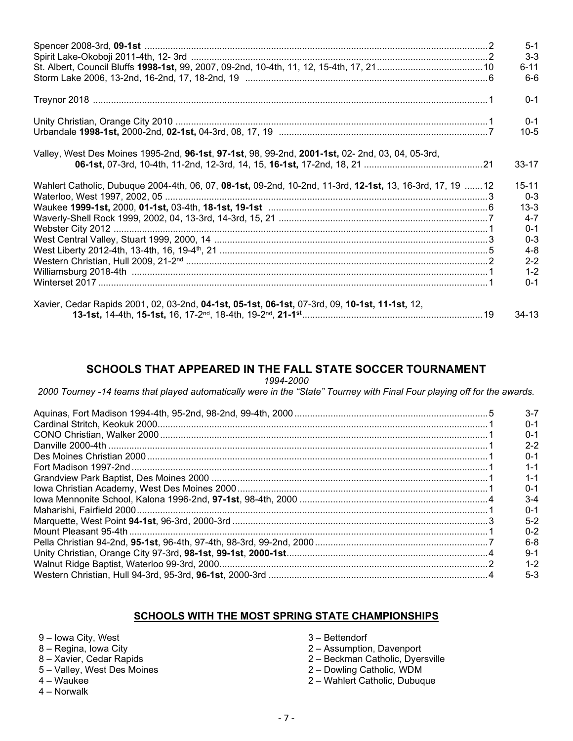Spencer 2008-3rd, **09-1st** .................................................. 2 — 5-1
Spirit Lake-Okoboji 2011-4th, 12- 3rd .................................................. 2 — 3-3
St. Albert, Council Bluffs **1998-1st,** 99, 2007, 09-2nd, 10-4th, 11, 12, 15-4th, 17, 21 .................................................. 10 — 6-11
Storm Lake 2006, 13-2nd, 16-2nd, 17, 18-2nd, 19 .................................................. 6 — 6-6

Treynor 2018 .................................................. 1 — 0-1

Unity Christian, Orange City 2010 .................................................. 1 — 0-1
Urbandale **1998-1st,** 2000-2nd, **02-1st,** 04-3rd, 08, 17, 19 .................................................. 7 — 10-5

Valley, West Des Moines 1995-2nd, **96-1st**, **97-1st**, 98, 99-2nd, **2001-1st,** 02- 2nd, 03, 04, 05-3rd, **06-1st,** 07-3rd, 10-4th, 11-2nd, 12-3rd, 14, 15, **16-1st,** 17-2nd, 18, 21 .................................................. 21 — 33-17

Wahlert Catholic, Dubuque 2004-4th, 06, 07, **08-1st,** 09-2nd, 10-2nd, 11-3rd, **12-1st,** 13, 16-3rd, 17, 19 .................................................. 12 — 15-11
Waterloo, West 1997, 2002, 05 .................................................. 3 — 0-3
Waukee **1999-1st,** 2000, **01-1st,** 03-4th, **18-1st, 19-1st** .................................................. 6 — 13-3
Waverly-Shell Rock 1999, 2002, 04, 13-3rd, 14-3rd, 15, 21 .................................................. 7 — 4-7
Webster City 2012 .................................................. 1 — 0-1
West Central Valley, Stuart 1999, 2000, 14 .................................................. 3 — 0-3
West Liberty 2012-4th, 13-4th, 16, 19-4th, 21 .................................................. 5 — 4-8
Western Christian, Hull 2009, 21-2nd .................................................. 2 — 2-2
Williamsburg 2018-4th .................................................. 1 — 1-2
Winterset 2017 .................................................. 1 — 0-1

Xavier, Cedar Rapids 2001, 02, 03-2nd, **04-1st, 05-1st, 06-1st,** 07-3rd, 09, **10-1st, 11-1st,** 12, **13-1st,** 14-4th, **15-1st,** 16, 17-2nd, 18-4th, 19-2nd, **21-1st** .................................................. 19 — 34-13

## SCHOOLS THAT APPEARED IN THE FALL STATE SOCCER TOURNAMENT

*1994-2000*

*2000 Tourney -14 teams that played automatically were in the "State" Tourney with Final Four playing off for the awards.*

Aquinas, Fort Madison 1994-4th, 95-2nd, 98-2nd, 99-4th, 2000 .................................................. 5 — 3-7
Cardinal Stritch, Keokuk 2000 .................................................. 1 — 0-1
CONO Christian, Walker 2000 .................................................. 1 — 0-1
Danville 2000-4th .................................................. 1 — 2-2
Des Moines Christian 2000 .................................................. 1 — 0-1
Fort Madison 1997-2nd .................................................. 1 — 1-1
Grandview Park Baptist, Des Moines 2000 .................................................. 1 — 1-1
Iowa Christian Academy, West Des Moines 2000 .................................................. 1 — 0-1
Iowa Mennonite School, Kalona 1996-2nd, **97-1st**, 98-4th, 2000 .................................................. 4 — 3-4
Maharishi, Fairfield 2000 .................................................. 1 — 0-1
Marquette, West Point **94-1st**, 96-3rd, 2000-3rd .................................................. 3 — 5-2
Mount Pleasant 95-4th .................................................. 1 — 0-2
Pella Christian 94-2nd, **95-1st**, 96-4th, 97-4th, 98-3rd, 99-2nd, 2000 .................................................. 7 — 6-8
Unity Christian, Orange City 97-3rd, **98-1st**, **99-1st**, **2000-1st** .................................................. 4 — 9-1
Walnut Ridge Baptist, Waterloo 99-3rd, 2000 .................................................. 2 — 1-2
Western Christian, Hull 94-3rd, 95-3rd, **96-1st**, 2000-3rd .................................................. 4 — 5-3

## SCHOOLS WITH THE MOST SPRING STATE CHAMPIONSHIPS

- 9 – Iowa City, West
- 8 – Regina, Iowa City
- 8 – Xavier, Cedar Rapids
- 5 – Valley, West Des Moines
- 4 – Waukee
- 4 – Norwalk
- 3 – Bettendorf
- 2 – Assumption, Davenport
- 2 – Beckman Catholic, Dyersville
- 2 – Dowling Catholic, WDM
- 2 – Wahlert Catholic, Dubuque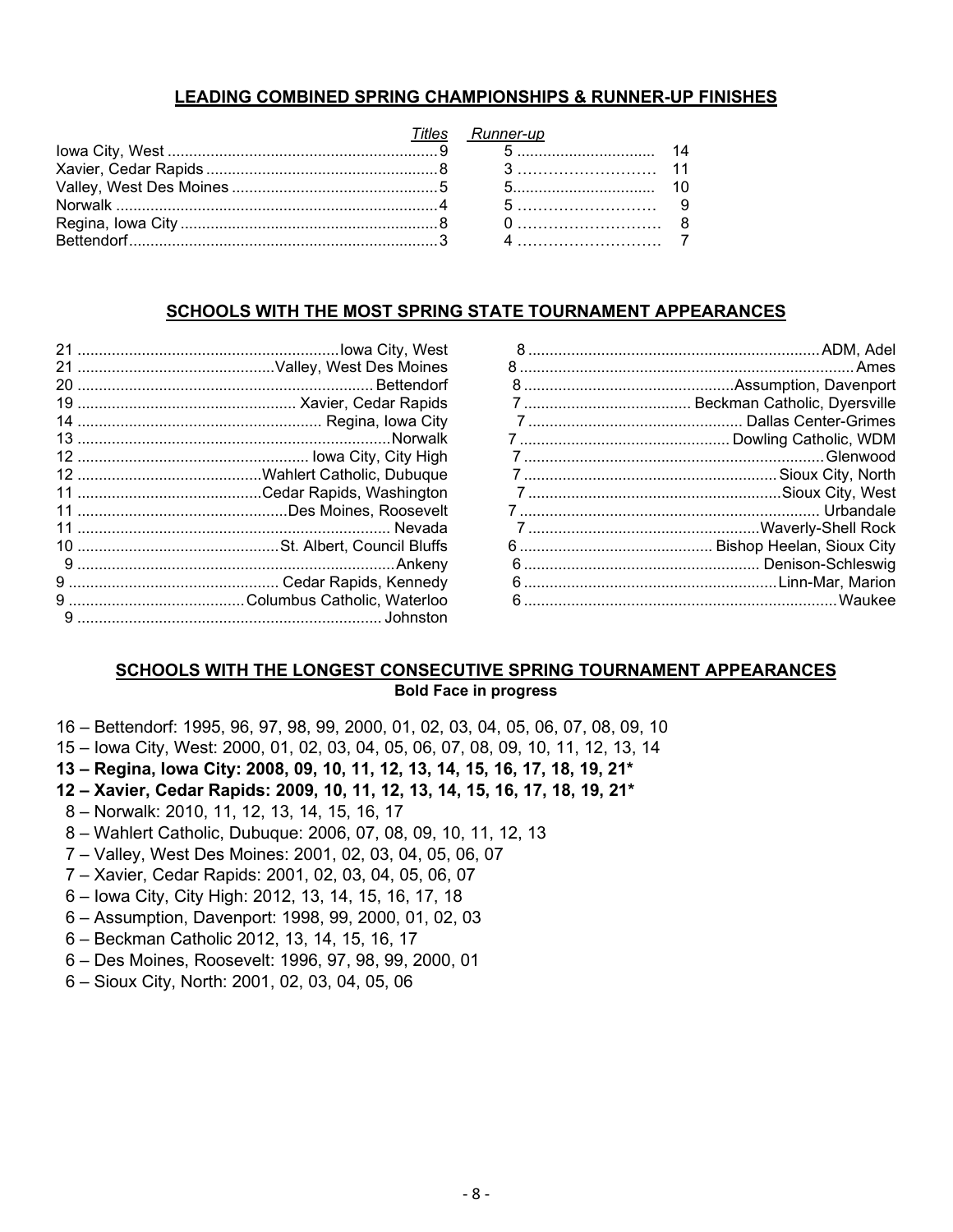## LEADING COMBINED SPRING CHAMPIONSHIPS & RUNNER-UP FINISHES

| School | *Titles* | *Runner-up* | Total |
|---|---|---|---|
| Iowa City, West | 9 | 5 | 14 |
| Xavier, Cedar Rapids | 8 | 3 | 11 |
| Valley, West Des Moines | 5 | 5 | 10 |
| Norwalk | 4 | 5 | 9 |
| Regina, Iowa City | 8 | 0 | 8 |
| Bettendorf | 3 | 4 | 7 |

## SCHOOLS WITH THE MOST SPRING STATE TOURNAMENT APPEARANCES

| Appearances | School |
|---|---|
| 21 | Iowa City, West |
| 21 | Valley, West Des Moines |
| 20 | Bettendorf |
| 19 | Xavier, Cedar Rapids |
| 14 | Regina, Iowa City |
| 13 | Norwalk |
| 12 | Iowa City, City High |
| 12 | Wahlert Catholic, Dubuque |
| 11 | Cedar Rapids, Washington |
| 11 | Des Moines, Roosevelt |
| 11 | Nevada |
| 10 | St. Albert, Council Bluffs |
| 9 | Ankeny |
| 9 | Cedar Rapids, Kennedy |
| 9 | Columbus Catholic, Waterloo |
| 9 | Johnston |
| 8 | ADM, Adel |
| 8 | Ames |
| 8 | Assumption, Davenport |
| 7 | Beckman Catholic, Dyersville |
| 7 | Dallas Center-Grimes |
| 7 | Dowling Catholic, WDM |
| 7 | Glenwood |
| 7 | Sioux City, North |
| 7 | Sioux City, West |
| 7 | Urbandale |
| 7 | Waverly-Shell Rock |
| 6 | Bishop Heelan, Sioux City |
| 6 | Denison-Schleswig |
| 6 | Linn-Mar, Marion |
| 6 | Waukee |

## SCHOOLS WITH THE LONGEST CONSECUTIVE SPRING TOURNAMENT APPEARANCES

**Bold Face in progress**

16 – Bettendorf: 1995, 96, 97, 98, 99, 2000, 01, 02, 03, 04, 05, 06, 07, 08, 09, 10
15 – Iowa City, West: 2000, 01, 02, 03, 04, 05, 06, 07, 08, 09, 10, 11, 12, 13, 14
**13 – Regina, Iowa City: 2008, 09, 10, 11, 12, 13, 14, 15, 16, 17, 18, 19, 21***
**12 – Xavier, Cedar Rapids: 2009, 10, 11, 12, 13, 14, 15, 16, 17, 18, 19, 21***
8 – Norwalk: 2010, 11, 12, 13, 14, 15, 16, 17
8 – Wahlert Catholic, Dubuque: 2006, 07, 08, 09, 10, 11, 12, 13
7 – Valley, West Des Moines: 2001, 02, 03, 04, 05, 06, 07
7 – Xavier, Cedar Rapids: 2001, 02, 03, 04, 05, 06, 07
6 – Iowa City, City High: 2012, 13, 14, 15, 16, 17, 18
6 – Assumption, Davenport: 1998, 99, 2000, 01, 02, 03
6 – Beckman Catholic 2012, 13, 14, 15, 16, 17
6 – Des Moines, Roosevelt: 1996, 97, 98, 99, 2000, 01
6 – Sioux City, North: 2001, 02, 03, 04, 05, 06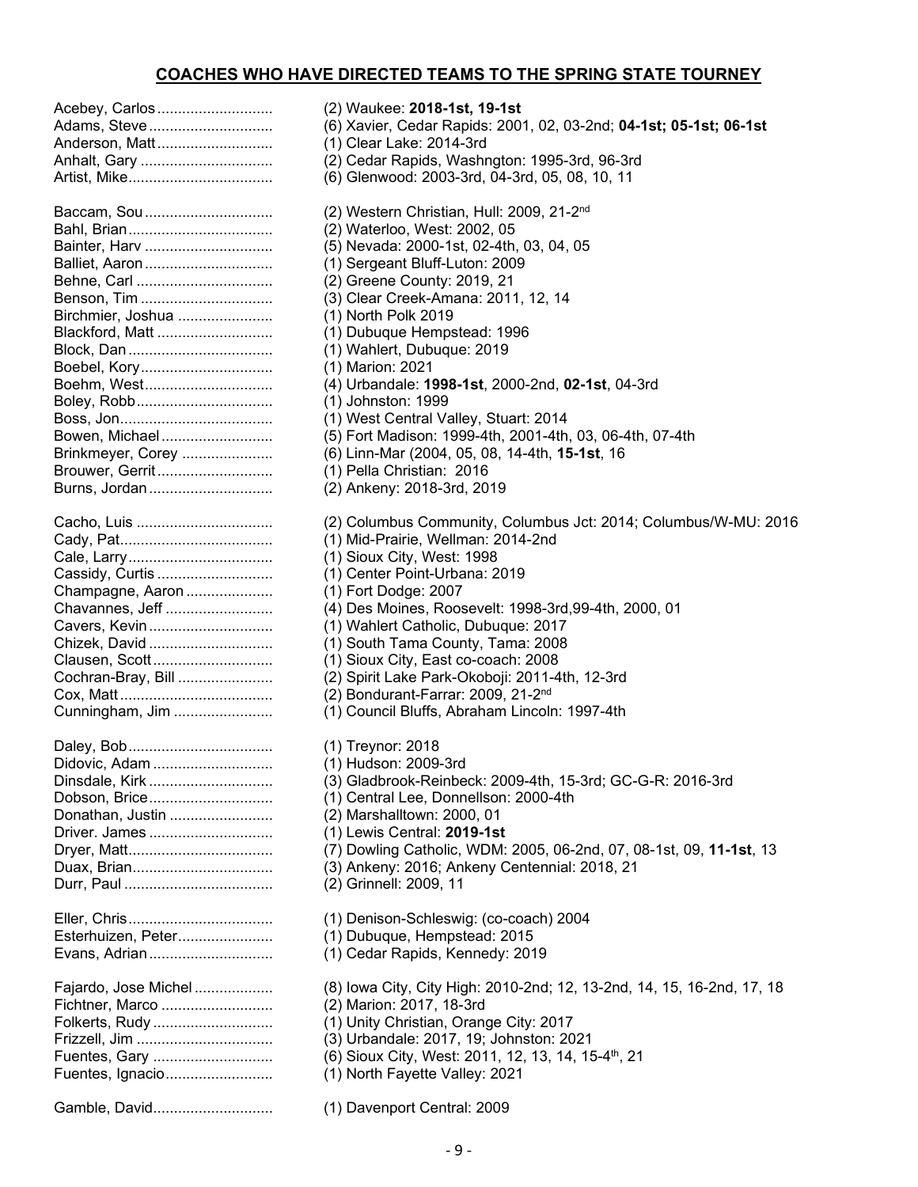## COACHES WHO HAVE DIRECTED TEAMS TO THE SPRING STATE TOURNEY

| | |
|---|---|
| Acebey, Carlos | (2) Waukee: **2018-1st, 19-1st** |
| Adams, Steve | (6) Xavier, Cedar Rapids: 2001, 02, 03-2nd; **04-1st; 05-1st; 06-1st** |
| Anderson, Matt | (1) Clear Lake: 2014-3rd |
| Anhalt, Gary | (2) Cedar Rapids, Washngton: 1995-3rd, 96-3rd |
| Artist, Mike | (6) Glenwood: 2003-3rd, 04-3rd, 05, 08, 10, 11 |
| Baccam, Sou | (2) Western Christian, Hull: 2009, 21-2nd |
| Bahl, Brian | (2) Waterloo, West: 2002, 05 |
| Bainter, Harv | (5) Nevada: 2000-1st, 02-4th, 03, 04, 05 |
| Balliet, Aaron | (1) Sergeant Bluff-Luton: 2009 |
| Behne, Carl | (2) Greene County: 2019, 21 |
| Benson, Tim | (3) Clear Creek-Amana: 2011, 12, 14 |
| Birchmier, Joshua | (1) North Polk 2019 |
| Blackford, Matt | (1) Dubuque Hempstead: 1996 |
| Block, Dan | (1) Wahlert, Dubuque: 2019 |
| Boebel, Kory | (1) Marion: 2021 |
| Boehm, West | (4) Urbandale: **1998-1st**, 2000-2nd, **02-1st**, 04-3rd |
| Boley, Robb | (1) Johnston: 1999 |
| Boss, Jon | (1) West Central Valley, Stuart: 2014 |
| Bowen, Michael | (5) Fort Madison: 1999-4th, 2001-4th, 03, 06-4th, 07-4th |
| Brinkmeyer, Corey | (6) Linn-Mar (2004, 05, 08, 14-4th, **15-1st**, 16 |
| Brouwer, Gerrit | (1) Pella Christian: 2016 |
| Burns, Jordan | (2) Ankeny: 2018-3rd, 2019 |
| Cacho, Luis | (2) Columbus Community, Columbus Jct: 2014; Columbus/W-MU: 2016 |
| Cady, Pat | (1) Mid-Prairie, Wellman: 2014-2nd |
| Cale, Larry | (1) Sioux City, West: 1998 |
| Cassidy, Curtis | (1) Center Point-Urbana: 2019 |
| Champagne, Aaron | (1) Fort Dodge: 2007 |
| Chavannes, Jeff | (4) Des Moines, Roosevelt: 1998-3rd,99-4th, 2000, 01 |
| Cavers, Kevin | (1) Wahlert Catholic, Dubuque: 2017 |
| Chizek, David | (1) South Tama County, Tama: 2008 |
| Clausen, Scott | (1) Sioux City, East co-coach: 2008 |
| Cochran-Bray, Bill | (2) Spirit Lake Park-Okoboji: 2011-4th, 12-3rd |
| Cox, Matt | (2) Bondurant-Farrar: 2009, 21-2nd |
| Cunningham, Jim | (1) Council Bluffs, Abraham Lincoln: 1997-4th |
| Daley, Bob | (1) Treynor: 2018 |
| Didovic, Adam | (1) Hudson: 2009-3rd |
| Dinsdale, Kirk | (3) Gladbrook-Reinbeck: 2009-4th, 15-3rd; GC-G-R: 2016-3rd |
| Dobson, Brice | (1) Central Lee, Donnellson: 2000-4th |
| Donathan, Justin | (2) Marshalltown: 2000, 01 |
| Driver. James | (1) Lewis Central: **2019-1st** |
| Dryer, Matt | (7) Dowling Catholic, WDM: 2005, 06-2nd, 07, 08-1st, 09, **11-1st**, 13 |
| Duax, Brian | (3) Ankeny: 2016; Ankeny Centennial: 2018, 21 |
| Durr, Paul | (2) Grinnell: 2009, 11 |
| Eller, Chris | (1) Denison-Schleswig: (co-coach) 2004 |
| Esterhuizen, Peter | (1) Dubuque, Hempstead: 2015 |
| Evans, Adrian | (1) Cedar Rapids, Kennedy: 2019 |
| Fajardo, Jose Michel | (8) Iowa City, City High: 2010-2nd; 12, 13-2nd, 14, 15, 16-2nd, 17, 18 |
| Fichtner, Marco | (2) Marion: 2017, 18-3rd |
| Folkerts, Rudy | (1) Unity Christian, Orange City: 2017 |
| Frizzell, Jim | (3) Urbandale: 2017, 19; Johnston: 2021 |
| Fuentes, Gary | (6) Sioux City, West: 2011, 12, 13, 14, 15-4th, 21 |
| Fuentes, Ignacio | (1) North Fayette Valley: 2021 |
| Gamble, David | (1) Davenport Central: 2009 |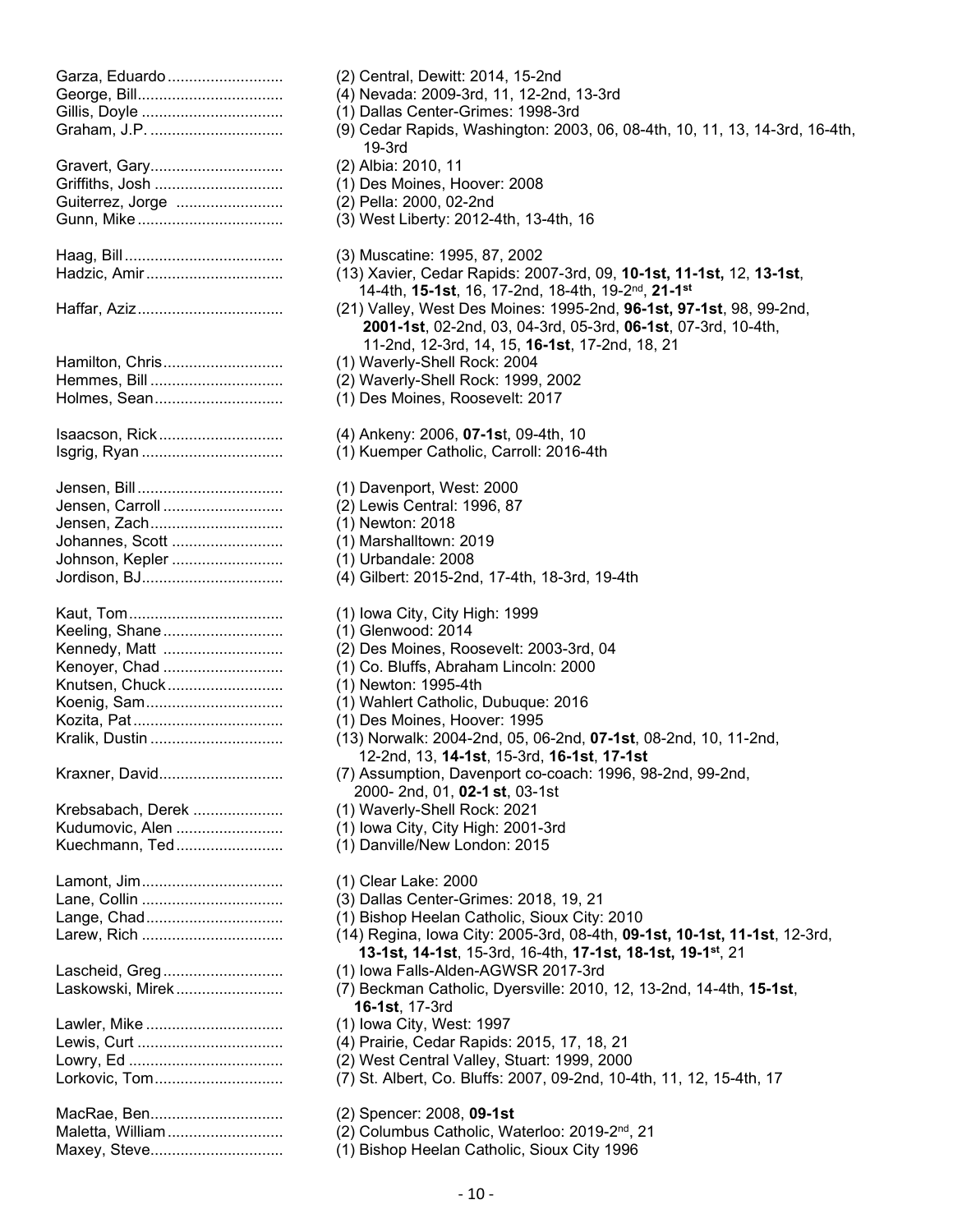Garza, Eduardo .......................... (2) Central, Dewitt: 2014, 15-2nd
George, Bill.................................. (4) Nevada: 2009-3rd, 11, 12-2nd, 13-3rd
Gillis, Doyle ................................. (1) Dallas Center-Grimes: 1998-3rd
Graham, J.P. ............................... (9) Cedar Rapids, Washington: 2003, 06, 08-4th, 10, 11, 13, 14-3rd, 16-4th, 19-3rd
Gravert, Gary............................... (2) Albia: 2010, 11
Griffiths, Josh ............................. (1) Des Moines, Hoover: 2008
Guiterrez, Jorge ........................ (2) Pella: 2000, 02-2nd
Gunn, Mike .................................. (3) West Liberty: 2012-4th, 13-4th, 16

Haag, Bill ..................................... (3) Muscatine: 1995, 87, 2002
Hadzic, Amir ................................ (13) Xavier, Cedar Rapids: 2007-3rd, 09, **10-1st, 11-1st,** 12, **13-1st**, 14-4th, **15-1st**, 16, 17-2nd, 18-4th, 19-2nd, **21-1st**
Haffar, Aziz.................................. (21) Valley, West Des Moines: 1995-2nd, **96-1st, 97-1st**, 98, 99-2nd, **2001-1st**, 02-2nd, 03, 04-3rd, 05-3rd, **06-1st**, 07-3rd, 10-4th, 11-2nd, 12-3rd, 14, 15, **16-1st**, 17-2nd, 18, 21
Hamilton, Chris............................ (1) Waverly-Shell Rock: 2004
Hemmes, Bill ............................... (2) Waverly-Shell Rock: 1999, 2002
Holmes, Sean.............................. (1) Des Moines, Roosevelt: 2017

Isaacson, Rick ............................. (4) Ankeny: 2006, **07-1s**t, 09-4th, 10
Isgrig, Ryan ................................. (1) Kuemper Catholic, Carroll: 2016-4th

Jensen, Bill .................................. (1) Davenport, West: 2000
Jensen, Carroll ............................ (2) Lewis Central: 1996, 87
Jensen, Zach................................ (1) Newton: 2018
Johannes, Scott .......................... (1) Marshalltown: 2019
Johnson, Kepler .......................... (1) Urbandale: 2008
Jordison, BJ.................................. (4) Gilbert: 2015-2nd, 17-4th, 18-3rd, 19-4th

Kaut, Tom..................................... (1) Iowa City, City High: 1999
Keeling, Shane ............................ (1) Glenwood: 2014
Kennedy, Matt ............................ (2) Des Moines, Roosevelt: 2003-3rd, 04
Kenoyer, Chad ............................ (1) Co. Bluffs, Abraham Lincoln: 2000
Knutsen, Chuck ........................... (1) Newton: 1995-4th
Koenig, Sam................................ (1) Wahlert Catholic, Dubuque: 2016
Kozita, Pat ................................... (1) Des Moines, Hoover: 1995
Kralik, Dustin ............................... (13) Norwalk: 2004-2nd, 05, 06-2nd, **07-1st**, 08-2nd, 10, 11-2nd, 12-2nd, 13, **14-1st**, 15-3rd, **16-1st**, **17-1st**
Kraxner, David............................. (7) Assumption, Davenport co-coach: 1996, 98-2nd, 99-2nd, 2000- 2nd, 01, **02-1 st**, 03-1st
Krebsabach, Derek ..................... (1) Waverly-Shell Rock: 2021
Kudumovic, Alen ......................... (1) Iowa City, City High: 2001-3rd
Kuechmann, Ted......................... (1) Danville/New London: 2015

Lamont, Jim.................................. (1) Clear Lake: 2000
Lane, Collin ................................. (3) Dallas Center-Grimes: 2018, 19, 21
Lange, Chad................................. (1) Bishop Heelan Catholic, Sioux City: 2010
Larew, Rich ................................. (14) Regina, Iowa City: 2005-3rd, 08-4th, **09-1st, 10-1st, 11-1st**, 12-3rd, **13-1st, 14-1st**, 15-3rd, 16-4th, **17-1st, 18-1st, 19-1st**, 21
Lascheid, Greg............................ (1) Iowa Falls-Alden-AGWSR 2017-3rd
Laskowski, Mirek......................... (7) Beckman Catholic, Dyersville: 2010, 12, 13-2nd, 14-4th, **15-1st**, **16-1st**, 17-3rd
Lawler, Mike ................................ (1) Iowa City, West: 1997
Lewis, Curt .................................. (4) Prairie, Cedar Rapids: 2015, 17, 18, 21
Lowry, Ed .................................... (2) West Central Valley, Stuart: 1999, 2000
Lorkovic, Tom.............................. (7) St. Albert, Co. Bluffs: 2007, 09-2nd, 10-4th, 11, 12, 15-4th, 17

MacRae, Ben............................... (2) Spencer: 2008, **09-1st**
Maletta, William ........................... (2) Columbus Catholic, Waterloo: 2019-2nd, 21
Maxey, Steve............................... (1) Bishop Heelan Catholic, Sioux City 1996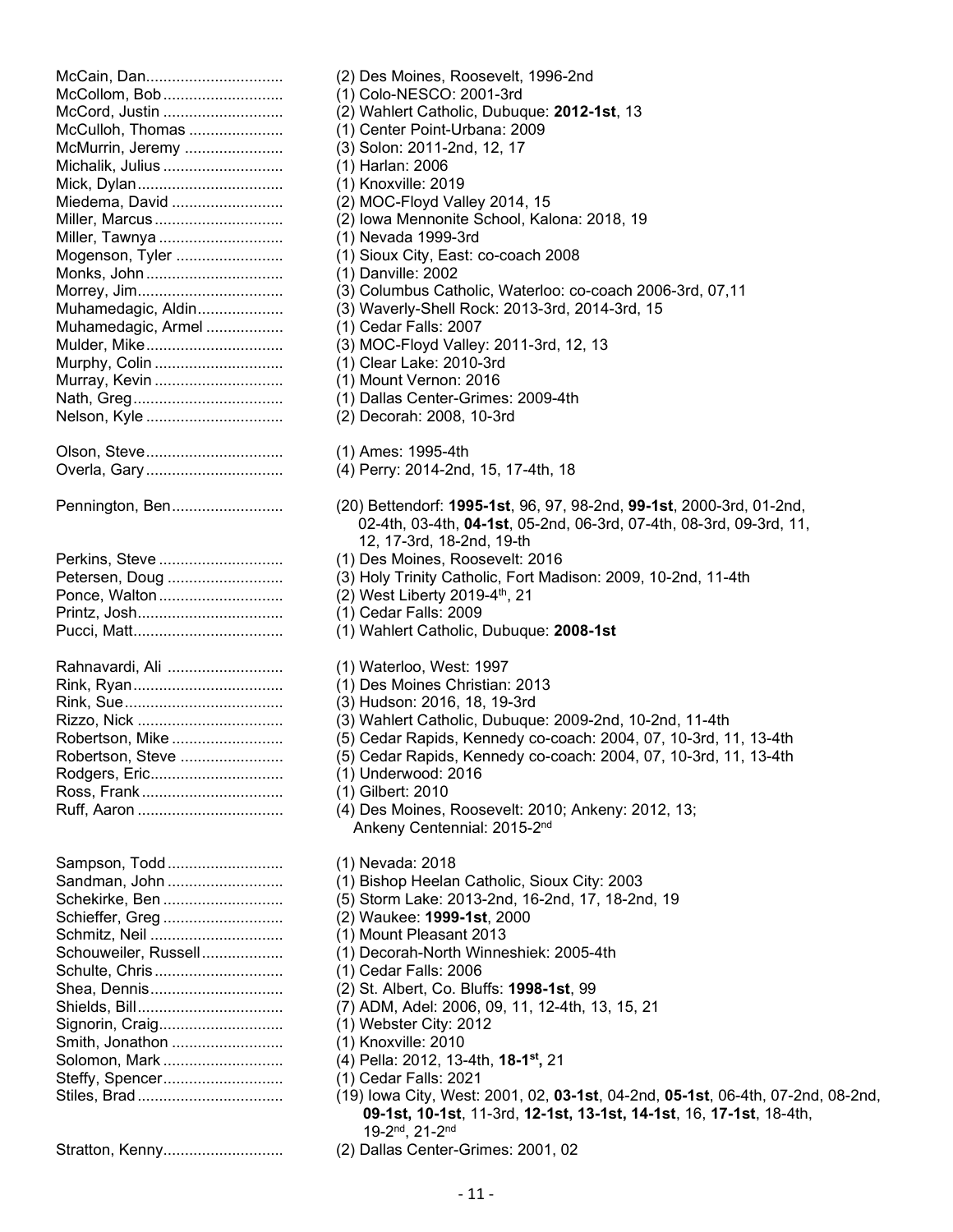McCain, Dan................................ (2) Des Moines, Roosevelt, 1996-2nd
McCollom, Bob............................ (1) Colo-NESCO: 2001-3rd
McCord, Justin ............................ (2) Wahlert Catholic, Dubuque: **2012-1st**, 13
McCulloh, Thomas ...................... (1) Center Point-Urbana: 2009
McMurrin, Jeremy ....................... (3) Solon: 2011-2nd, 12, 17
Michalik, Julius ............................ (1) Harlan: 2006
Mick, Dylan.................................. (1) Knoxville: 2019
Miedema, David .......................... (2) MOC-Floyd Valley 2014, 15
Miller, Marcus.............................. (2) Iowa Mennonite School, Kalona: 2018, 19
Miller, Tawnya ............................. (1) Nevada 1999-3rd
Mogenson, Tyler ......................... (1) Sioux City, East: co-coach 2008
Monks, John................................ (1) Danville: 2002
Morrey, Jim.................................. (3) Columbus Catholic, Waterloo: co-coach 2006-3rd, 07,11
Muhamedagic, Aldin.................... (3) Waverly-Shell Rock: 2013-3rd, 2014-3rd, 15
Muhamedagic, Armel .................. (1) Cedar Falls: 2007
Mulder, Mike................................ (3) MOC-Floyd Valley: 2011-3rd, 12, 13
Murphy, Colin .............................. (1) Clear Lake: 2010-3rd
Murray, Kevin .............................. (1) Mount Vernon: 2016
Nath, Greg................................... (1) Dallas Center-Grimes: 2009-4th
Nelson, Kyle ................................ (2) Decorah: 2008, 10-3rd

Olson, Steve................................ (1) Ames: 1995-4th
Overla, Gary................................ (4) Perry: 2014-2nd, 15, 17-4th, 18

Pennington, Ben.......................... (20) Bettendorf: **1995-1st**, 96, 97, 98-2nd, **99-1st**, 2000-3rd, 01-2nd, 02-4th, 03-4th, **04-1st**, 05-2nd, 06-3rd, 07-4th, 08-3rd, 09-3rd, 11, 12, 17-3rd, 18-2nd, 19-th
Perkins, Steve ............................. (1) Des Moines, Roosevelt: 2016
Petersen, Doug ........................... (3) Holy Trinity Catholic, Fort Madison: 2009, 10-2nd, 11-4th
Ponce, Walton............................. (2) West Liberty 2019-4th, 21
Printz, Josh.................................. (1) Cedar Falls: 2009
Pucci, Matt................................... (1) Wahlert Catholic, Dubuque: **2008-1st**

Rahnavardi, Ali ........................... (1) Waterloo, West: 1997
Rink, Ryan................................... (1) Des Moines Christian: 2013
Rink, Sue..................................... (3) Hudson: 2016, 18, 19-3rd
Rizzo, Nick .................................. (3) Wahlert Catholic, Dubuque: 2009-2nd, 10-2nd, 11-4th
Robertson, Mike .......................... (5) Cedar Rapids, Kennedy co-coach: 2004, 07, 10-3rd, 11, 13-4th
Robertson, Steve ........................ (5) Cedar Rapids, Kennedy co-coach: 2004, 07, 10-3rd, 11, 13-4th
Rodgers, Eric............................... (1) Underwood: 2016
Ross, Frank................................. (1) Gilbert: 2010
Ruff, Aaron .................................. (4) Des Moines, Roosevelt: 2010; Ankeny: 2012, 13; Ankeny Centennial: 2015-2nd

Sampson, Todd........................... (1) Nevada: 2018
Sandman, John ........................... (1) Bishop Heelan Catholic, Sioux City: 2003
Schekirke, Ben ............................ (5) Storm Lake: 2013-2nd, 16-2nd, 17, 18-2nd, 19
Schieffer, Greg ............................ (2) Waukee: **1999-1st**, 2000
Schmitz, Neil ............................... (1) Mount Pleasant 2013
Schouweiler, Russell................... (1) Decorah-North Winneshiek: 2005-4th
Schulte, Chris.............................. (1) Cedar Falls: 2006
Shea, Dennis............................... (2) St. Albert, Co. Bluffs: **1998-1st**, 99
Shields, Bill.................................. (7) ADM, Adel: 2006, 09, 11, 12-4th, 13, 15, 21
Signorin, Craig............................. (1) Webster City: 2012
Smith, Jonathon .......................... (1) Knoxville: 2010
Solomon, Mark ............................ (4) Pella: 2012, 13-4th, **18-1st,** 21
Steffy, Spencer............................ (1) Cedar Falls: 2021
Stiles, Brad.................................. (19) Iowa City, West: 2001, 02, **03-1st**, 04-2nd, **05-1st**, 06-4th, 07-2nd, 08-2nd, **09-1st, 10-1st**, 11-3rd, **12-1st, 13-1st, 14-1st**, 16, **17-1st**, 18-4th, 19-2nd, 21-2nd
Stratton, Kenny............................ (2) Dallas Center-Grimes: 2001, 02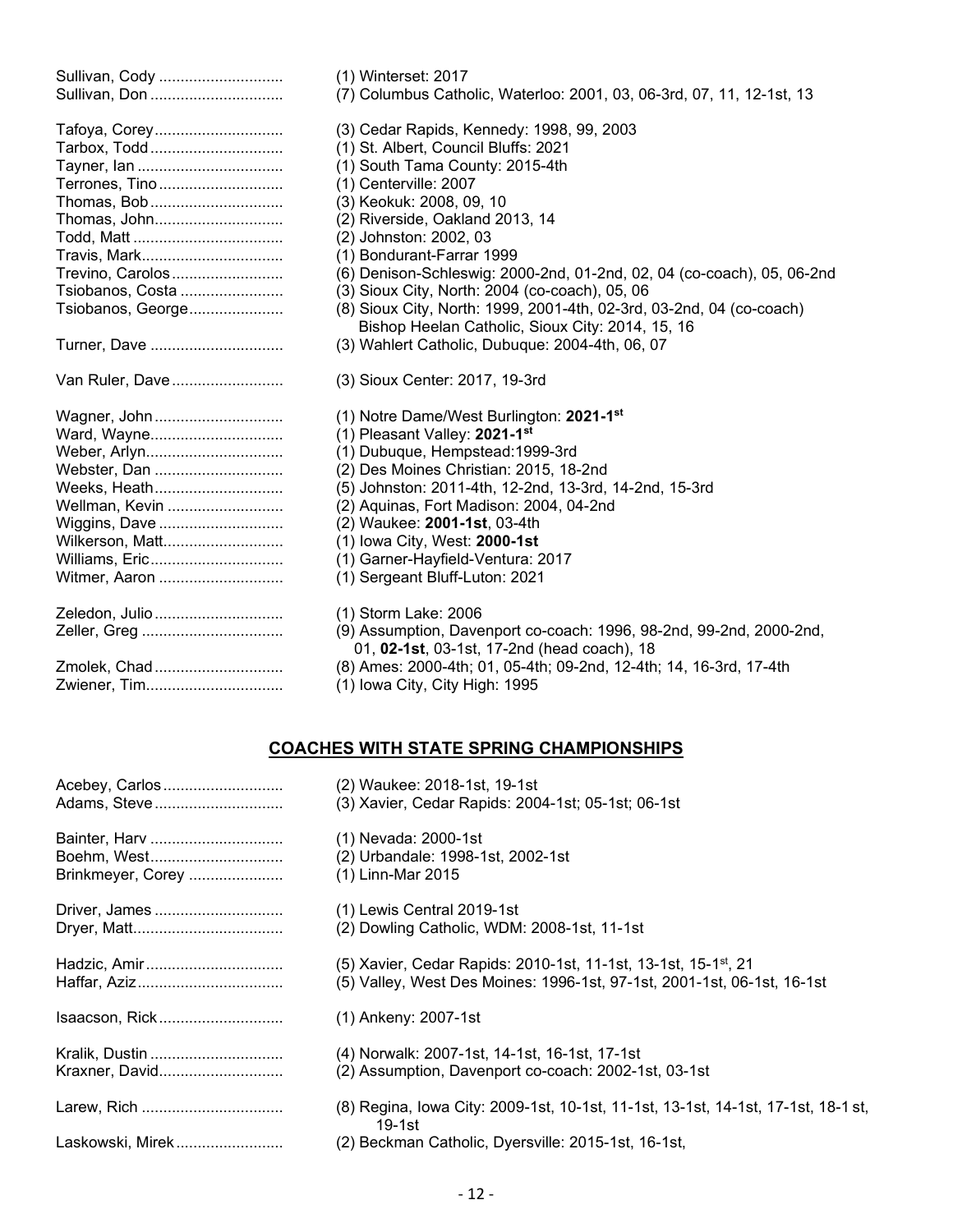Sullivan, Cody ............................ (1) Winterset: 2017
Sullivan, Don .............................. (7) Columbus Catholic, Waterloo: 2001, 03, 06-3rd, 07, 11, 12-1st, 13

Tafoya, Corey............................. (3) Cedar Rapids, Kennedy: 1998, 99, 2003
Tarbox, Todd .............................. (1) St. Albert, Council Bluffs: 2021
Tayner, Ian ................................. (1) South Tama County: 2015-4th
Terrones, Tino ............................ (1) Centerville: 2007
Thomas, Bob .............................. (3) Keokuk: 2008, 09, 10
Thomas, John............................. (2) Riverside, Oakland 2013, 14
Todd, Matt .................................. (2) Johnston: 2002, 03
Travis, Mark................................ (1) Bondurant-Farrar 1999
Trevino, Carolos .......................... (6) Denison-Schleswig: 2000-2nd, 01-2nd, 02, 04 (co-coach), 05, 06-2nd
Tsiobanos, Costa ........................ (3) Sioux City, North: 2004 (co-coach), 05, 06
Tsiobanos, George...................... (8) Sioux City, North: 1999, 2001-4th, 02-3rd, 03-2nd, 04 (co-coach) Bishop Heelan Catholic, Sioux City: 2014, 15, 16
Turner, Dave .............................. (3) Wahlert Catholic, Dubuque: 2004-4th, 06, 07

Van Ruler, Dave ........................... (3) Sioux Center: 2017, 19-3rd

Wagner, John ............................. (1) Notre Dame/West Burlington: **2021-1st**
Ward, Wayne............................... (1) Pleasant Valley: **2021-1st**
Weber, Arlyn................................ (1) Dubuque, Hempstead:1999-3rd
Webster, Dan .............................. (2) Des Moines Christian: 2015, 18-2nd
Weeks, Heath.............................. (5) Johnston: 2011-4th, 12-2nd, 13-3rd, 14-2nd, 15-3rd
Wellman, Kevin ........................... (2) Aquinas, Fort Madison: 2004, 04-2nd
Wiggins, Dave ............................. (2) Waukee: **2001-1st**, 03-4th
Wilkerson, Matt............................ (1) Iowa City, West: **2000-1st**
Williams, Eric............................... (1) Garner-Hayfield-Ventura: 2017
Witmer, Aaron ............................. (1) Sergeant Bluff-Luton: 2021

Zeledon, Julio .............................. (1) Storm Lake: 2006
Zeller, Greg ................................. (9) Assumption, Davenport co-coach: 1996, 98-2nd, 99-2nd, 2000-2nd, 01, **02-1st**, 03-1st, 17-2nd (head coach), 18
Zmolek, Chad ............................. (8) Ames: 2000-4th; 01, 05-4th; 09-2nd, 12-4th; 14, 16-3rd, 17-4th
Zwiener, Tim................................ (1) Iowa City, City High: 1995

## COACHES WITH STATE SPRING CHAMPIONSHIPS

Acebey, Carlos ............................ (2) Waukee: 2018-1st, 19-1st
Adams, Steve .............................. (3) Xavier, Cedar Rapids: 2004-1st; 05-1st; 06-1st

Bainter, Harv ............................... (1) Nevada: 2000-1st
Boehm, West............................... (2) Urbandale: 1998-1st, 2002-1st
Brinkmeyer, Corey ...................... (1) Linn-Mar 2015

Driver, James ............................. (1) Lewis Central 2019-1st
Dryer, Matt................................... (2) Dowling Catholic, WDM: 2008-1st, 11-1st

Hadzic, Amir ................................ (5) Xavier, Cedar Rapids: 2010-1st, 11-1st, 13-1st, 15-1st, 21
Haffar, Aziz.................................. (5) Valley, West Des Moines: 1996-1st, 97-1st, 2001-1st, 06-1st, 16-1st

Isaacson, Rick............................. (1) Ankeny: 2007-1st

Kralik, Dustin ............................... (4) Norwalk: 2007-1st, 14-1st, 16-1st, 17-1st
Kraxner, David............................. (2) Assumption, Davenport co-coach: 2002-1st, 03-1st

Larew, Rich ................................. (8) Regina, Iowa City: 2009-1st, 10-1st, 11-1st, 13-1st, 14-1st, 17-1st, 18-1st, 19-1st
Laskowski, Mirek......................... (2) Beckman Catholic, Dyersville: 2015-1st, 16-1st,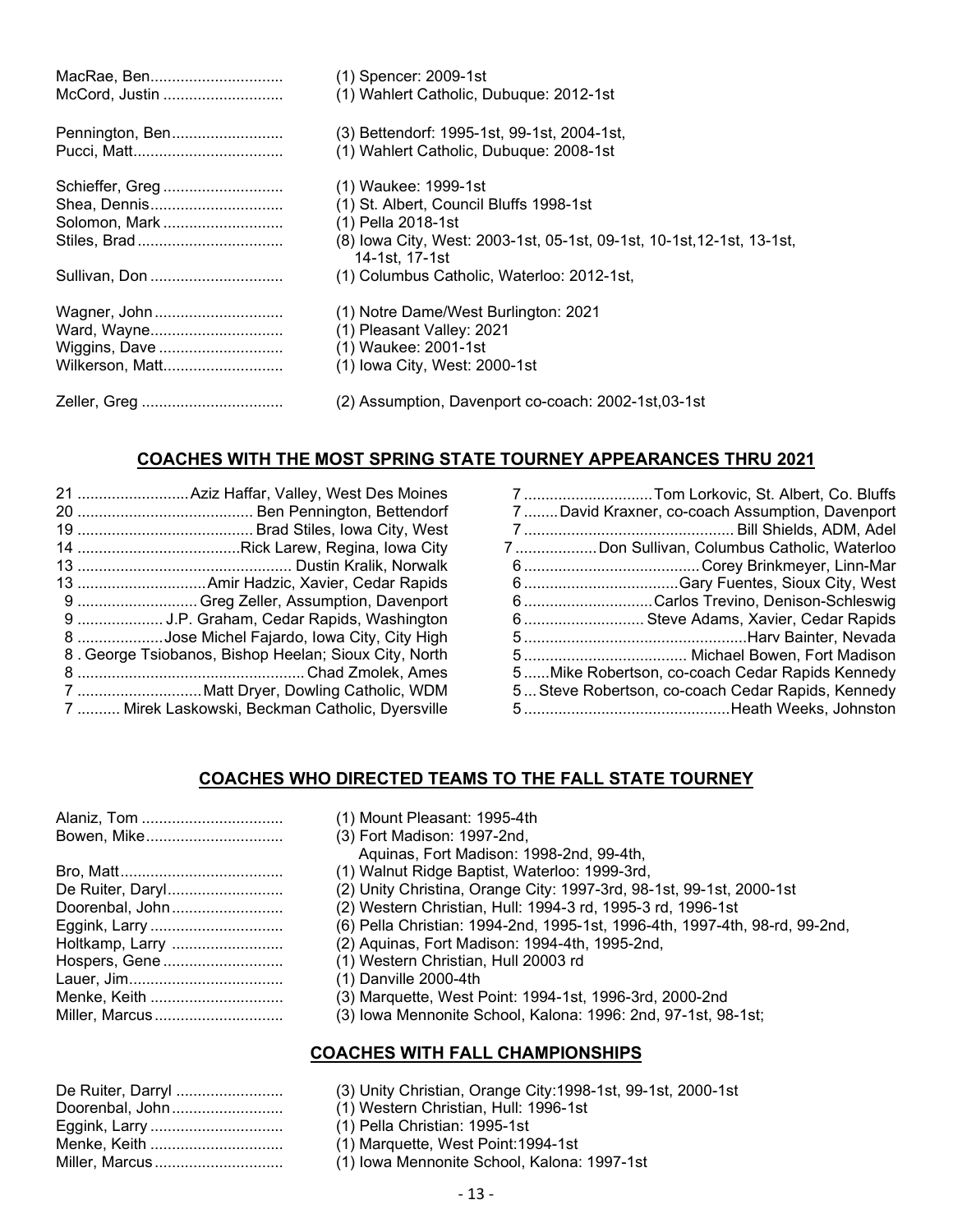MacRae, Ben............................... (1) Spencer: 2009-1st
McCord, Justin ........................... (1) Wahlert Catholic, Dubuque: 2012-1st

Pennington, Ben.......................... (3) Bettendorf: 1995-1st, 99-1st, 2004-1st,
Pucci, Matt................................... (1) Wahlert Catholic, Dubuque: 2008-1st

Schieffer, Greg ........................... (1) Waukee: 1999-1st
Shea, Dennis............................... (1) St. Albert, Council Bluffs 1998-1st
Solomon, Mark ........................... (1) Pella 2018-1st
Stiles, Brad ................................. (8) Iowa City, West: 2003-1st, 05-1st, 09-1st, 10-1st,12-1st, 13-1st, 14-1st, 17-1st
Sullivan, Don .............................. (1) Columbus Catholic, Waterloo: 2012-1st,

Wagner, John ............................. (1) Notre Dame/West Burlington: 2021
Ward, Wayne............................... (1) Pleasant Valley: 2021
Wiggins, Dave ............................ (1) Waukee: 2001-1st
Wilkerson, Matt........................... (1) Iowa City, West: 2000-1st

Zeller, Greg ................................ (2) Assumption, Davenport co-coach: 2002-1st,03-1st

## COACHES WITH THE MOST SPRING STATE TOURNEY APPEARANCES THRU 2021

21 ..........................Aziz Haffar, Valley, West Des Moines
20 ......................................... Ben Pennington, Bettendorf
19 ......................................... Brad Stiles, Iowa City, West
14 ......................................Rick Larew, Regina, Iowa City
13 ................................................. Dustin Kralik, Norwalk
13 .............................Amir Hadzic, Xavier, Cedar Rapids
9 ............................ Greg Zeller, Assumption, Davenport
9 .................... J.P. Graham, Cedar Rapids, Washington
8 ....................Jose Michel Fajardo, Iowa City, City High
8 . George Tsiobanos, Bishop Heelan; Sioux City, North
8 .................................................... Chad Zmolek, Ames
7 .............................Matt Dryer, Dowling Catholic, WDM
7 .......... Mirek Laskowski, Beckman Catholic, Dyersville
7 .............................Tom Lorkovic, St. Albert, Co. Bluffs
7 ........David Kraxner, co-coach Assumption, Davenport
7 ................................................ Bill Shields, ADM, Adel
7 ...................Don Sullivan, Columbus Catholic, Waterloo
6 .........................................Corey Brinkmeyer, Linn-Mar
6 ....................................Gary Fuentes, Sioux City, West
6 ..............................Carlos Trevino, Denison-Schleswig
6 ............................ Steve Adams, Xavier, Cedar Rapids
5 ....................................................Harv Bainter, Nevada
5 ...................................... Michael Bowen, Fort Madison
5 ......Mike Robertson, co-coach Cedar Rapids Kennedy
5 ... Steve Robertson, co-coach Cedar Rapids, Kennedy
5 ...............................................Heath Weeks, Johnston

## COACHES WHO DIRECTED TEAMS TO THE FALL STATE TOURNEY

Alaniz, Tom ................................ (1) Mount Pleasant: 1995-4th
Bowen, Mike................................ (3) Fort Madison: 1997-2nd, Aquinas, Fort Madison: 1998-2nd, 99-4th,
Bro, Matt...................................... (1) Walnut Ridge Baptist, Waterloo: 1999-3rd,
De Ruiter, Daryl........................... (2) Unity Christina, Orange City: 1997-3rd, 98-1st, 99-1st, 2000-1st
Doorenbal, John.......................... (2) Western Christian, Hull: 1994-3 rd, 1995-3 rd, 1996-1st
Eggink, Larry ............................... (6) Pella Christian: 1994-2nd, 1995-1st, 1996-4th, 1997-4th, 98-rd, 99-2nd,
Holtkamp, Larry .......................... (2) Aquinas, Fort Madison: 1994-4th, 1995-2nd,
Hospers, Gene ............................ (1) Western Christian, Hull 20003 rd
Lauer, Jim.................................... (1) Danville 2000-4th
Menke, Keith ............................... (3) Marquette, West Point: 1994-1st, 1996-3rd, 2000-2nd
Miller, Marcus.............................. (3) Iowa Mennonite School, Kalona: 1996: 2nd, 97-1st, 98-1st;

## COACHES WITH FALL CHAMPIONSHIPS

De Ruiter, Darryl ......................... (3) Unity Christian, Orange City:1998-1st, 99-1st, 2000-1st
Doorenbal, John.......................... (1) Western Christian, Hull: 1996-1st
Eggink, Larry ............................... (1) Pella Christian: 1995-1st
Menke, Keith ............................... (1) Marquette, West Point:1994-1st
Miller, Marcus.............................. (1) Iowa Mennonite School, Kalona: 1997-1st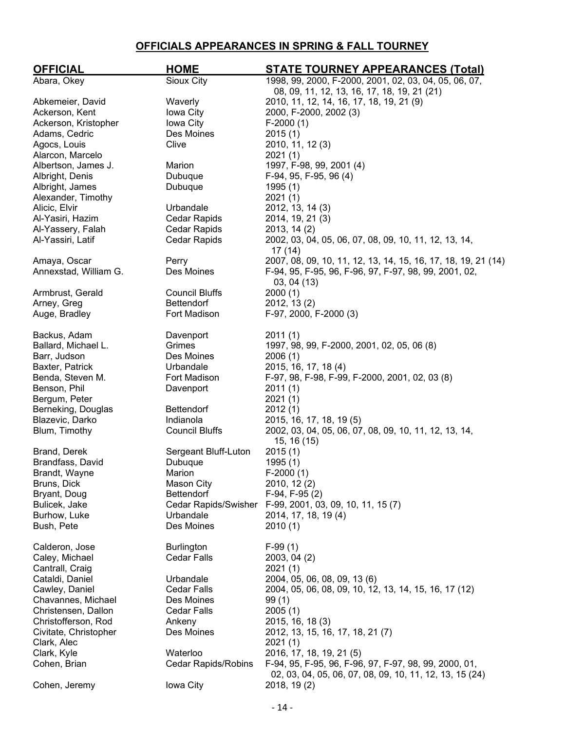## OFFICIALS APPEARANCES IN SPRING & FALL TOURNEY

| OFFICIAL | HOME | STATE TOURNEY APPEARANCES (Total) |
|---|---|---|
| Abara, Okey | Sioux City | 1998, 99, 2000, F-2000, 2001, 02, 03, 04, 05, 06, 07, 08, 09, 11, 12, 13, 16, 17, 18, 19, 21 (21) |
| Abkemeier, David | Waverly | 2010, 11, 12, 14, 16, 17, 18, 19, 21 (9) |
| Ackerson, Kent | Iowa City | 2000, F-2000, 2002 (3) |
| Ackerson, Kristopher | Iowa City | F-2000 (1) |
| Adams, Cedric | Des Moines | 2015 (1) |
| Agocs, Louis | Clive | 2010, 11, 12 (3) |
| Alarcon, Marcelo | | 2021 (1) |
| Albertson, James J. | Marion | 1997, F-98, 99, 2001 (4) |
| Albright, Denis | Dubuque | F-94, 95, F-95, 96 (4) |
| Albright, James | Dubuque | 1995 (1) |
| Alexander, Timothy | | 2021 (1) |
| Alicic, Elvir | Urbandale | 2012, 13, 14 (3) |
| Al-Yasiri, Hazim | Cedar Rapids | 2014, 19, 21 (3) |
| Al-Yassery, Falah | Cedar Rapids | 2013, 14 (2) |
| Al-Yassiri, Latif | Cedar Rapids | 2002, 03, 04, 05, 06, 07, 08, 09, 10, 11, 12, 13, 14, 17 (14) |
| Amaya, Oscar | Perry | 2007, 08, 09, 10, 11, 12, 13, 14, 15, 16, 17, 18, 19, 21 (14) |
| Annexstad, William G. | Des Moines | F-94, 95, F-95, 96, F-96, 97, F-97, 98, 99, 2001, 02, 03, 04 (13) |
| Armbrust, Gerald | Council Bluffs | 2000 (1) |
| Arney, Greg | Bettendorf | 2012, 13 (2) |
| Auge, Bradley | Fort Madison | F-97, 2000, F-2000 (3) |
| Backus, Adam | Davenport | 2011 (1) |
| Ballard, Michael L. | Grimes | 1997, 98, 99, F-2000, 2001, 02, 05, 06 (8) |
| Barr, Judson | Des Moines | 2006 (1) |
| Baxter, Patrick | Urbandale | 2015, 16, 17, 18 (4) |
| Benda, Steven M. | Fort Madison | F-97, 98, F-98, F-99, F-2000, 2001, 02, 03 (8) |
| Benson, Phil | Davenport | 2011 (1) |
| Bergum, Peter | | 2021 (1) |
| Berneking, Douglas | Bettendorf | 2012 (1) |
| Blazevic, Darko | Indianola | 2015, 16, 17, 18, 19 (5) |
| Blum, Timothy | Council Bluffs | 2002, 03, 04, 05, 06, 07, 08, 09, 10, 11, 12, 13, 14, 15, 16 (15) |
| Brand, Derek | Sergeant Bluff-Luton | 2015 (1) |
| Brandfass, David | Dubuque | 1995 (1) |
| Brandt, Wayne | Marion | F-2000 (1) |
| Bruns, Dick | Mason City | 2010, 12 (2) |
| Bryant, Doug | Bettendorf | F-94, F-95 (2) |
| Bulicek, Jake | Cedar Rapids/Swisher | F-99, 2001, 03, 09, 10, 11, 15 (7) |
| Burhow, Luke | Urbandale | 2014, 17, 18, 19 (4) |
| Bush, Pete | Des Moines | 2010 (1) |
| Calderon, Jose | Burlington | F-99 (1) |
| Caley, Michael | Cedar Falls | 2003, 04 (2) |
| Cantrall, Craig | | 2021 (1) |
| Cataldi, Daniel | Urbandale | 2004, 05, 06, 08, 09, 13 (6) |
| Cawley, Daniel | Cedar Falls | 2004, 05, 06, 08, 09, 10, 12, 13, 14, 15, 16, 17 (12) |
| Chavannes, Michael | Des Moines | 99 (1) |
| Christensen, Dallon | Cedar Falls | 2005 (1) |
| Christofferson, Rod | Ankeny | 2015, 16, 18 (3) |
| Civitate, Christopher | Des Moines | 2012, 13, 15, 16, 17, 18, 21 (7) |
| Clark, Alec | | 2021 (1) |
| Clark, Kyle | Waterloo | 2016, 17, 18, 19, 21 (5) |
| Cohen, Brian | Cedar Rapids/Robins | F-94, 95, F-95, 96, F-96, 97, F-97, 98, 99, 2000, 01, 02, 03, 04, 05, 06, 07, 08, 09, 10, 11, 12, 13, 15 (24) |
| Cohen, Jeremy | Iowa City | 2018, 19 (2) |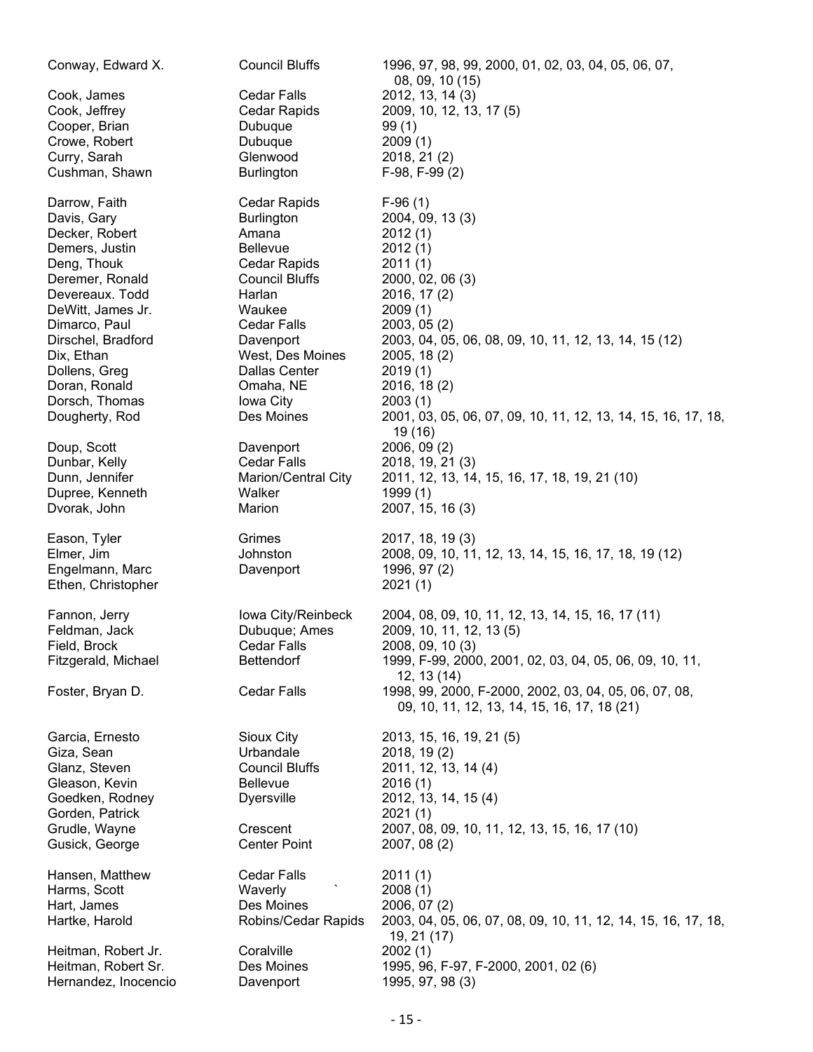| Name | City | Years |
|---|---|---|
| Conway, Edward X. | Council Bluffs | 1996, 97, 98, 99, 2000, 01, 02, 03, 04, 05, 06, 07, 08, 09, 10 (15) |
| Cook, James | Cedar Falls | 2012, 13, 14 (3) |
| Cook, Jeffrey | Cedar Rapids | 2009, 10, 12, 13, 17 (5) |
| Cooper, Brian | Dubuque | 99 (1) |
| Crowe, Robert | Dubuque | 2009 (1) |
| Curry, Sarah | Glenwood | 2018, 21 (2) |
| Cushman, Shawn | Burlington | F-98, F-99 (2) |
| | | |
| Darrow, Faith | Cedar Rapids | F-96 (1) |
| Davis, Gary | Burlington | 2004, 09, 13 (3) |
| Decker, Robert | Amana | 2012 (1) |
| Demers, Justin | Bellevue | 2012 (1) |
| Deng, Thouk | Cedar Rapids | 2011 (1) |
| Deremer, Ronald | Council Bluffs | 2000, 02, 06 (3) |
| Devereaux. Todd | Harlan | 2016, 17 (2) |
| DeWitt, James Jr. | Waukee | 2009 (1) |
| Dimarco, Paul | Cedar Falls | 2003, 05 (2) |
| Dirschel, Bradford | Davenport | 2003, 04, 05, 06, 08, 09, 10, 11, 12, 13, 14, 15 (12) |
| Dix, Ethan | West, Des Moines | 2005, 18 (2) |
| Dollens, Greg | Dallas Center | 2019 (1) |
| Doran, Ronald | Omaha, NE | 2016, 18 (2) |
| Dorsch, Thomas | Iowa City | 2003 (1) |
| Dougherty, Rod | Des Moines | 2001, 03, 05, 06, 07, 09, 10, 11, 12, 13, 14, 15, 16, 17, 18, 19 (16) |
| Doup, Scott | Davenport | 2006, 09 (2) |
| Dunbar, Kelly | Cedar Falls | 2018, 19, 21 (3) |
| Dunn, Jennifer | Marion/Central City | 2011, 12, 13, 14, 15, 16, 17, 18, 19, 21 (10) |
| Dupree, Kenneth | Walker | 1999 (1) |
| Dvorak, John | Marion | 2007, 15, 16 (3) |
| | | |
| Eason, Tyler | Grimes | 2017, 18, 19 (3) |
| Elmer, Jim | Johnston | 2008, 09, 10, 11, 12, 13, 14, 15, 16, 17, 18, 19 (12) |
| Engelmann, Marc | Davenport | 1996, 97 (2) |
| Ethen, Christopher | | 2021 (1) |
| | | |
| Fannon, Jerry | Iowa City/Reinbeck | 2004, 08, 09, 10, 11, 12, 13, 14, 15, 16, 17 (11) |
| Feldman, Jack | Dubuque; Ames | 2009, 10, 11, 12, 13 (5) |
| Field, Brock | Cedar Falls | 2008, 09, 10 (3) |
| Fitzgerald, Michael | Bettendorf | 1999, F-99, 2000, 2001, 02, 03, 04, 05, 06, 09, 10, 11, 12, 13 (14) |
| Foster, Bryan D. | Cedar Falls | 1998, 99, 2000, F-2000, 2002, 03, 04, 05, 06, 07, 08, 09, 10, 11, 12, 13, 14, 15, 16, 17, 18 (21) |
| | | |
| Garcia, Ernesto | Sioux City | 2013, 15, 16, 19, 21 (5) |
| Giza, Sean | Urbandale | 2018, 19 (2) |
| Glanz, Steven | Council Bluffs | 2011, 12, 13, 14 (4) |
| Gleason, Kevin | Bellevue | 2016 (1) |
| Goedken, Rodney | Dyersville | 2012, 13, 14, 15 (4) |
| Gorden, Patrick | | 2021 (1) |
| Grudle, Wayne | Crescent | 2007, 08, 09, 10, 11, 12, 13, 15, 16, 17 (10) |
| Gusick, George | Center Point | 2007, 08 (2) |
| | | |
| Hansen, Matthew | Cedar Falls | 2011 (1) |
| Harms, Scott | Waverly | 2008 (1) |
| Hart, James | Des Moines | 2006, 07 (2) |
| Hartke, Harold | Robins/Cedar Rapids | 2003, 04, 05, 06, 07, 08, 09, 10, 11, 12, 14, 15, 16, 17, 18, 19, 21 (17) |
| Heitman, Robert Jr. | Coralville | 2002 (1) |
| Heitman, Robert Sr. | Des Moines | 1995, 96, F-97, F-2000, 2001, 02 (6) |
| Hernandez, Inocencio | Davenport | 1995, 97, 98 (3) |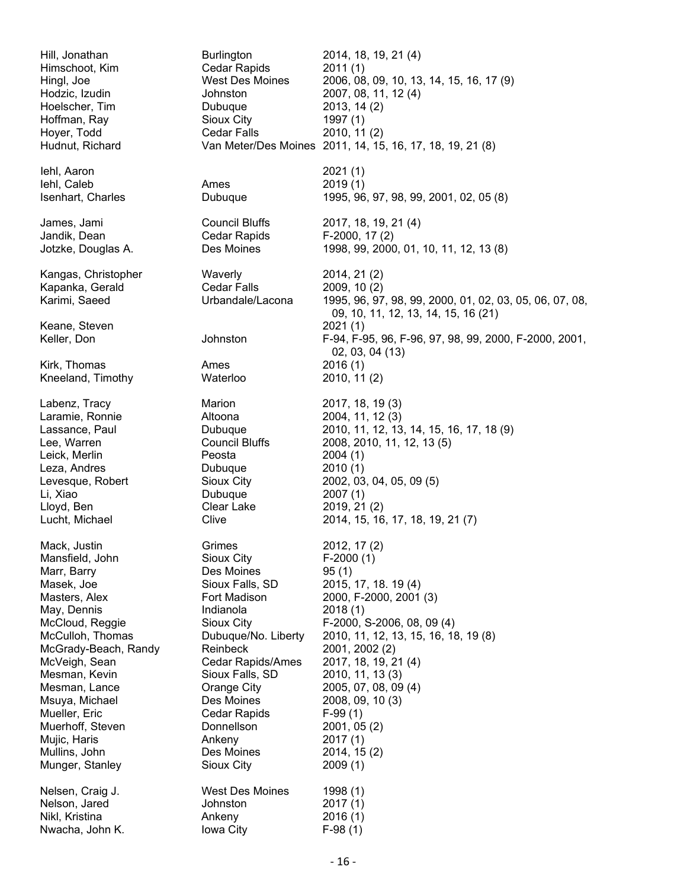| Name | City | Years |
|---|---|---|
| Hill, Jonathan | Burlington | 2014, 18, 19, 21 (4) |
| Himschoot, Kim | Cedar Rapids | 2011 (1) |
| Hingl, Joe | West Des Moines | 2006, 08, 09, 10, 13, 14, 15, 16, 17 (9) |
| Hodzic, Izudin | Johnston | 2007, 08, 11, 12 (4) |
| Hoelscher, Tim | Dubuque | 2013, 14 (2) |
| Hoffman, Ray | Sioux City | 1997 (1) |
| Hoyer, Todd | Cedar Falls | 2010, 11 (2) |
| Hudnut, Richard | Van Meter/Des Moines | 2011, 14, 15, 16, 17, 18, 19, 21 (8) |
| | | |
| Iehl, Aaron | | 2021 (1) |
| Iehl, Caleb | Ames | 2019 (1) |
| Isenhart, Charles | Dubuque | 1995, 96, 97, 98, 99, 2001, 02, 05 (8) |
| | | |
| James, Jami | Council Bluffs | 2017, 18, 19, 21 (4) |
| Jandik, Dean | Cedar Rapids | F-2000, 17 (2) |
| Jotzke, Douglas A. | Des Moines | 1998, 99, 2000, 01, 10, 11, 12, 13 (8) |
| | | |
| Kangas, Christopher | Waverly | 2014, 21 (2) |
| Kapanka, Gerald | Cedar Falls | 2009, 10 (2) |
| Karimi, Saeed | Urbandale/Lacona | 1995, 96, 97, 98, 99, 2000, 01, 02, 03, 05, 06, 07, 08, 09, 10, 11, 12, 13, 14, 15, 16 (21) |
| Keane, Steven | | 2021 (1) |
| Keller, Don | Johnston | F-94, F-95, 96, F-96, 97, 98, 99, 2000, F-2000, 2001, 02, 03, 04 (13) |
| Kirk, Thomas | Ames | 2016 (1) |
| Kneeland, Timothy | Waterloo | 2010, 11 (2) |
| | | |
| Labenz, Tracy | Marion | 2017, 18, 19 (3) |
| Laramie, Ronnie | Altoona | 2004, 11, 12 (3) |
| Lassance, Paul | Dubuque | 2010, 11, 12, 13, 14, 15, 16, 17, 18 (9) |
| Lee, Warren | Council Bluffs | 2008, 2010, 11, 12, 13 (5) |
| Leick, Merlin | Peosta | 2004 (1) |
| Leza, Andres | Dubuque | 2010 (1) |
| Levesque, Robert | Sioux City | 2002, 03, 04, 05, 09 (5) |
| Li, Xiao | Dubuque | 2007 (1) |
| Lloyd, Ben | Clear Lake | 2019, 21 (2) |
| Lucht, Michael | Clive | 2014, 15, 16, 17, 18, 19, 21 (7) |
| | | |
| Mack, Justin | Grimes | 2012, 17 (2) |
| Mansfield, John | Sioux City | F-2000 (1) |
| Marr, Barry | Des Moines | 95 (1) |
| Masek, Joe | Sioux Falls, SD | 2015, 17, 18. 19 (4) |
| Masters, Alex | Fort Madison | 2000, F-2000, 2001 (3) |
| May, Dennis | Indianola | 2018 (1) |
| McCloud, Reggie | Sioux City | F-2000, S-2006, 08, 09 (4) |
| McCulloh, Thomas | Dubuque/No. Liberty | 2010, 11, 12, 13, 15, 16, 18, 19 (8) |
| McGrady-Beach, Randy | Reinbeck | 2001, 2002 (2) |
| McVeigh, Sean | Cedar Rapids/Ames | 2017, 18, 19, 21 (4) |
| Mesman, Kevin | Sioux Falls, SD | 2010, 11, 13 (3) |
| Mesman, Lance | Orange City | 2005, 07, 08, 09 (4) |
| Msuya, Michael | Des Moines | 2008, 09, 10 (3) |
| Mueller, Eric | Cedar Rapids | F-99 (1) |
| Muerhoff, Steven | Donnellson | 2001, 05 (2) |
| Mujic, Haris | Ankeny | 2017 (1) |
| Mullins, John | Des Moines | 2014, 15 (2) |
| Munger, Stanley | Sioux City | 2009 (1) |
| | | |
| Nelsen, Craig J. | West Des Moines | 1998 (1) |
| Nelson, Jared | Johnston | 2017 (1) |
| Nikl, Kristina | Ankeny | 2016 (1) |
| Nwacha, John K. | Iowa City | F-98 (1) |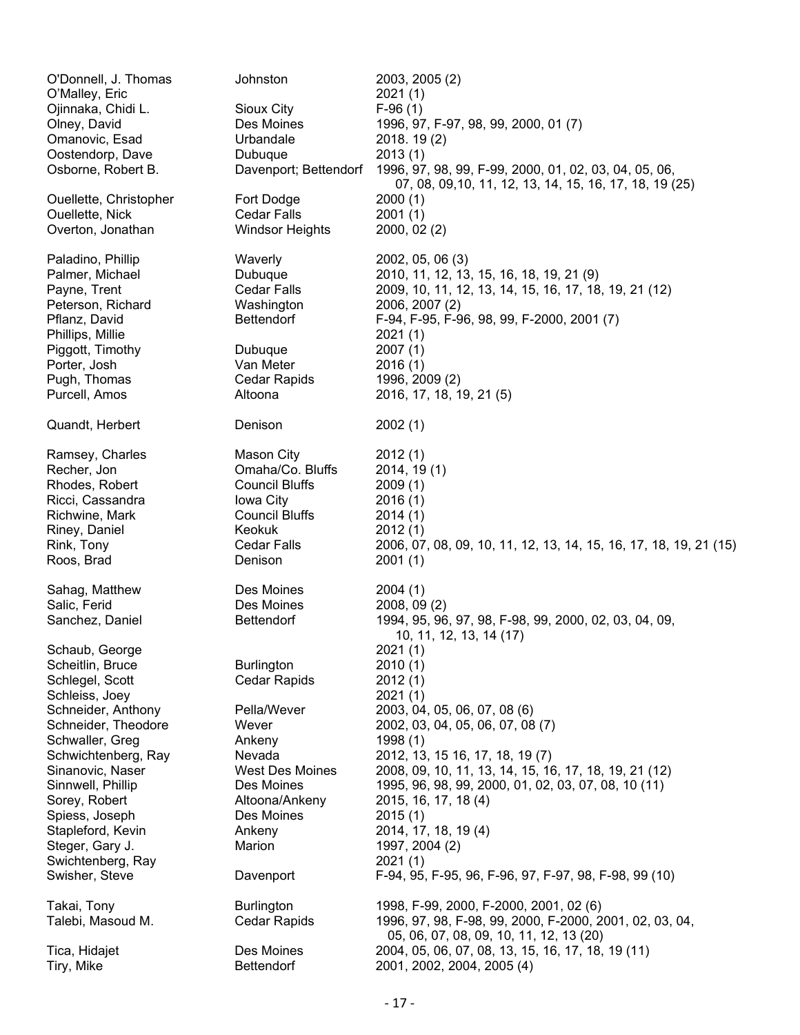| | | |
|---|---|---|
| O'Donnell, J. Thomas | Johnston | 2003, 2005 (2) |
| O'Malley, Eric | | 2021 (1) |
| Ojinnaka, Chidi L. | Sioux City | F-96 (1) |
| Olney, David | Des Moines | 1996, 97, F-97, 98, 99, 2000, 01 (7) |
| Omanovic, Esad | Urbandale | 2018. 19 (2) |
| Oostendorp, Dave | Dubuque | 2013 (1) |
| Osborne, Robert B. | Davenport; Bettendorf | 1996, 97, 98, 99, F-99, 2000, 01, 02, 03, 04, 05, 06, 07, 08, 09,10, 11, 12, 13, 14, 15, 16, 17, 18, 19 (25) |
| Ouellette, Christopher | Fort Dodge | 2000 (1) |
| Ouellette, Nick | Cedar Falls | 2001 (1) |
| Overton, Jonathan | Windsor Heights | 2000, 02 (2) |
| | | |
| Paladino, Phillip | Waverly | 2002, 05, 06 (3) |
| Palmer, Michael | Dubuque | 2010, 11, 12, 13, 15, 16, 18, 19, 21 (9) |
| Payne, Trent | Cedar Falls | 2009, 10, 11, 12, 13, 14, 15, 16, 17, 18, 19, 21 (12) |
| Peterson, Richard | Washington | 2006, 2007 (2) |
| Pflanz, David | Bettendorf | F-94, F-95, F-96, 98, 99, F-2000, 2001 (7) |
| Phillips, Millie | | 2021 (1) |
| Piggott, Timothy | Dubuque | 2007 (1) |
| Porter, Josh | Van Meter | 2016 (1) |
| Pugh, Thomas | Cedar Rapids | 1996, 2009 (2) |
| Purcell, Amos | Altoona | 2016, 17, 18, 19, 21 (5) |
| | | |
| Quandt, Herbert | Denison | 2002 (1) |
| | | |
| Ramsey, Charles | Mason City | 2012 (1) |
| Recher, Jon | Omaha/Co. Bluffs | 2014, 19 (1) |
| Rhodes, Robert | Council Bluffs | 2009 (1) |
| Ricci, Cassandra | Iowa City | 2016 (1) |
| Richwine, Mark | Council Bluffs | 2014 (1) |
| Riney, Daniel | Keokuk | 2012 (1) |
| Rink, Tony | Cedar Falls | 2006, 07, 08, 09, 10, 11, 12, 13, 14, 15, 16, 17, 18, 19, 21 (15) |
| Roos, Brad | Denison | 2001 (1) |
| | | |
| Sahag, Matthew | Des Moines | 2004 (1) |
| Salic, Ferid | Des Moines | 2008, 09 (2) |
| Sanchez, Daniel | Bettendorf | 1994, 95, 96, 97, 98, F-98, 99, 2000, 02, 03, 04, 09, 10, 11, 12, 13, 14 (17) |
| Schaub, George | | 2021 (1) |
| Scheitlin, Bruce | Burlington | 2010 (1) |
| Schlegel, Scott | Cedar Rapids | 2012 (1) |
| Schleiss, Joey | | 2021 (1) |
| Schneider, Anthony | Pella/Wever | 2003, 04, 05, 06, 07, 08 (6) |
| Schneider, Theodore | Wever | 2002, 03, 04, 05, 06, 07, 08 (7) |
| Schwaller, Greg | Ankeny | 1998 (1) |
| Schwichtenberg, Ray | Nevada | 2012, 13, 15 16, 17, 18, 19 (7) |
| Sinanovic, Naser | West Des Moines | 2008, 09, 10, 11, 13, 14, 15, 16, 17, 18, 19, 21 (12) |
| Sinnwell, Phillip | Des Moines | 1995, 96, 98, 99, 2000, 01, 02, 03, 07, 08, 10 (11) |
| Sorey, Robert | Altoona/Ankeny | 2015, 16, 17, 18 (4) |
| Spiess, Joseph | Des Moines | 2015 (1) |
| Stapleford, Kevin | Ankeny | 2014, 17, 18, 19 (4) |
| Steger, Gary J. | Marion | 1997, 2004 (2) |
| Swichtenberg, Ray | | 2021 (1) |
| Swisher, Steve | Davenport | F-94, 95, F-95, 96, F-96, 97, F-97, 98, F-98, 99 (10) |
| | | |
| Takai, Tony | Burlington | 1998, F-99, 2000, F-2000, 2001, 02 (6) |
| Talebi, Masoud M. | Cedar Rapids | 1996, 97, 98, F-98, 99, 2000, F-2000, 2001, 02, 03, 04, 05, 06, 07, 08, 09, 10, 11, 12, 13 (20) |
| Tica, Hidajet | Des Moines | 2004, 05, 06, 07, 08, 13, 15, 16, 17, 18, 19 (11) |
| Tiry, Mike | Bettendorf | 2001, 2002, 2004, 2005 (4) |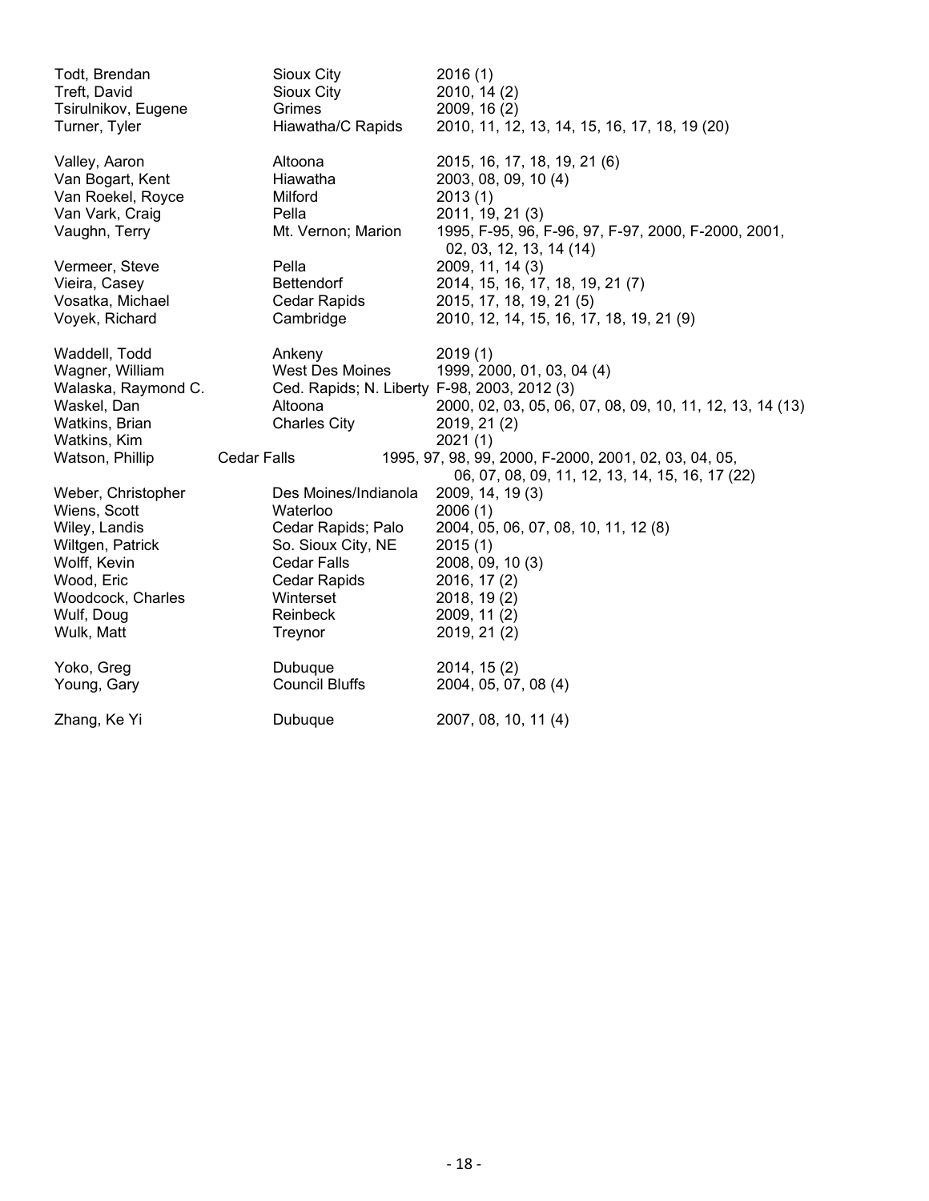| Name | City | Years |
|---|---|---|
| Todt, Brendan | Sioux City | 2016 (1) |
| Treft, David | Sioux City | 2010, 14 (2) |
| Tsirulnikov, Eugene | Grimes | 2009, 16 (2) |
| Turner, Tyler | Hiawatha/C Rapids | 2010, 11, 12, 13, 14, 15, 16, 17, 18, 19 (20) |
| | | |
| Valley, Aaron | Altoona | 2015, 16, 17, 18, 19, 21 (6) |
| Van Bogart, Kent | Hiawatha | 2003, 08, 09, 10 (4) |
| Van Roekel, Royce | Milford | 2013 (1) |
| Van Vark, Craig | Pella | 2011, 19, 21 (3) |
| Vaughn, Terry | Mt. Vernon; Marion | 1995, F-95, 96, F-96, 97, F-97, 2000, F-2000, 2001, 02, 03, 12, 13, 14 (14) |
| Vermeer, Steve | Pella | 2009, 11, 14 (3) |
| Vieira, Casey | Bettendorf | 2014, 15, 16, 17, 18, 19, 21 (7) |
| Vosatka, Michael | Cedar Rapids | 2015, 17, 18, 19, 21 (5) |
| Voyek, Richard | Cambridge | 2010, 12, 14, 15, 16, 17, 18, 19, 21 (9) |
| | | |
| Waddell, Todd | Ankeny | 2019 (1) |
| Wagner, William | West Des Moines | 1999, 2000, 01, 03, 04 (4) |
| Walaska, Raymond C. | Ced. Rapids; N. Liberty | F-98, 2003, 2012 (3) |
| Waskel, Dan | Altoona | 2000, 02, 03, 05, 06, 07, 08, 09, 10, 11, 12, 13, 14 (13) |
| Watkins, Brian | Charles City | 2019, 21 (2) |
| Watkins, Kim | | 2021 (1) |
| Watson, Phillip | Cedar Falls | 1995, 97, 98, 99, 2000, F-2000, 2001, 02, 03, 04, 05, 06, 07, 08, 09, 11, 12, 13, 14, 15, 16, 17 (22) |
| Weber, Christopher | Des Moines/Indianola | 2009, 14, 19 (3) |
| Wiens, Scott | Waterloo | 2006 (1) |
| Wiley, Landis | Cedar Rapids; Palo | 2004, 05, 06, 07, 08, 10, 11, 12 (8) |
| Wiltgen, Patrick | So. Sioux City, NE | 2015 (1) |
| Wolff, Kevin | Cedar Falls | 2008, 09, 10 (3) |
| Wood, Eric | Cedar Rapids | 2016, 17 (2) |
| Woodcock, Charles | Winterset | 2018, 19 (2) |
| Wulf, Doug | Reinbeck | 2009, 11 (2) |
| Wulk, Matt | Treynor | 2019, 21 (2) |
| | | |
| Yoko, Greg | Dubuque | 2014, 15 (2) |
| Young, Gary | Council Bluffs | 2004, 05, 07, 08 (4) |
| | | |
| Zhang, Ke Yi | Dubuque | 2007, 08, 10, 11 (4) |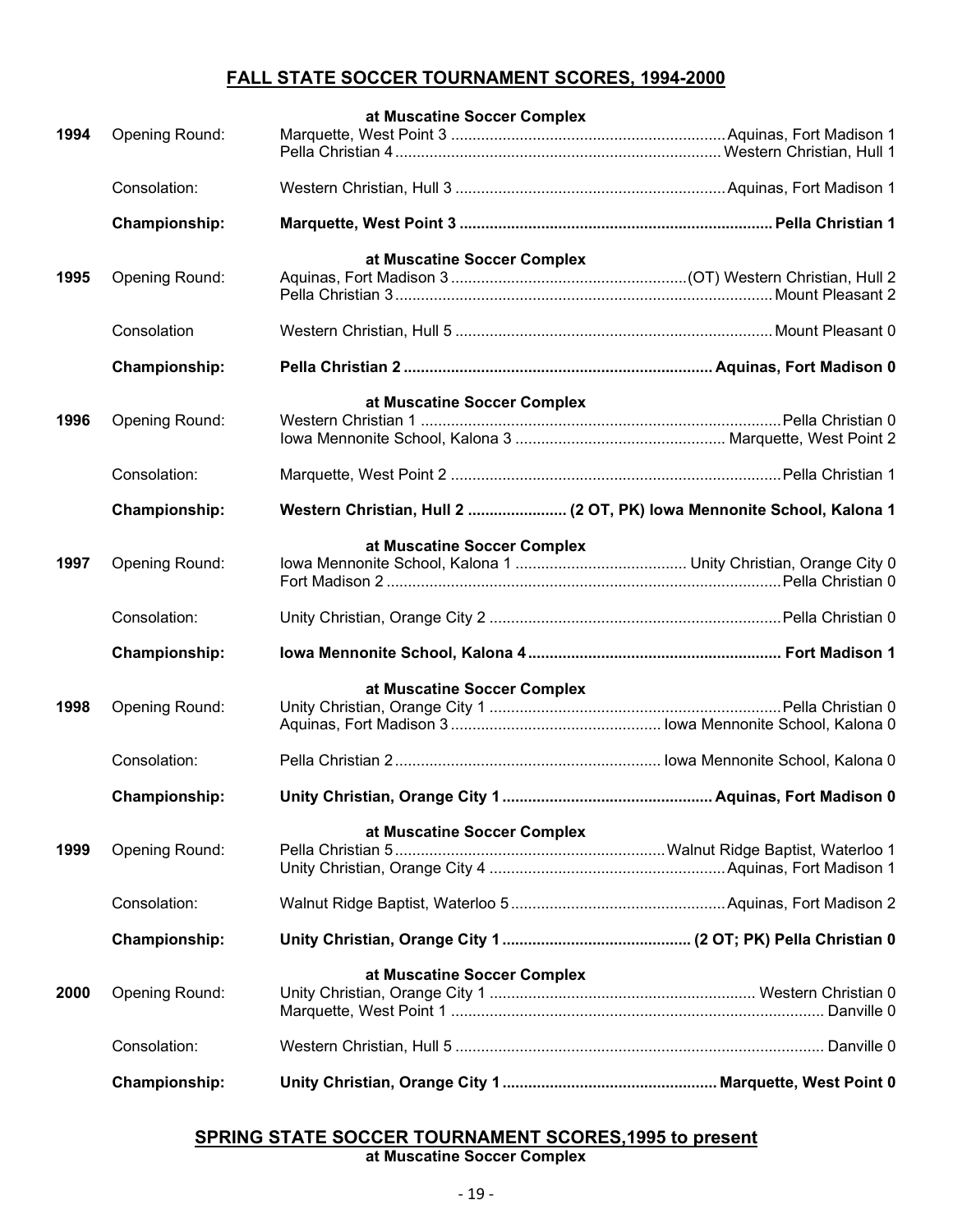## FALL STATE SOCCER TOURNAMENT SCORES, 1994-2000

| Year | Round | Result |
|---|---|---|
| | | **at Muscatine Soccer Complex** |
| 1994 | Opening Round: | Marquette, West Point 3 ... Aquinas, Fort Madison 1 |
| | | Pella Christian 4 ... Western Christian, Hull 1 |
| | Consolation: | Western Christian, Hull 3 ... Aquinas, Fort Madison 1 |
| | **Championship:** | **Marquette, West Point 3 ... Pella Christian 1** |
| | | **at Muscatine Soccer Complex** |
| 1995 | Opening Round: | Aquinas, Fort Madison 3 ... (OT) Western Christian, Hull 2 |
| | | Pella Christian 3 ... Mount Pleasant 2 |
| | Consolation | Western Christian, Hull 5 ... Mount Pleasant 0 |
| | **Championship:** | **Pella Christian 2 ... Aquinas, Fort Madison 0** |
| | | **at Muscatine Soccer Complex** |
| 1996 | Opening Round: | Western Christian 1 ... Pella Christian 0 |
| | | Iowa Mennonite School, Kalona 3 ... Marquette, West Point 2 |
| | Consolation: | Marquette, West Point 2 ... Pella Christian 1 |
| | **Championship:** | **Western Christian, Hull 2 ... (2 OT, PK) Iowa Mennonite School, Kalona 1** |
| | | **at Muscatine Soccer Complex** |
| 1997 | Opening Round: | Iowa Mennonite School, Kalona 1 ... Unity Christian, Orange City 0 |
| | | Fort Madison 2 ... Pella Christian 0 |
| | Consolation: | Unity Christian, Orange City 2 ... Pella Christian 0 |
| | **Championship:** | **Iowa Mennonite School, Kalona 4 ... Fort Madison 1** |
| | | **at Muscatine Soccer Complex** |
| 1998 | Opening Round: | Unity Christian, Orange City 1 ... Pella Christian 0 |
| | | Aquinas, Fort Madison 3 ... Iowa Mennonite School, Kalona 0 |
| | Consolation: | Pella Christian 2 ... Iowa Mennonite School, Kalona 0 |
| | **Championship:** | **Unity Christian, Orange City 1 ... Aquinas, Fort Madison 0** |
| | | **at Muscatine Soccer Complex** |
| 1999 | Opening Round: | Pella Christian 5 ... Walnut Ridge Baptist, Waterloo 1 |
| | | Unity Christian, Orange City 4 ... Aquinas, Fort Madison 1 |
| | Consolation: | Walnut Ridge Baptist, Waterloo 5 ... Aquinas, Fort Madison 2 |
| | **Championship:** | **Unity Christian, Orange City 1 ... (2 OT; PK) Pella Christian 0** |
| | | **at Muscatine Soccer Complex** |
| 2000 | Opening Round: | Unity Christian, Orange City 1 ... Western Christian 0 |
| | | Marquette, West Point 1 ... Danville 0 |
| | Consolation: | Western Christian, Hull 5 ... Danville 0 |
| | **Championship:** | **Unity Christian, Orange City 1 ... Marquette, West Point 0** |

## SPRING STATE SOCCER TOURNAMENT SCORES,1995 to present

**at Muscatine Soccer Complex**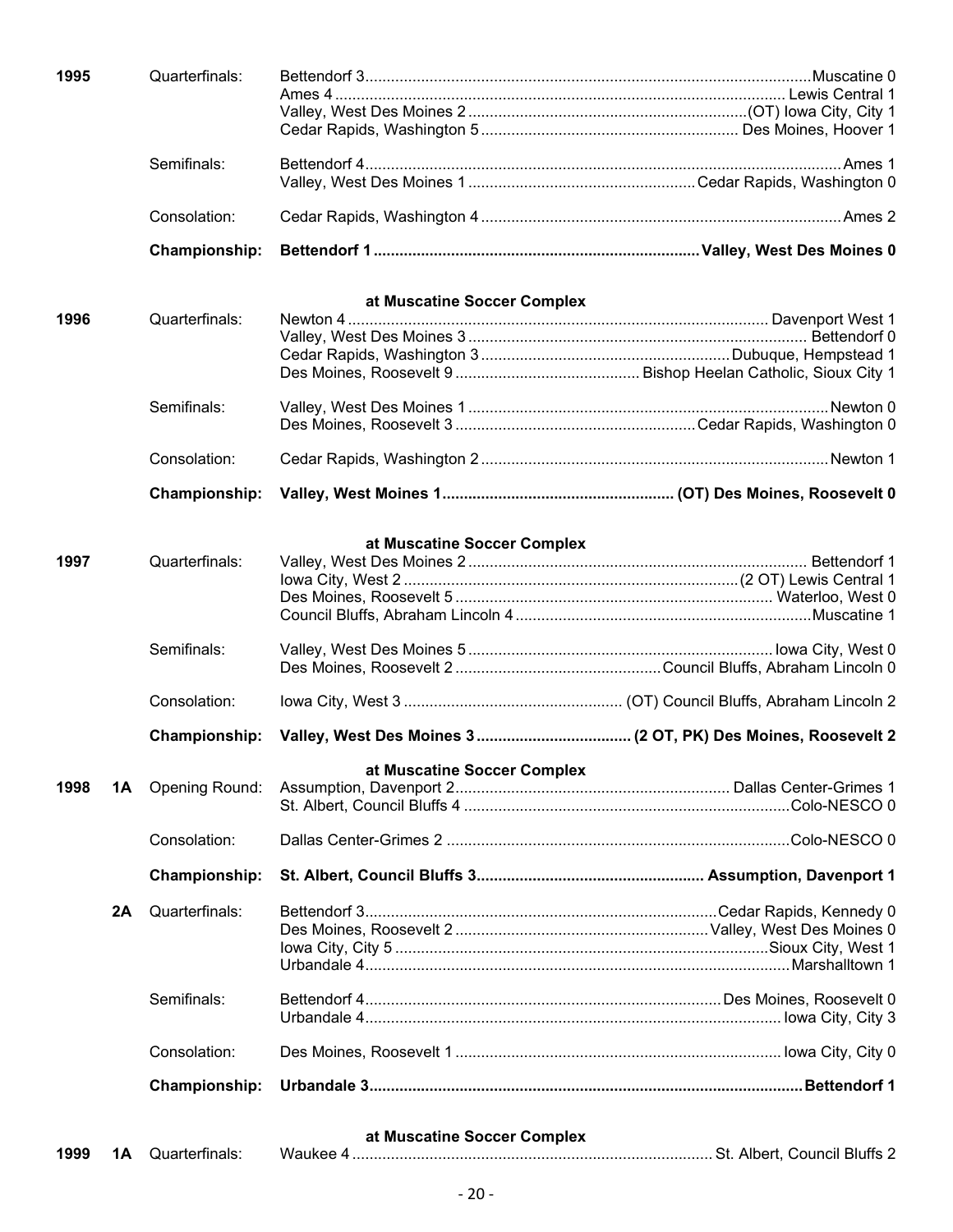| Year | Class | Round | Winner | Opponent |
|---|---|---|---|---|
| 1995 | | Quarterfinals: | Bettendorf 3 | Muscatine 0 |
| | | | Ames 4 | Lewis Central 1 |
| | | | Valley, West Des Moines 2 | (OT) Iowa City, City 1 |
| | | | Cedar Rapids, Washington 5 | Des Moines, Hoover 1 |
| | | Semifinals: | Bettendorf 4 | Ames 1 |
| | | | Valley, West Des Moines 1 | Cedar Rapids, Washington 0 |
| | | Consolation: | Cedar Rapids, Washington 4 | Ames 2 |
| | | **Championship:** | **Bettendorf 1** | **Valley, West Des Moines 0** |

**at Muscatine Soccer Complex**

| Year | Class | Round | Winner | Opponent |
|---|---|---|---|---|
| 1996 | | Quarterfinals: | Newton 4 | Davenport West 1 |
| | | | Valley, West Des Moines 3 | Bettendorf 0 |
| | | | Cedar Rapids, Washington 3 | Dubuque, Hempstead 1 |
| | | | Des Moines, Roosevelt 9 | Bishop Heelan Catholic, Sioux City 1 |
| | | Semifinals: | Valley, West Des Moines 1 | Newton 0 |
| | | | Des Moines, Roosevelt 3 | Cedar Rapids, Washington 0 |
| | | Consolation: | Cedar Rapids, Washington 2 | Newton 1 |
| | | **Championship:** | **Valley, West Moines 1** | **(OT) Des Moines, Roosevelt 0** |

**at Muscatine Soccer Complex**

| Year | Class | Round | Winner | Opponent |
|---|---|---|---|---|
| 1997 | | Quarterfinals: | Valley, West Des Moines 2 | Bettendorf 1 |
| | | | Iowa City, West 2 | (2 OT) Lewis Central 1 |
| | | | Des Moines, Roosevelt 5 | Waterloo, West 0 |
| | | | Council Bluffs, Abraham Lincoln 4 | Muscatine 1 |
| | | Semifinals: | Valley, West Des Moines 5 | Iowa City, West 0 |
| | | | Des Moines, Roosevelt 2 | Council Bluffs, Abraham Lincoln 0 |
| | | Consolation: | Iowa City, West 3 | (OT) Council Bluffs, Abraham Lincoln 2 |
| | | **Championship:** | **Valley, West Des Moines 3** | **(2 OT, PK) Des Moines, Roosevelt 2** |

**at Muscatine Soccer Complex**

| Year | Class | Round | Winner | Opponent |
|---|---|---|---|---|
| 1998 | 1A | Opening Round: | Assumption, Davenport 2 | Dallas Center-Grimes 1 |
| | | | St. Albert, Council Bluffs 4 | Colo-NESCO 0 |
| | | Consolation: | Dallas Center-Grimes 2 | Colo-NESCO 0 |
| | | **Championship:** | **St. Albert, Council Bluffs 3** | **Assumption, Davenport 1** |
| | 2A | Quarterfinals: | Bettendorf 3 | Cedar Rapids, Kennedy 0 |
| | | | Des Moines, Roosevelt 2 | Valley, West Des Moines 0 |
| | | | Iowa City, City 5 | Sioux City, West 1 |
| | | | Urbandale 4 | Marshalltown 1 |
| | | Semifinals: | Bettendorf 4 | Des Moines, Roosevelt 0 |
| | | | Urbandale 4 | Iowa City, City 3 |
| | | Consolation: | Des Moines, Roosevelt 1 | Iowa City, City 0 |
| | | **Championship:** | **Urbandale 3** | **Bettendorf 1** |

**at Muscatine Soccer Complex**

| Year | Class | Round | Winner | Opponent |
|---|---|---|---|---|
| 1999 | 1A | Quarterfinals: | Waukee 4 | St. Albert, Council Bluffs 2 |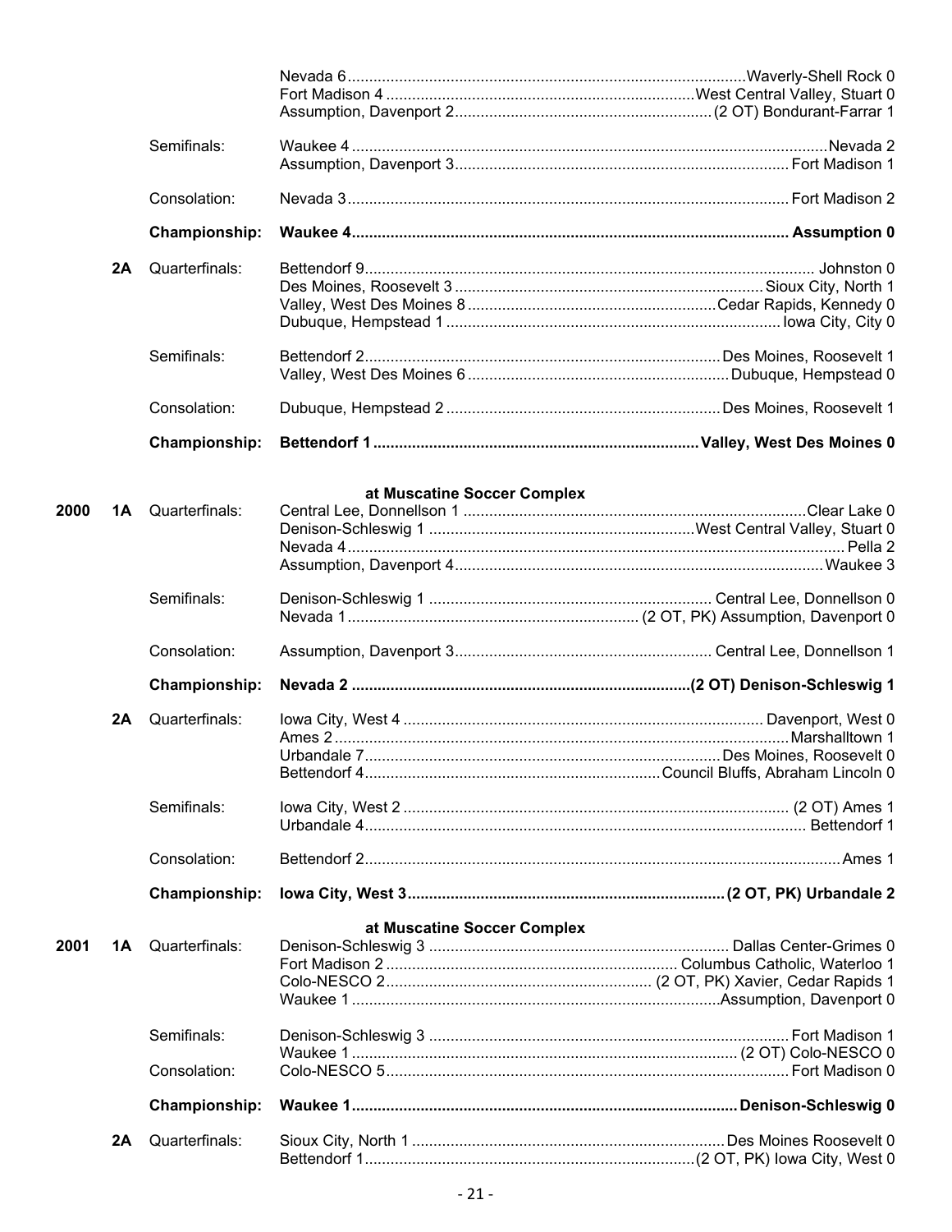| Year | Class | Round | Winner | Opponent |
|---|---|---|---|---|
| | | | Nevada 6 | Waverly-Shell Rock 0 |
| | | | Fort Madison 4 | West Central Valley, Stuart 0 |
| | | | Assumption, Davenport 2 | (2 OT) Bondurant-Farrar 1 |
| | | Semifinals: | Waukee 4 | Nevada 2 |
| | | | Assumption, Davenport 3 | Fort Madison 1 |
| | | Consolation: | Nevada 3 | Fort Madison 2 |
| | | **Championship:** | **Waukee 4** | **Assumption 0** |
| | 2A | Quarterfinals: | Bettendorf 9 | Johnston 0 |
| | | | Des Moines, Roosevelt 3 | Sioux City, North 1 |
| | | | Valley, West Des Moines 8 | Cedar Rapids, Kennedy 0 |
| | | | Dubuque, Hempstead 1 | Iowa City, City 0 |
| | | Semifinals: | Bettendorf 2 | Des Moines, Roosevelt 1 |
| | | | Valley, West Des Moines 6 | Dubuque, Hempstead 0 |
| | | Consolation: | Dubuque, Hempstead 2 | Des Moines, Roosevelt 1 |
| | | **Championship:** | **Bettendorf 1** | **Valley, West Des Moines 0** |

**at Muscatine Soccer Complex**

| Year | Class | Round | Winner | Opponent |
|---|---|---|---|---|
| 2000 | 1A | Quarterfinals: | Central Lee, Donnellson 1 | Clear Lake 0 |
| | | | Denison-Schleswig 1 | West Central Valley, Stuart 0 |
| | | | Nevada 4 | Pella 2 |
| | | | Assumption, Davenport 4 | Waukee 3 |
| | | Semifinals: | Denison-Schleswig 1 | Central Lee, Donnellson 0 |
| | | | Nevada 1 | (2 OT, PK) Assumption, Davenport 0 |
| | | Consolation: | Assumption, Davenport 3 | Central Lee, Donnellson 1 |
| | | **Championship:** | **Nevada 2** | **(2 OT) Denison-Schleswig 1** |
| | 2A | Quarterfinals: | Iowa City, West 4 | Davenport, West 0 |
| | | | Ames 2 | Marshalltown 1 |
| | | | Urbandale 7 | Des Moines, Roosevelt 0 |
| | | | Bettendorf 4 | Council Bluffs, Abraham Lincoln 0 |
| | | Semifinals: | Iowa City, West 2 | (2 OT) Ames 1 |
| | | | Urbandale 4 | Bettendorf 1 |
| | | Consolation: | Bettendorf 2 | Ames 1 |
| | | **Championship:** | **Iowa City, West 3** | **(2 OT, PK) Urbandale 2** |

**at Muscatine Soccer Complex**

| Year | Class | Round | Winner | Opponent |
|---|---|---|---|---|
| 2001 | 1A | Quarterfinals: | Denison-Schleswig 3 | Dallas Center-Grimes 0 |
| | | | Fort Madison 2 | Columbus Catholic, Waterloo 1 |
| | | | Colo-NESCO 2 | (2 OT, PK) Xavier, Cedar Rapids 1 |
| | | | Waukee 1 | Assumption, Davenport 0 |
| | | Semifinals: | Denison-Schleswig 3 | Fort Madison 1 |
| | | | Waukee 1 | (2 OT) Colo-NESCO 0 |
| | | Consolation: | Colo-NESCO 5 | Fort Madison 0 |
| | | **Championship:** | **Waukee 1** | **Denison-Schleswig 0** |
| | 2A | Quarterfinals: | Sioux City, North 1 | Des Moines Roosevelt 0 |
| | | | Bettendorf 1 | (2 OT, PK) Iowa City, West 0 |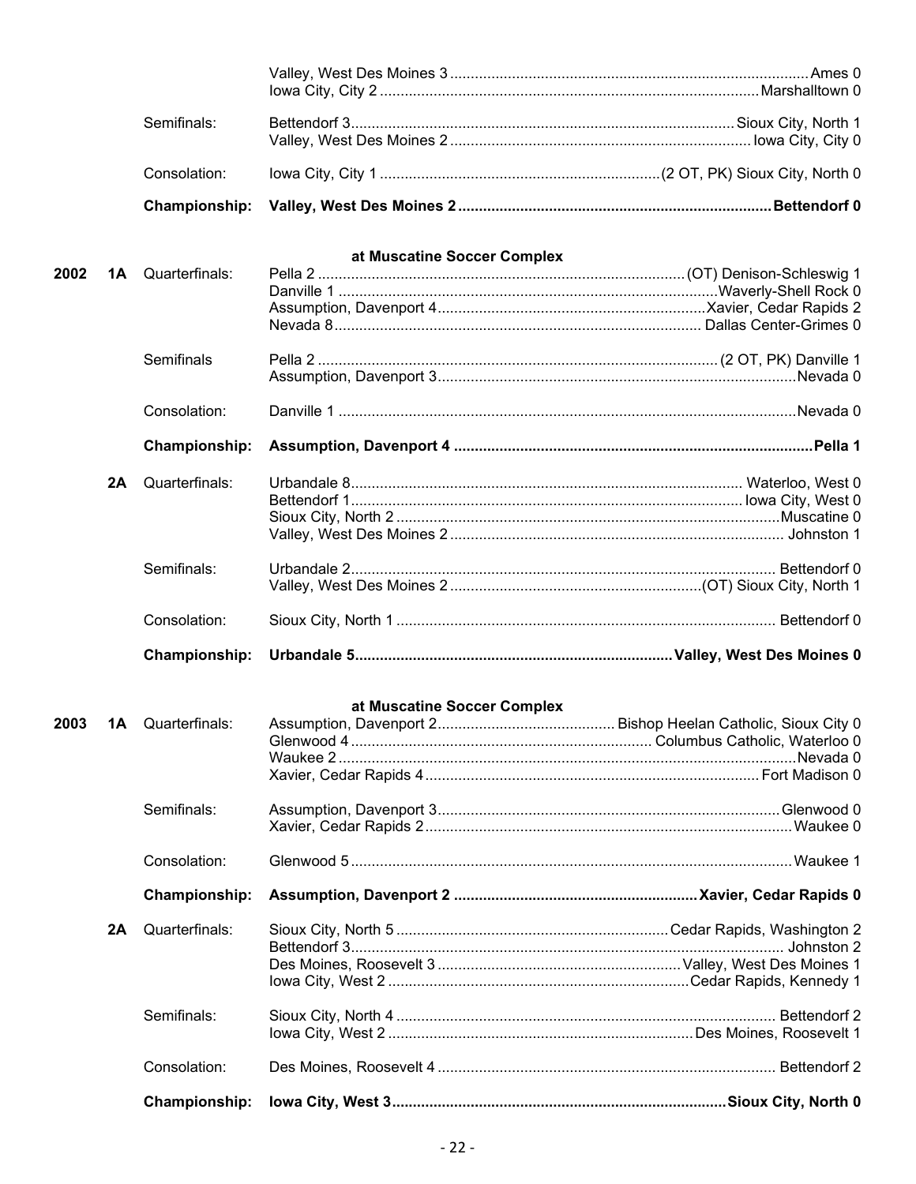| | | | | |
|---|---|---|---|---|
| | | | Valley, West Des Moines 3 | Ames 0 |
| | | | Iowa City, City 2 | Marshalltown 0 |
| | | Semifinals: | Bettendorf 3 | Sioux City, North 1 |
| | | | Valley, West Des Moines 2 | Iowa City, City 0 |
| | | Consolation: | Iowa City, City 1 | (2 OT, PK) Sioux City, North 0 |
| | | **Championship:** | **Valley, West Des Moines 2** | **Bettendorf 0** |

**at Muscatine Soccer Complex**

| | | | | |
|---|---|---|---|---|
| 2002 | 1A | Quarterfinals: | Pella 2 | (OT) Denison-Schleswig 1 |
| | | | Danville 1 | Waverly-Shell Rock 0 |
| | | | Assumption, Davenport 4 | Xavier, Cedar Rapids 2 |
| | | | Nevada 8 | Dallas Center-Grimes 0 |
| | | Semifinals | Pella 2 | (2 OT, PK) Danville 1 |
| | | | Assumption, Davenport 3 | Nevada 0 |
| | | Consolation: | Danville 1 | Nevada 0 |
| | | **Championship:** | **Assumption, Davenport 4** | **Pella 1** |
| | 2A | Quarterfinals: | Urbandale 8 | Waterloo, West 0 |
| | | | Bettendorf 1 | Iowa City, West 0 |
| | | | Sioux City, North 2 | Muscatine 0 |
| | | | Valley, West Des Moines 2 | Johnston 1 |
| | | Semifinals: | Urbandale 2 | Bettendorf 0 |
| | | | Valley, West Des Moines 2 | (OT) Sioux City, North 1 |
| | | Consolation: | Sioux City, North 1 | Bettendorf 0 |
| | | **Championship:** | **Urbandale 5** | **Valley, West Des Moines 0** |

**at Muscatine Soccer Complex**

| | | | | |
|---|---|---|---|---|
| 2003 | 1A | Quarterfinals: | Assumption, Davenport 2 | Bishop Heelan Catholic, Sioux City 0 |
| | | | Glenwood 4 | Columbus Catholic, Waterloo 0 |
| | | | Waukee 2 | Nevada 0 |
| | | | Xavier, Cedar Rapids 4 | Fort Madison 0 |
| | | Semifinals: | Assumption, Davenport 3 | Glenwood 0 |
| | | | Xavier, Cedar Rapids 2 | Waukee 0 |
| | | Consolation: | Glenwood 5 | Waukee 1 |
| | | **Championship:** | **Assumption, Davenport 2** | **Xavier, Cedar Rapids 0** |
| | 2A | Quarterfinals: | Sioux City, North 5 | Cedar Rapids, Washington 2 |
| | | | Bettendorf 3 | Johnston 2 |
| | | | Des Moines, Roosevelt 3 | Valley, West Des Moines 1 |
| | | | Iowa City, West 2 | Cedar Rapids, Kennedy 1 |
| | | Semifinals: | Sioux City, North 4 | Bettendorf 2 |
| | | | Iowa City, West 2 | Des Moines, Roosevelt 1 |
| | | Consolation: | Des Moines, Roosevelt 4 | Bettendorf 2 |
| | | **Championship:** | **Iowa City, West 3** | **Sioux City, North 0** |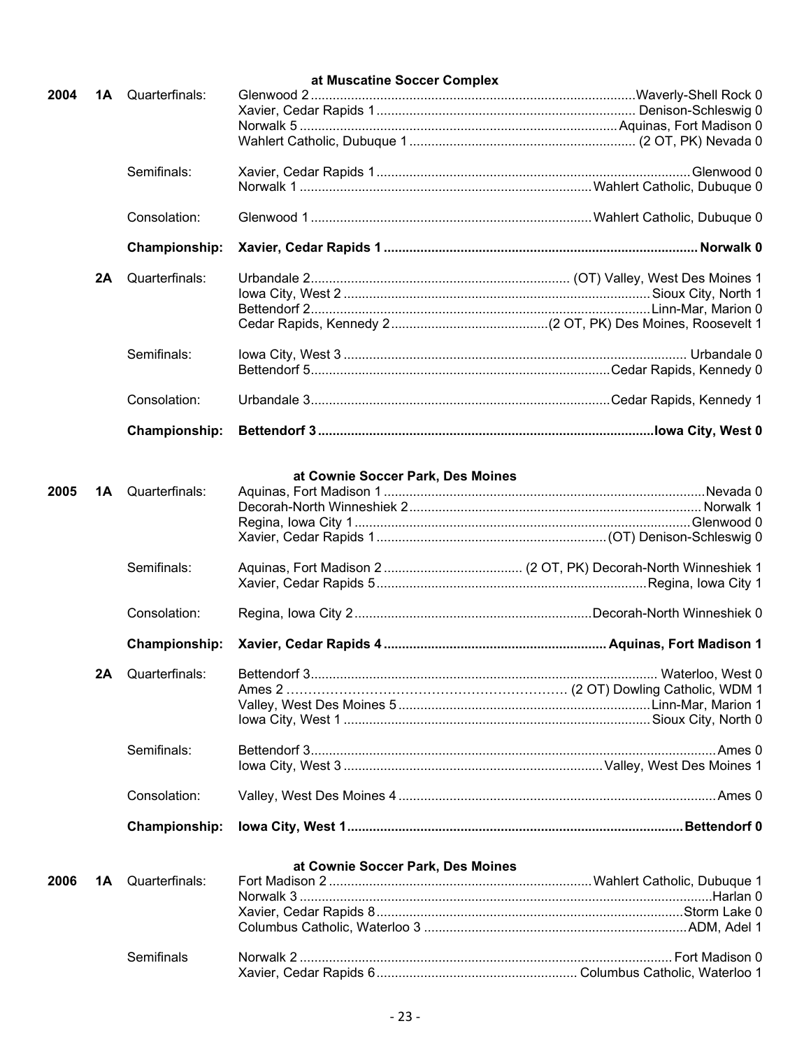**at Muscatine Soccer Complex**

| Year | Class | Round | Winner | Loser |
|---|---|---|---|---|
| **2004** | **1A** | Quarterfinals: | Glenwood 2 | Waverly-Shell Rock 0 |
| | | | Xavier, Cedar Rapids 1 | Denison-Schleswig 0 |
| | | | Norwalk 5 | Aquinas, Fort Madison 0 |
| | | | Wahlert Catholic, Dubuque 1 | (2 OT, PK) Nevada 0 |
| | | Semifinals: | Xavier, Cedar Rapids 1 | Glenwood 0 |
| | | | Norwalk 1 | Wahlert Catholic, Dubuque 0 |
| | | Consolation: | Glenwood 1 | Wahlert Catholic, Dubuque 0 |
| | | **Championship:** | **Xavier, Cedar Rapids 1** | **Norwalk 0** |
| | **2A** | Quarterfinals: | Urbandale 2 | (OT) Valley, West Des Moines 1 |
| | | | Iowa City, West 2 | Sioux City, North 1 |
| | | | Bettendorf 2 | Linn-Mar, Marion 0 |
| | | | Cedar Rapids, Kennedy 2 | (2 OT, PK) Des Moines, Roosevelt 1 |
| | | Semifinals: | Iowa City, West 3 | Urbandale 0 |
| | | | Bettendorf 5 | Cedar Rapids, Kennedy 0 |
| | | Consolation: | Urbandale 3 | Cedar Rapids, Kennedy 1 |
| | | **Championship:** | **Bettendorf 3** | **Iowa City, West 0** |

**at Cownie Soccer Park, Des Moines**

| Year | Class | Round | Winner | Loser |
|---|---|---|---|---|
| **2005** | **1A** | Quarterfinals: | Aquinas, Fort Madison 1 | Nevada 0 |
| | | | Decorah-North Winneshiek 2 | Norwalk 1 |
| | | | Regina, Iowa City 1 | Glenwood 0 |
| | | | Xavier, Cedar Rapids 1 | (OT) Denison-Schleswig 0 |
| | | Semifinals: | Aquinas, Fort Madison 2 | (2 OT, PK) Decorah-North Winneshiek 1 |
| | | | Xavier, Cedar Rapids 5 | Regina, Iowa City 1 |
| | | Consolation: | Regina, Iowa City 2 | Decorah-North Winneshiek 0 |
| | | **Championship:** | **Xavier, Cedar Rapids 4** | **Aquinas, Fort Madison 1** |
| | **2A** | Quarterfinals: | Bettendorf 3 | Waterloo, West 0 |
| | | | Ames 2 | (2 OT) Dowling Catholic, WDM 1 |
| | | | Valley, West Des Moines 5 | Linn-Mar, Marion 1 |
| | | | Iowa City, West 1 | Sioux City, North 0 |
| | | Semifinals: | Bettendorf 3 | Ames 0 |
| | | | Iowa City, West 3 | Valley, West Des Moines 1 |
| | | Consolation: | Valley, West Des Moines 4 | Ames 0 |
| | | **Championship:** | **Iowa City, West 1** | **Bettendorf 0** |

**at Cownie Soccer Park, Des Moines**

| Year | Class | Round | Winner | Loser |
|---|---|---|---|---|
| **2006** | **1A** | Quarterfinals: | Fort Madison 2 | Wahlert Catholic, Dubuque 1 |
| | | | Norwalk 3 | Harlan 0 |
| | | | Xavier, Cedar Rapids 8 | Storm Lake 0 |
| | | | Columbus Catholic, Waterloo 3 | ADM, Adel 1 |
| | | Semifinals | Norwalk 2 | Fort Madison 0 |
| | | | Xavier, Cedar Rapids 6 | Columbus Catholic, Waterloo 1 |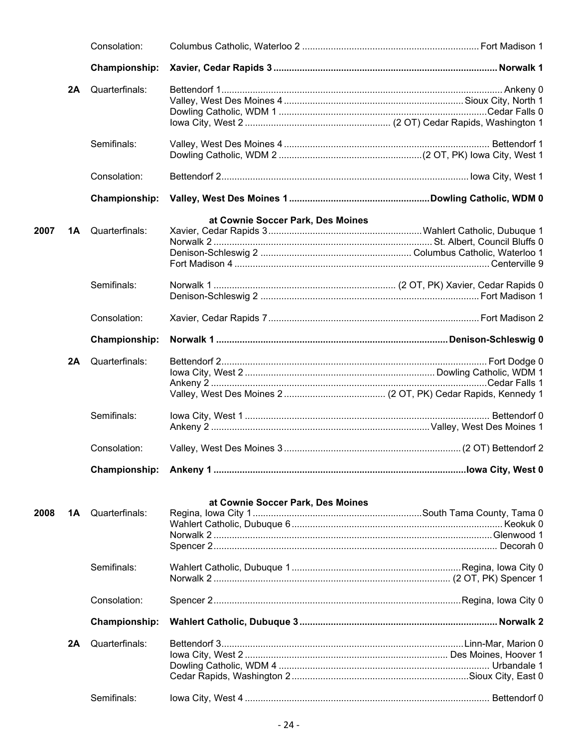| Year | Class | Round | Winner | Opponent |
|---|---|---|---|---|
| | | Consolation: | Columbus Catholic, Waterloo 2 | Fort Madison 1 |
| | | **Championship:** | **Xavier, Cedar Rapids 3** | **Norwalk 1** |
| | **2A** | Quarterfinals: | Bettendorf 1 | Ankeny 0 |
| | | | Valley, West Des Moines 4 | Sioux City, North 1 |
| | | | Dowling Catholic, WDM 1 | Cedar Falls 0 |
| | | | Iowa City, West 2 | (2 OT) Cedar Rapids, Washington 1 |
| | | Semifinals: | Valley, West Des Moines 4 | Bettendorf 1 |
| | | | Dowling Catholic, WDM 2 | (2 OT, PK) Iowa City, West 1 |
| | | Consolation: | Bettendorf 2 | Iowa City, West 1 |
| | | **Championship:** | **Valley, West Des Moines 1** | **Dowling Catholic, WDM 0** |
| | | | **at Cownie Soccer Park, Des Moines** | |
| **2007** | **1A** | Quarterfinals: | Xavier, Cedar Rapids 3 | Wahlert Catholic, Dubuque 1 |
| | | | Norwalk 2 | St. Albert, Council Bluffs 0 |
| | | | Denison-Schleswig 2 | Columbus Catholic, Waterloo 1 |
| | | | Fort Madison 4 | Centerville 9 |
| | | Semifinals: | Norwalk 1 | (2 OT, PK) Xavier, Cedar Rapids 0 |
| | | | Denison-Schleswig 2 | Fort Madison 1 |
| | | Consolation: | Xavier, Cedar Rapids 7 | Fort Madison 2 |
| | | **Championship:** | **Norwalk 1** | **Denison-Schleswig 0** |
| | **2A** | Quarterfinals: | Bettendorf 2 | Fort Dodge 0 |
| | | | Iowa City, West 2 | Dowling Catholic, WDM 1 |
| | | | Ankeny 2 | Cedar Falls 1 |
| | | | Valley, West Des Moines 2 | (2 OT, PK) Cedar Rapids, Kennedy 1 |
| | | Semifinals: | Iowa City, West 1 | Bettendorf 0 |
| | | | Ankeny 2 | Valley, West Des Moines 1 |
| | | Consolation: | Valley, West Des Moines 3 | (2 OT) Bettendorf 2 |
| | | **Championship:** | **Ankeny 1** | **Iowa City, West 0** |
| | | | **at Cownie Soccer Park, Des Moines** | |
| **2008** | **1A** | Quarterfinals: | Regina, Iowa City 1 | South Tama County, Tama 0 |
| | | | Wahlert Catholic, Dubuque 6 | Keokuk 0 |
| | | | Norwalk 2 | Glenwood 1 |
| | | | Spencer 2 | Decorah 0 |
| | | Semifinals: | Wahlert Catholic, Dubuque 1 | Regina, Iowa City 0 |
| | | | Norwalk 2 | (2 OT, PK) Spencer 1 |
| | | Consolation: | Spencer 2 | Regina, Iowa City 0 |
| | | **Championship:** | **Wahlert Catholic, Dubuque 3** | **Norwalk 2** |
| | **2A** | Quarterfinals: | Bettendorf 3 | Linn-Mar, Marion 0 |
| | | | Iowa City, West 2 | Des Moines, Hoover 1 |
| | | | Dowling Catholic, WDM 4 | Urbandale 1 |
| | | | Cedar Rapids, Washington 2 | Sioux City, East 0 |
| | | Semifinals: | Iowa City, West 4 | Bettendorf 0 |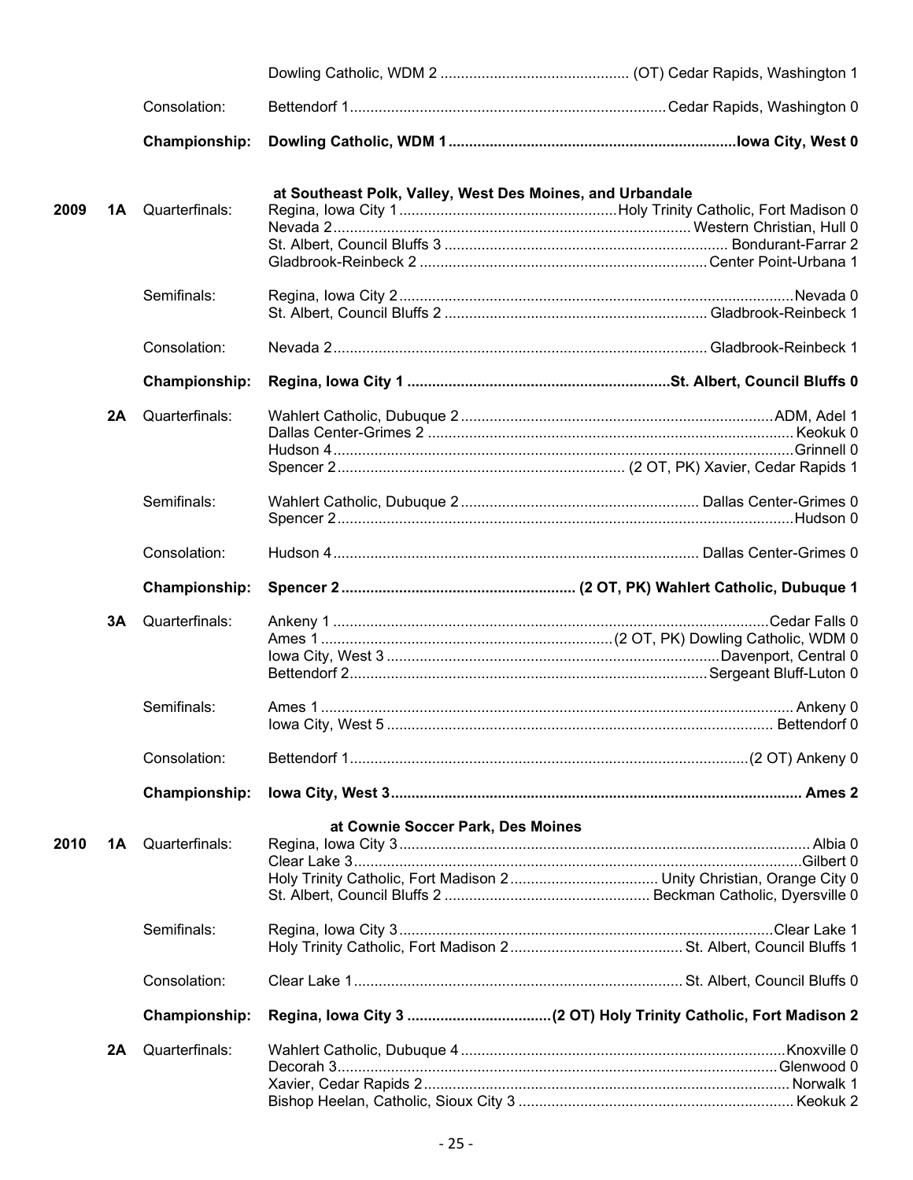| Year | Class | Round | Winner | Loser |
|---|---|---|---|---|
| | | | Dowling Catholic, WDM 2 | (OT) Cedar Rapids, Washington 1 |
| | | Consolation: | Bettendorf 1 | Cedar Rapids, Washington 0 |
| | | **Championship:** | **Dowling Catholic, WDM 1** | **Iowa City, West 0** |

**at Southeast Polk, Valley, West Des Moines, and Urbandale**

| Year | Class | Round | Winner | Loser |
|---|---|---|---|---|
| **2009** | **1A** | Quarterfinals: | Regina, Iowa City 1 | Holy Trinity Catholic, Fort Madison 0 |
| | | | Nevada 2 | Western Christian, Hull 0 |
| | | | St. Albert, Council Bluffs 3 | Bondurant-Farrar 2 |
| | | | Gladbrook-Reinbeck 2 | Center Point-Urbana 1 |
| | | Semifinals: | Regina, Iowa City 2 | Nevada 0 |
| | | | St. Albert, Council Bluffs 2 | Gladbrook-Reinbeck 1 |
| | | Consolation: | Nevada 2 | Gladbrook-Reinbeck 1 |
| | | **Championship:** | **Regina, Iowa City 1** | **St. Albert, Council Bluffs 0** |
| | **2A** | Quarterfinals: | Wahlert Catholic, Dubuque 2 | ADM, Adel 1 |
| | | | Dallas Center-Grimes 2 | Keokuk 0 |
| | | | Hudson 4 | Grinnell 0 |
| | | | Spencer 2 | (2 OT, PK) Xavier, Cedar Rapids 1 |
| | | Semifinals: | Wahlert Catholic, Dubuque 2 | Dallas Center-Grimes 0 |
| | | | Spencer 2 | Hudson 0 |
| | | Consolation: | Hudson 4 | Dallas Center-Grimes 0 |
| | | **Championship:** | **Spencer 2** | **(2 OT, PK) Wahlert Catholic, Dubuque 1** |
| | **3A** | Quarterfinals: | Ankeny 1 | Cedar Falls 0 |
| | | | Ames 1 | (2 OT, PK) Dowling Catholic, WDM 0 |
| | | | Iowa City, West 3 | Davenport, Central 0 |
| | | | Bettendorf 2 | Sergeant Bluff-Luton 0 |
| | | Semifinals: | Ames 1 | Ankeny 0 |
| | | | Iowa City, West 5 | Bettendorf 0 |
| | | Consolation: | Bettendorf 1 | (2 OT) Ankeny 0 |
| | | **Championship:** | **Iowa City, West 3** | **Ames 2** |

**at Cownie Soccer Park, Des Moines**

| Year | Class | Round | Winner | Loser |
|---|---|---|---|---|
| **2010** | **1A** | Quarterfinals: | Regina, Iowa City 3 | Albia 0 |
| | | | Clear Lake 3 | Gilbert 0 |
| | | | Holy Trinity Catholic, Fort Madison 2 | Unity Christian, Orange City 0 |
| | | | St. Albert, Council Bluffs 2 | Beckman Catholic, Dyersville 0 |
| | | Semifinals: | Regina, Iowa City 3 | Clear Lake 1 |
| | | | Holy Trinity Catholic, Fort Madison 2 | St. Albert, Council Bluffs 1 |
| | | Consolation: | Clear Lake 1 | St. Albert, Council Bluffs 0 |
| | | **Championship:** | **Regina, Iowa City 3** | **(2 OT) Holy Trinity Catholic, Fort Madison 2** |
| | **2A** | Quarterfinals: | Wahlert Catholic, Dubuque 4 | Knoxville 0 |
| | | | Decorah 3 | Glenwood 0 |
| | | | Xavier, Cedar Rapids 2 | Norwalk 1 |
| | | | Bishop Heelan, Catholic, Sioux City 3 | Keokuk 2 |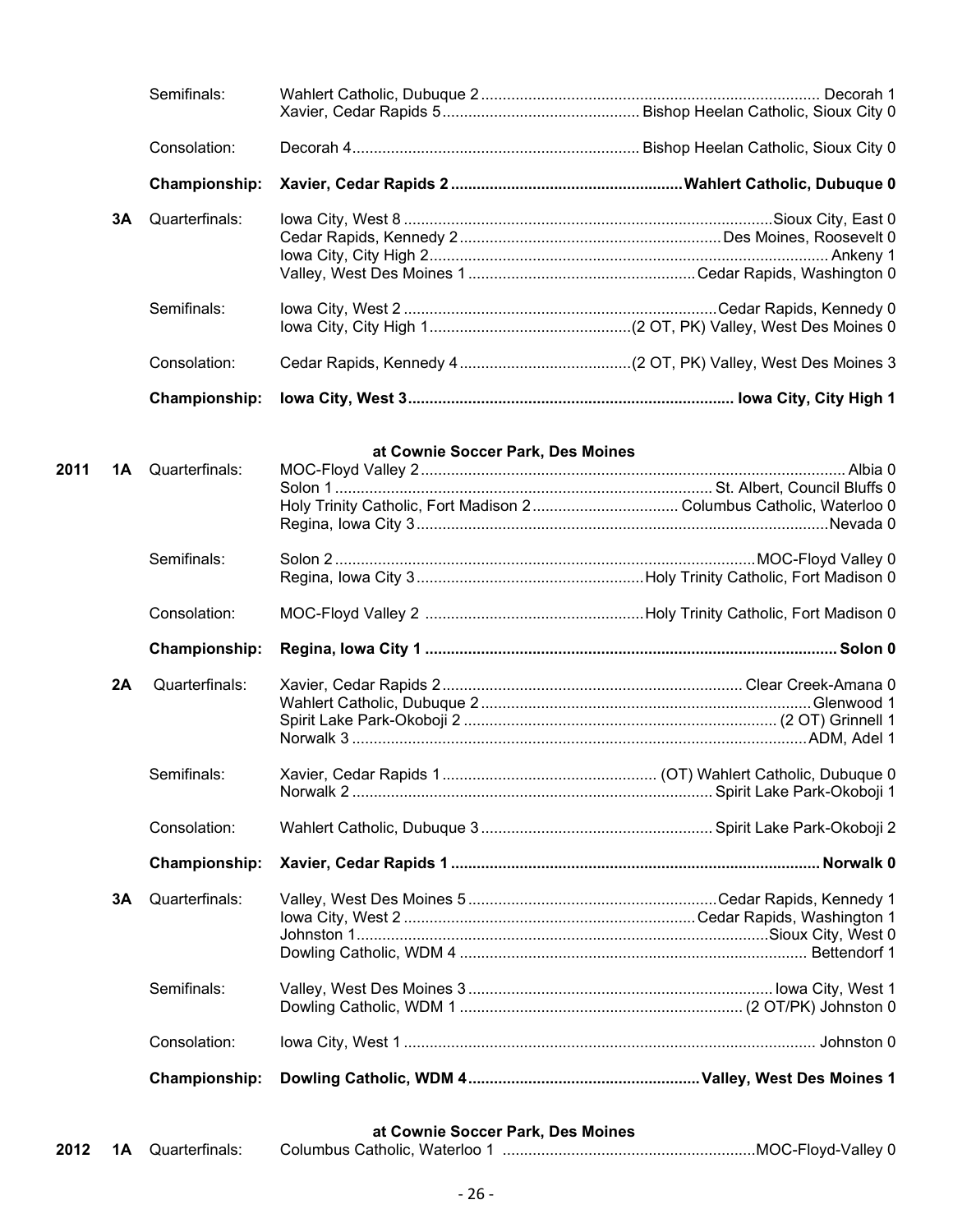| | | | | |
|---|---|---|---|---|
| | | Semifinals: | Wahlert Catholic, Dubuque 2 | Decorah 1 |
| | | | Xavier, Cedar Rapids 5 | Bishop Heelan Catholic, Sioux City 0 |
| | | Consolation: | Decorah 4 | Bishop Heelan Catholic, Sioux City 0 |
| | | **Championship:** | **Xavier, Cedar Rapids 2** | **Wahlert Catholic, Dubuque 0** |
| | 3A | Quarterfinals: | Iowa City, West 8 | Sioux City, East 0 |
| | | | Cedar Rapids, Kennedy 2 | Des Moines, Roosevelt 0 |
| | | | Iowa City, City High 2 | Ankeny 1 |
| | | | Valley, West Des Moines 1 | Cedar Rapids, Washington 0 |
| | | Semifinals: | Iowa City, West 2 | Cedar Rapids, Kennedy 0 |
| | | | Iowa City, City High 1 | (2 OT, PK) Valley, West Des Moines 0 |
| | | Consolation: | Cedar Rapids, Kennedy 4 | (2 OT, PK) Valley, West Des Moines 3 |
| | | **Championship:** | **Iowa City, West 3** | **Iowa City, City High 1** |

**at Cownie Soccer Park, Des Moines**

| | | | | |
|---|---|---|---|---|
| 2011 | 1A | Quarterfinals: | MOC-Floyd Valley 2 | Albia 0 |
| | | | Solon 1 | St. Albert, Council Bluffs 0 |
| | | | Holy Trinity Catholic, Fort Madison 2 | Columbus Catholic, Waterloo 0 |
| | | | Regina, Iowa City 3 | Nevada 0 |
| | | Semifinals: | Solon 2 | MOC-Floyd Valley 0 |
| | | | Regina, Iowa City 3 | Holy Trinity Catholic, Fort Madison 0 |
| | | Consolation: | MOC-Floyd Valley 2 | Holy Trinity Catholic, Fort Madison 0 |
| | | **Championship:** | **Regina, Iowa City 1** | **Solon 0** |
| | 2A | Quarterfinals: | Xavier, Cedar Rapids 2 | Clear Creek-Amana 0 |
| | | | Wahlert Catholic, Dubuque 2 | Glenwood 1 |
| | | | Spirit Lake Park-Okoboji 2 | (2 OT) Grinnell 1 |
| | | | Norwalk 3 | ADM, Adel 1 |
| | | Semifinals: | Xavier, Cedar Rapids 1 | (OT) Wahlert Catholic, Dubuque 0 |
| | | | Norwalk 2 | Spirit Lake Park-Okoboji 1 |
| | | Consolation: | Wahlert Catholic, Dubuque 3 | Spirit Lake Park-Okoboji 2 |
| | | **Championship:** | **Xavier, Cedar Rapids 1** | **Norwalk 0** |
| | 3A | Quarterfinals: | Valley, West Des Moines 5 | Cedar Rapids, Kennedy 1 |
| | | | Iowa City, West 2 | Cedar Rapids, Washington 1 |
| | | | Johnston 1 | Sioux City, West 0 |
| | | | Dowling Catholic, WDM 4 | Bettendorf 1 |
| | | Semifinals: | Valley, West Des Moines 3 | Iowa City, West 1 |
| | | | Dowling Catholic, WDM 1 | (2 OT/PK) Johnston 0 |
| | | Consolation: | Iowa City, West 1 | Johnston 0 |
| | | **Championship:** | **Dowling Catholic, WDM 4** | **Valley, West Des Moines 1** |

**at Cownie Soccer Park, Des Moines**

| | | | | |
|---|---|---|---|---|
| 2012 | 1A | Quarterfinals: | Columbus Catholic, Waterloo 1 | MOC-Floyd-Valley 0 |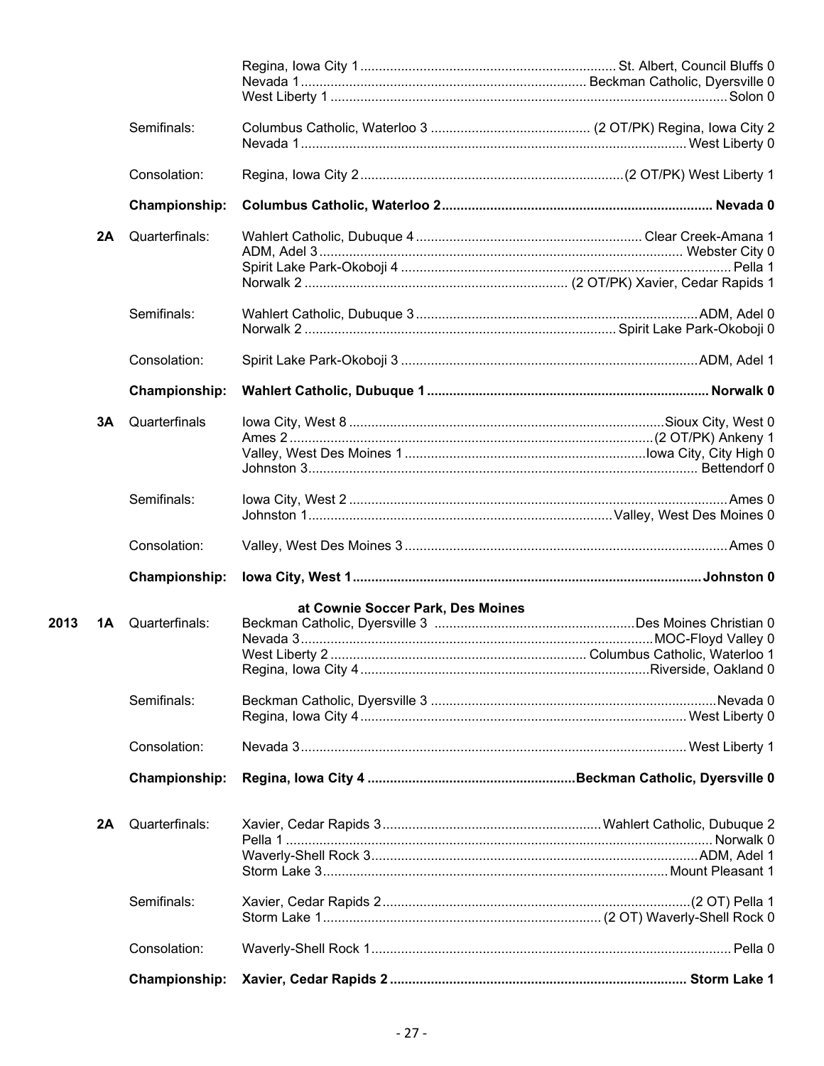| Year | Class | Round | Winner | Runner-up |
|---|---|---|---|---|
| | | | Regina, Iowa City 1 | St. Albert, Council Bluffs 0 |
| | | | Nevada 1 | Beckman Catholic, Dyersville 0 |
| | | | West Liberty 1 | Solon 0 |
| | | Semifinals: | Columbus Catholic, Waterloo 3 | (2 OT/PK) Regina, Iowa City 2 |
| | | | Nevada 1 | West Liberty 0 |
| | | Consolation: | Regina, Iowa City 2 | (2 OT/PK) West Liberty 1 |
| | | **Championship:** | **Columbus Catholic, Waterloo 2** | **Nevada 0** |
| | 2A | Quarterfinals: | Wahlert Catholic, Dubuque 4 | Clear Creek-Amana 1 |
| | | | ADM, Adel 3 | Webster City 0 |
| | | | Spirit Lake Park-Okoboji 4 | Pella 1 |
| | | | Norwalk 2 | (2 OT/PK) Xavier, Cedar Rapids 1 |
| | | Semifinals: | Wahlert Catholic, Dubuque 3 | ADM, Adel 0 |
| | | | Norwalk 2 | Spirit Lake Park-Okoboji 0 |
| | | Consolation: | Spirit Lake Park-Okoboji 3 | ADM, Adel 1 |
| | | **Championship:** | **Wahlert Catholic, Dubuque 1** | **Norwalk 0** |
| | 3A | Quarterfinals | Iowa City, West 8 | Sioux City, West 0 |
| | | | Ames 2 | (2 OT/PK) Ankeny 1 |
| | | | Valley, West Des Moines 1 | Iowa City, City High 0 |
| | | | Johnston 3 | Bettendorf 0 |
| | | Semifinals: | Iowa City, West 2 | Ames 0 |
| | | | Johnston 1 | Valley, West Des Moines 0 |
| | | Consolation: | Valley, West Des Moines 3 | Ames 0 |
| | | **Championship:** | **Iowa City, West 1** | **Johnston 0** |
| | | | **at Cownie Soccer Park, Des Moines** | |
| **2013** | **1A** | Quarterfinals: | Beckman Catholic, Dyersville 3 | Des Moines Christian 0 |
| | | | Nevada 3 | MOC-Floyd Valley 0 |
| | | | West Liberty 2 | Columbus Catholic, Waterloo 1 |
| | | | Regina, Iowa City 4 | Riverside, Oakland 0 |
| | | Semifinals: | Beckman Catholic, Dyersville 3 | Nevada 0 |
| | | | Regina, Iowa City 4 | West Liberty 0 |
| | | Consolation: | Nevada 3 | West Liberty 1 |
| | | **Championship:** | **Regina, Iowa City 4** | **Beckman Catholic, Dyersville 0** |
| | 2A | Quarterfinals: | Xavier, Cedar Rapids 3 | Wahlert Catholic, Dubuque 2 |
| | | | Pella 1 | Norwalk 0 |
| | | | Waverly-Shell Rock 3 | ADM, Adel 1 |
| | | | Storm Lake 3 | Mount Pleasant 1 |
| | | Semifinals: | Xavier, Cedar Rapids 2 | (2 OT) Pella 1 |
| | | | Storm Lake 1 | (2 OT) Waverly-Shell Rock 0 |
| | | Consolation: | Waverly-Shell Rock 1 | Pella 0 |
| | | **Championship:** | **Xavier, Cedar Rapids 2** | **Storm Lake 1** |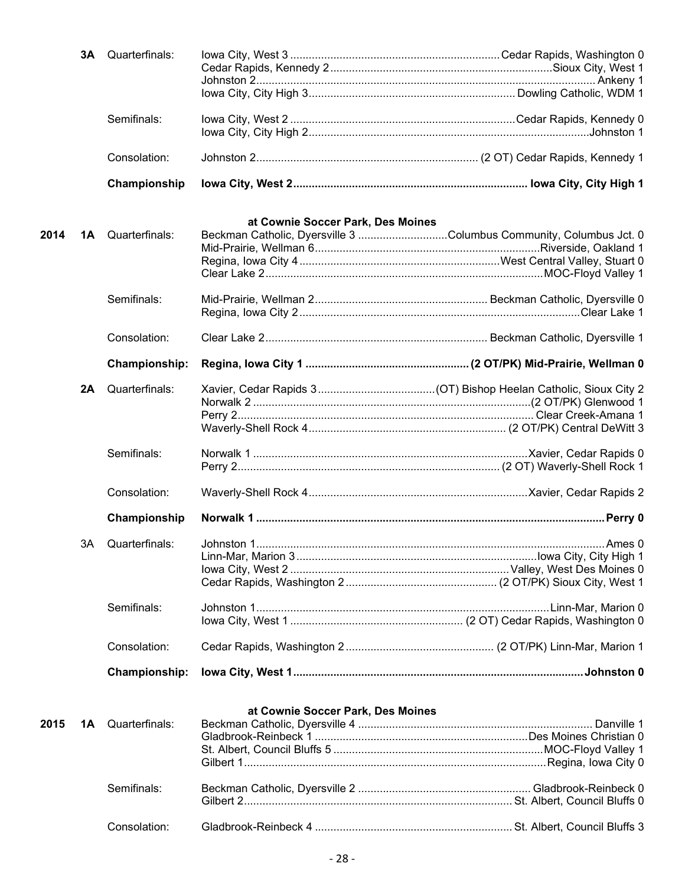| | | | | |
|---|---|---|---|---|
| | **3A** | Quarterfinals: | Iowa City, West 3 | Cedar Rapids, Washington 0 |
| | | | Cedar Rapids, Kennedy 2 | Sioux City, West 1 |
| | | | Johnston 2 | Ankeny 1 |
| | | | Iowa City, City High 3 | Dowling Catholic, WDM 1 |
| | | Semifinals: | Iowa City, West 2 | Cedar Rapids, Kennedy 0 |
| | | | Iowa City, City High 2 | Johnston 1 |
| | | Consolation: | Johnston 2 | (2 OT) Cedar Rapids, Kennedy 1 |
| | | **Championship** | **Iowa City, West 2** | **Iowa City, City High 1** |

**at Cownie Soccer Park, Des Moines**

| | | | | |
|---|---|---|---|---|
| **2014** | **1A** | Quarterfinals: | Beckman Catholic, Dyersville 3 | Columbus Community, Columbus Jct. 0 |
| | | | Mid-Prairie, Wellman 6 | Riverside, Oakland 1 |
| | | | Regina, Iowa City 4 | West Central Valley, Stuart 0 |
| | | | Clear Lake 2 | MOC-Floyd Valley 1 |
| | | Semifinals: | Mid-Prairie, Wellman 2 | Beckman Catholic, Dyersville 0 |
| | | | Regina, Iowa City 2 | Clear Lake 1 |
| | | Consolation: | Clear Lake 2 | Beckman Catholic, Dyersville 1 |
| | | **Championship:** | **Regina, Iowa City 1** | **(2 OT/PK) Mid-Prairie, Wellman 0** |
| | **2A** | Quarterfinals: | Xavier, Cedar Rapids 3 | (OT) Bishop Heelan Catholic, Sioux City 2 |
| | | | Norwalk 2 | (2 OT/PK) Glenwood 1 |
| | | | Perry 2 | Clear Creek-Amana 1 |
| | | | Waverly-Shell Rock 4 | (2 OT/PK) Central DeWitt 3 |
| | | Semifinals: | Norwalk 1 | Xavier, Cedar Rapids 0 |
| | | | Perry 2 | (2 OT) Waverly-Shell Rock 1 |
| | | Consolation: | Waverly-Shell Rock 4 | Xavier, Cedar Rapids 2 |
| | | **Championship** | **Norwalk 1** | **Perry 0** |
| | 3A | Quarterfinals: | Johnston 1 | Ames 0 |
| | | | Linn-Mar, Marion 3 | Iowa City, City High 1 |
| | | | Iowa City, West 2 | Valley, West Des Moines 0 |
| | | | Cedar Rapids, Washington 2 | (2 OT/PK) Sioux City, West 1 |
| | | Semifinals: | Johnston 1 | Linn-Mar, Marion 0 |
| | | | Iowa City, West 1 | (2 OT) Cedar Rapids, Washington 0 |
| | | Consolation: | Cedar Rapids, Washington 2 | (2 OT/PK) Linn-Mar, Marion 1 |
| | | **Championship:** | **Iowa City, West 1** | **Johnston 0** |

**at Cownie Soccer Park, Des Moines**

| | | | | |
|---|---|---|---|---|
| **2015** | **1A** | Quarterfinals: | Beckman Catholic, Dyersville 4 | Danville 1 |
| | | | Gladbrook-Reinbeck 1 | Des Moines Christian 0 |
| | | | St. Albert, Council Bluffs 5 | MOC-Floyd Valley 1 |
| | | | Gilbert 1 | Regina, Iowa City 0 |
| | | Semifinals: | Beckman Catholic, Dyersville 2 | Gladbrook-Reinbeck 0 |
| | | | Gilbert 2 | St. Albert, Council Bluffs 0 |
| | | Consolation: | Gladbrook-Reinbeck 4 | St. Albert, Council Bluffs 3 |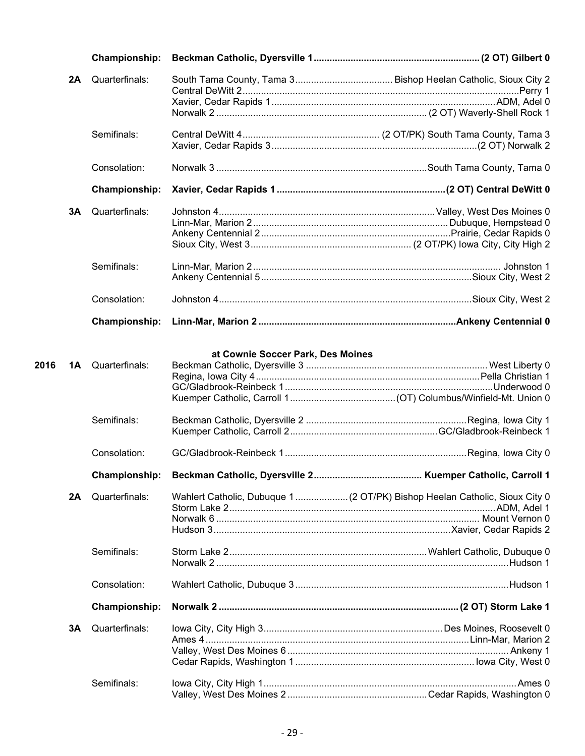| Year | Class | Round | Winner | Opponent |
|---|---|---|---|---|
| | | **Championship:** | **Beckman Catholic, Dyersville 1** | **(2 OT) Gilbert 0** |
| | **2A** | Quarterfinals: | South Tama County, Tama 3 | Bishop Heelan Catholic, Sioux City 2 |
| | | | Central DeWitt 2 | Perry 1 |
| | | | Xavier, Cedar Rapids 1 | ADM, Adel 0 |
| | | | Norwalk 2 | (2 OT) Waverly-Shell Rock 1 |
| | | Semifinals: | Central DeWitt 4 | (2 OT/PK) South Tama County, Tama 3 |
| | | | Xavier, Cedar Rapids 3 | (2 OT) Norwalk 2 |
| | | Consolation: | Norwalk 3 | South Tama County, Tama 0 |
| | | **Championship:** | **Xavier, Cedar Rapids 1** | **(2 OT) Central DeWitt 0** |
| | **3A** | Quarterfinals: | Johnston 4 | Valley, West Des Moines 0 |
| | | | Linn-Mar, Marion 2 | Dubuque, Hempstead 0 |
| | | | Ankeny Centennial 2 | Prairie, Cedar Rapids 0 |
| | | | Sioux City, West 3 | (2 OT/PK) Iowa City, City High 2 |
| | | Semifinals: | Linn-Mar, Marion 2 | Johnston 1 |
| | | | Ankeny Centennial 5 | Sioux City, West 2 |
| | | Consolation: | Johnston 4 | Sioux City, West 2 |
| | | **Championship:** | **Linn-Mar, Marion 2** | **Ankeny Centennial 0** |
| | | | **at Cownie Soccer Park, Des Moines** | |
| **2016** | **1A** | Quarterfinals: | Beckman Catholic, Dyersville 3 | West Liberty 0 |
| | | | Regina, Iowa City 4 | Pella Christian 1 |
| | | | GC/Gladbrook-Reinbeck 1 | Underwood 0 |
| | | | Kuemper Catholic, Carroll 1 | (OT) Columbus/Winfield-Mt. Union 0 |
| | | Semifinals: | Beckman Catholic, Dyersville 2 | Regina, Iowa City 1 |
| | | | Kuemper Catholic, Carroll 2 | GC/Gladbrook-Reinbeck 1 |
| | | Consolation: | GC/Gladbrook-Reinbeck 1 | Regina, Iowa City 0 |
| | | **Championship:** | **Beckman Catholic, Dyersville 2** | **Kuemper Catholic, Carroll 1** |
| | **2A** | Quarterfinals: | Wahlert Catholic, Dubuque 1 | (2 OT/PK) Bishop Heelan Catholic, Sioux City 0 |
| | | | Storm Lake 2 | ADM, Adel 1 |
| | | | Norwalk 6 | Mount Vernon 0 |
| | | | Hudson 3 | Xavier, Cedar Rapids 2 |
| | | Semifinals: | Storm Lake 2 | Wahlert Catholic, Dubuque 0 |
| | | | Norwalk 2 | Hudson 1 |
| | | Consolation: | Wahlert Catholic, Dubuque 3 | Hudson 1 |
| | | **Championship:** | **Norwalk 2** | **(2 OT) Storm Lake 1** |
| | **3A** | Quarterfinals: | Iowa City, City High 3 | Des Moines, Roosevelt 0 |
| | | | Ames 4 | Linn-Mar, Marion 2 |
| | | | Valley, West Des Moines 6 | Ankeny 1 |
| | | | Cedar Rapids, Washington 1 | Iowa City, West 0 |
| | | Semifinals: | Iowa City, City High 1 | Ames 0 |
| | | | Valley, West Des Moines 2 | Cedar Rapids, Washington 0 |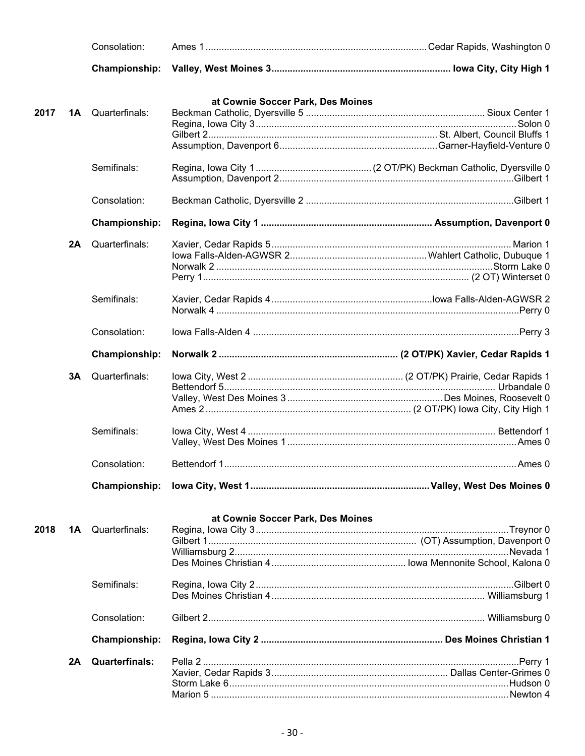| | | | | |
|---|---|---|---|---|
| | | Consolation: | Ames 1 | Cedar Rapids, Washington 0 |
| | | **Championship:** | **Valley, West Moines 3** | **Iowa City, City High 1** |
| | | | **at Cownie Soccer Park, Des Moines** | |
| **2017** | **1A** | Quarterfinals: | Beckman Catholic, Dyersville 5 | Sioux Center 1 |
| | | | Regina, Iowa City 3 | Solon 0 |
| | | | Gilbert 2 | St. Albert, Council Bluffs 1 |
| | | | Assumption, Davenport 6 | Garner-Hayfield-Venture 0 |
| | | Semifinals: | Regina, Iowa City 1 | (2 OT/PK) Beckman Catholic, Dyersville 0 |
| | | | Assumption, Davenport 2 | Gilbert 1 |
| | | Consolation: | Beckman Catholic, Dyersville 2 | Gilbert 1 |
| | | **Championship:** | **Regina, Iowa City 1** | **Assumption, Davenport 0** |
| | **2A** | Quarterfinals: | Xavier, Cedar Rapids 5 | Marion 1 |
| | | | Iowa Falls-Alden-AGWSR 2 | Wahlert Catholic, Dubuque 1 |
| | | | Norwalk 2 | Storm Lake 0 |
| | | | Perry 1 | (2 OT) Winterset 0 |
| | | Semifinals: | Xavier, Cedar Rapids 4 | Iowa Falls-Alden-AGWSR 2 |
| | | | Norwalk 4 | Perry 0 |
| | | Consolation: | Iowa Falls-Alden 4 | Perry 3 |
| | | **Championship:** | **Norwalk 2** | **(2 OT/PK) Xavier, Cedar Rapids 1** |
| | **3A** | Quarterfinals: | Iowa City, West 2 | (2 OT/PK) Prairie, Cedar Rapids 1 |
| | | | Bettendorf 5 | Urbandale 0 |
| | | | Valley, West Des Moines 3 | Des Moines, Roosevelt 0 |
| | | | Ames 2 | (2 OT/PK) Iowa City, City High 1 |
| | | Semifinals: | Iowa City, West 4 | Bettendorf 1 |
| | | | Valley, West Des Moines 1 | Ames 0 |
| | | Consolation: | Bettendorf 1 | Ames 0 |
| | | **Championship:** | **Iowa City, West 1** | **Valley, West Des Moines 0** |
| | | | **at Cownie Soccer Park, Des Moines** | |
| **2018** | **1A** | Quarterfinals: | Regina, Iowa City 3 | Treynor 0 |
| | | | Gilbert 1 | (OT) Assumption, Davenport 0 |
| | | | Williamsburg 2 | Nevada 1 |
| | | | Des Moines Christian 4 | Iowa Mennonite School, Kalona 0 |
| | | Semifinals: | Regina, Iowa City 2 | Gilbert 0 |
| | | | Des Moines Christian 4 | Williamsburg 1 |
| | | Consolation: | Gilbert 2 | Williamsburg 0 |
| | | **Championship:** | **Regina, Iowa City 2** | **Des Moines Christian 1** |
| | **2A** | **Quarterfinals:** | Pella 2 | Perry 1 |
| | | | Xavier, Cedar Rapids 3 | Dallas Center-Grimes 0 |
| | | | Storm Lake 6 | Hudson 0 |
| | | | Marion 5 | Newton 4 |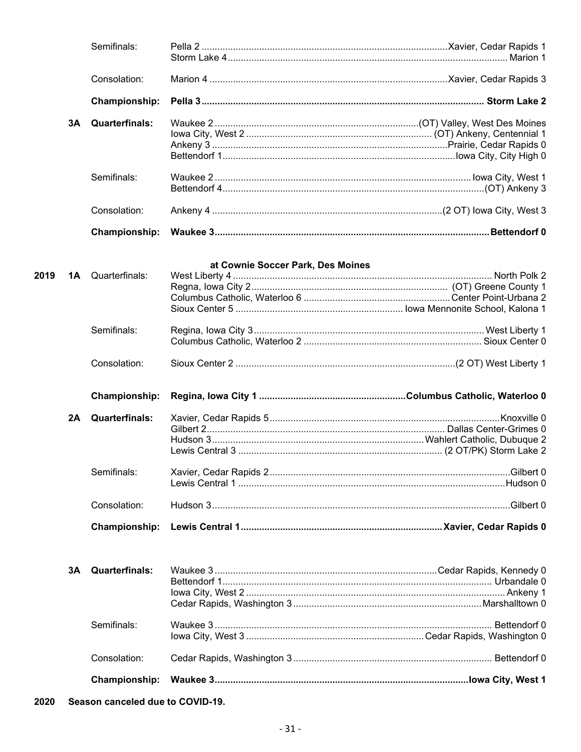| Year | Class | Round | Winner | Opponent |
|---|---|---|---|---|
| | | Semifinals: | Pella 2 | Xavier, Cedar Rapids 1 |
| | | | Storm Lake 4 | Marion 1 |
| | | Consolation: | Marion 4 | Xavier, Cedar Rapids 3 |
| | | **Championship:** | **Pella 3** | **Storm Lake 2** |
| | **3A** | **Quarterfinals:** | Waukee 2 | (OT) Valley, West Des Moines |
| | | | Iowa City, West 2 | (OT) Ankeny, Centennial 1 |
| | | | Ankeny 3 | Prairie, Cedar Rapids 0 |
| | | | Bettendorf 1 | Iowa City, City High 0 |
| | | Semifinals: | Waukee 2 | Iowa City, West 1 |
| | | | Bettendorf 4 | (OT) Ankeny 3 |
| | | Consolation: | Ankeny 4 | (2 OT) Iowa City, West 3 |
| | | **Championship:** | **Waukee 3** | **Bettendorf 0** |

**at Cownie Soccer Park, Des Moines**

| Year | Class | Round | Winner | Opponent |
|---|---|---|---|---|
| **2019** | **1A** | Quarterfinals: | West Liberty 4 | North Polk 2 |
| | | | Regna, Iowa City 2 | (OT) Greene County 1 |
| | | | Columbus Catholic, Waterloo 6 | Center Point-Urbana 2 |
| | | | Sioux Center 5 | Iowa Mennonite School, Kalona 1 |
| | | Semifinals: | Regina, Iowa City 3 | West Liberty 1 |
| | | | Columbus Catholic, Waterloo 2 | Sioux Center 0 |
| | | Consolation: | Sioux Center 2 | (2 OT) West Liberty 1 |
| | | **Championship:** | **Regina, Iowa City 1** | **Columbus Catholic, Waterloo 0** |
| | **2A** | **Quarterfinals:** | Xavier, Cedar Rapids 5 | Knoxville 0 |
| | | | Gilbert 2 | Dallas Center-Grimes 0 |
| | | | Hudson 3 | Wahlert Catholic, Dubuque 2 |
| | | | Lewis Central 3 | (2 OT/PK) Storm Lake 2 |
| | | Semifinals: | Xavier, Cedar Rapids 2 | Gilbert 0 |
| | | | Lewis Central 1 | Hudson 0 |
| | | Consolation: | Hudson 3 | Gilbert 0 |
| | | **Championship:** | **Lewis Central 1** | **Xavier, Cedar Rapids 0** |
| | **3A** | **Quarterfinals:** | Waukee 3 | Cedar Rapids, Kennedy 0 |
| | | | Bettendorf 1 | Urbandale 0 |
| | | | Iowa City, West 2 | Ankeny 1 |
| | | | Cedar Rapids, Washington 3 | Marshalltown 0 |
| | | Semifinals: | Waukee 3 | Bettendorf 0 |
| | | | Iowa City, West 3 | Cedar Rapids, Washington 0 |
| | | Consolation: | Cedar Rapids, Washington 3 | Bettendorf 0 |
| | | **Championship:** | **Waukee 3** | **Iowa City, West 1** |

**2020 Season canceled due to COVID-19.**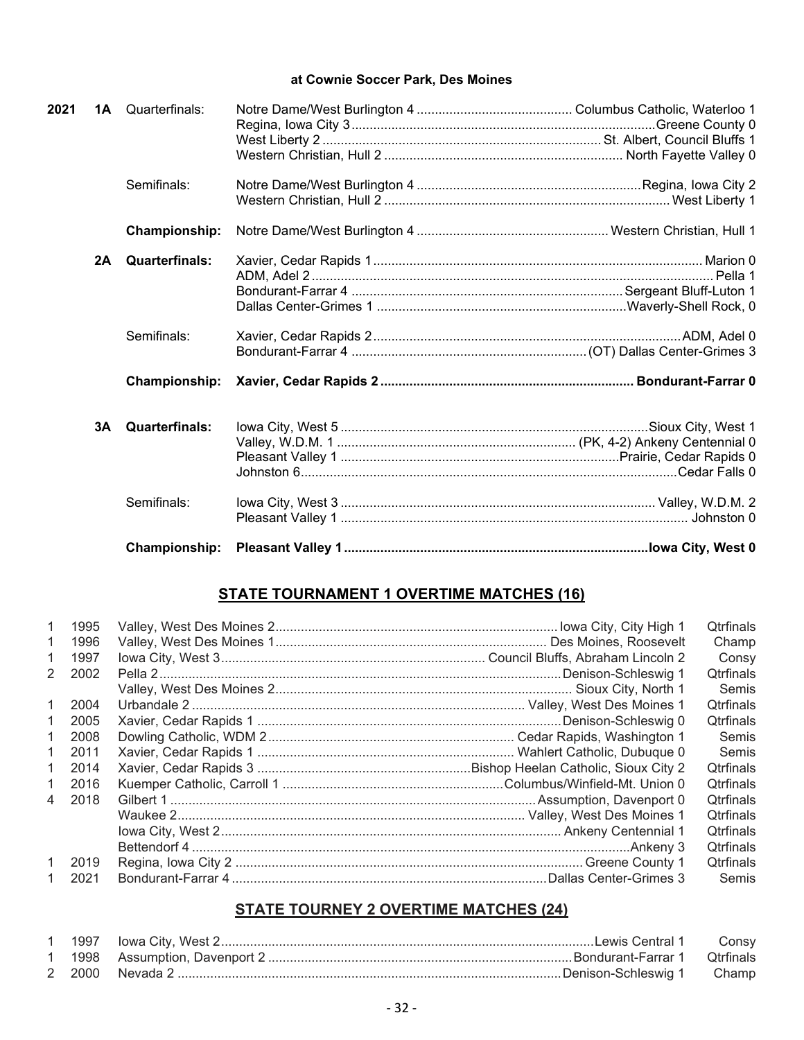**at Cownie Soccer Park, Des Moines**

| Year | Class | Round | Winner | Loser |
|---|---|---|---|---|
| **2021** | **1A** | Quarterfinals: | Notre Dame/West Burlington 4 | Columbus Catholic, Waterloo 1 |
| | | | Regina, Iowa City 3 | Greene County 0 |
| | | | West Liberty 2 | St. Albert, Council Bluffs 1 |
| | | | Western Christian, Hull 2 | North Fayette Valley 0 |
| | | Semifinals: | Notre Dame/West Burlington 4 | Regina, Iowa City 2 |
| | | | Western Christian, Hull 2 | West Liberty 1 |
| | | **Championship:** | Notre Dame/West Burlington 4 | Western Christian, Hull 1 |
| | **2A** | **Quarterfinals:** | Xavier, Cedar Rapids 1 | Marion 0 |
| | | | ADM, Adel 2 | Pella 1 |
| | | | Bondurant-Farrar 4 | Sergeant Bluff-Luton 1 |
| | | | Dallas Center-Grimes 1 | Waverly-Shell Rock, 0 |
| | | Semifinals: | Xavier, Cedar Rapids 2 | ADM, Adel 0 |
| | | | Bondurant-Farrar 4 | (OT) Dallas Center-Grimes 3 |
| | | **Championship:** | **Xavier, Cedar Rapids 2** | **Bondurant-Farrar 0** |
| | **3A** | **Quarterfinals:** | Iowa City, West 5 | Sioux City, West 1 |
| | | | Valley, W.D.M. 1 | (PK, 4-2) Ankeny Centennial 0 |
| | | | Pleasant Valley 1 | Prairie, Cedar Rapids 0 |
| | | | Johnston 6 | Cedar Falls 0 |
| | | Semifinals: | Iowa City, West 3 | Valley, W.D.M. 2 |
| | | | Pleasant Valley 1 | Johnston 0 |
| | | **Championship:** | **Pleasant Valley 1** | **Iowa City, West 0** |

## STATE TOURNAMENT 1 OVERTIME MATCHES (16)

| # | Year | Winner | Loser | Round |
|---|---|---|---|---|
| 1 | 1995 | Valley, West Des Moines 2 | Iowa City, City High 1 | Qtrfinals |
| 1 | 1996 | Valley, West Des Moines 1 | Des Moines, Roosevelt | Champ |
| 1 | 1997 | Iowa City, West 3 | Council Bluffs, Abraham Lincoln 2 | Consy |
| 2 | 2002 | Pella 2 | Denison-Schleswig 1 | Qtrfinals |
| | | Valley, West Des Moines 2 | Sioux City, North 1 | Semis |
| 1 | 2004 | Urbandale 2 | Valley, West Des Moines 1 | Qtrfinals |
| 1 | 2005 | Xavier, Cedar Rapids 1 | Denison-Schleswig 0 | Qtrfinals |
| 1 | 2008 | Dowling Catholic, WDM 2 | Cedar Rapids, Washington 1 | Semis |
| 1 | 2011 | Xavier, Cedar Rapids 1 | Wahlert Catholic, Dubuque 0 | Semis |
| 1 | 2014 | Xavier, Cedar Rapids 3 | Bishop Heelan Catholic, Sioux City 2 | Qtrfinals |
| 1 | 2016 | Kuemper Catholic, Carroll 1 | Columbus/Winfield-Mt. Union 0 | Qtrfinals |
| 4 | 2018 | Gilbert 1 | Assumption, Davenport 0 | Qtrfinals |
| | | Waukee 2 | Valley, West Des Moines 1 | Qtrfinals |
| | | Iowa City, West 2 | Ankeny Centennial 1 | Qtrfinals |
| | | Bettendorf 4 | Ankeny 3 | Qtrfinals |
| 1 | 2019 | Regina, Iowa City 2 | Greene County 1 | Qtrfinals |
| 1 | 2021 | Bondurant-Farrar 4 | Dallas Center-Grimes 3 | Semis |

## STATE TOURNEY 2 OVERTIME MATCHES (24)

| # | Year | Winner | Loser | Round |
|---|---|---|---|---|
| 1 | 1997 | Iowa City, West 2 | Lewis Central 1 | Consy |
| 1 | 1998 | Assumption, Davenport 2 | Bondurant-Farrar 1 | Qtrfinals |
| 2 | 2000 | Nevada 2 | Denison-Schleswig 1 | Champ |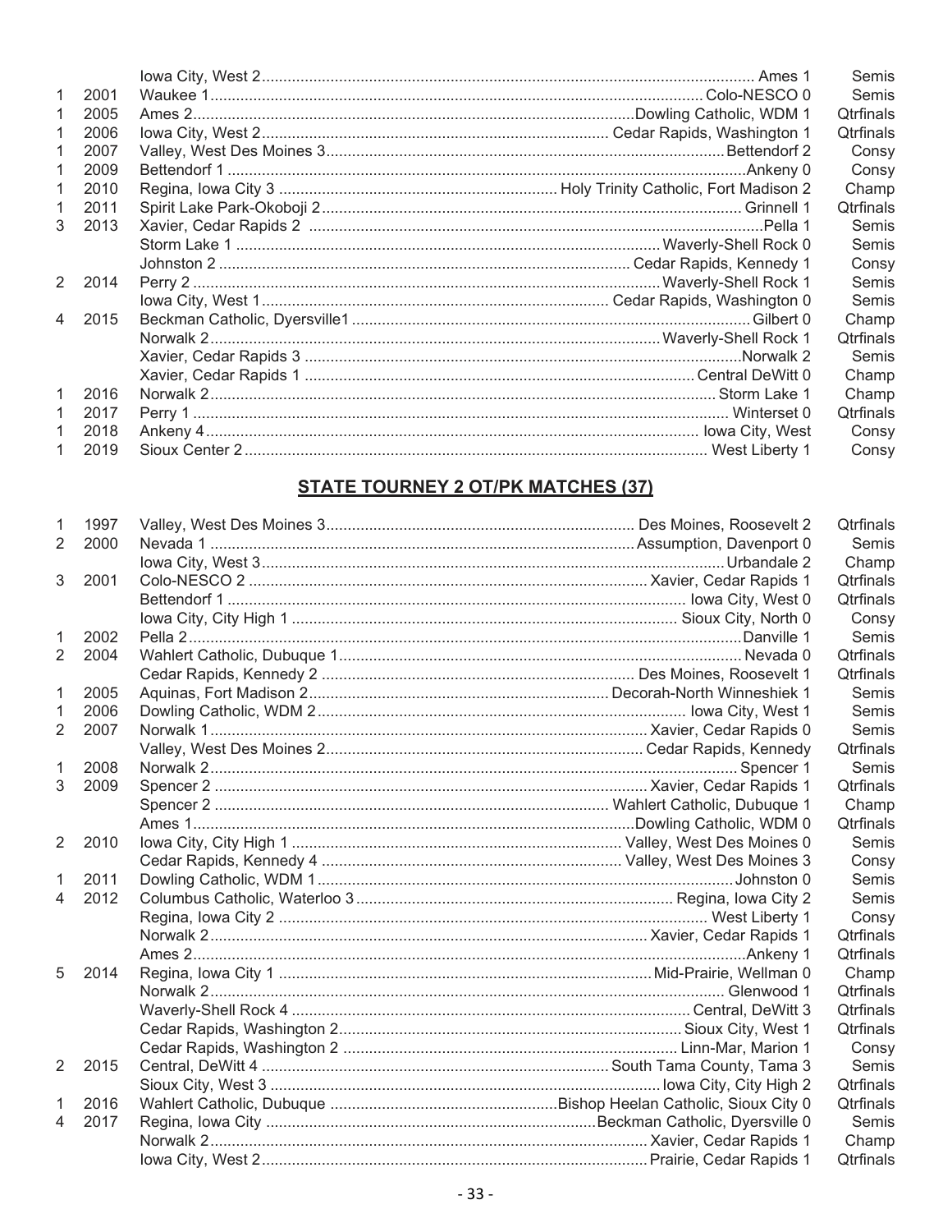| | | | | |
|---|---|---|---|---|
| | | Iowa City, West 2 | Ames 1 | Semis |
| 1 | 2001 | Waukee 1 | Colo-NESCO 0 | Semis |
| 1 | 2005 | Ames 2 | Dowling Catholic, WDM 1 | Qtrfinals |
| 1 | 2006 | Iowa City, West 2 | Cedar Rapids, Washington 1 | Qtrfinals |
| 1 | 2007 | Valley, West Des Moines 3 | Bettendorf 2 | Consy |
| 1 | 2009 | Bettendorf 1 | Ankeny 0 | Consy |
| 1 | 2010 | Regina, Iowa City 3 | Holy Trinity Catholic, Fort Madison 2 | Champ |
| 1 | 2011 | Spirit Lake Park-Okoboji 2 | Grinnell 1 | Qtrfinals |
| 3 | 2013 | Xavier, Cedar Rapids 2 | Pella 1 | Semis |
| | | Storm Lake 1 | Waverly-Shell Rock 0 | Semis |
| | | Johnston 2 | Cedar Rapids, Kennedy 1 | Consy |
| 2 | 2014 | Perry 2 | Waverly-Shell Rock 1 | Semis |
| | | Iowa City, West 1 | Cedar Rapids, Washington 0 | Semis |
| 4 | 2015 | Beckman Catholic, Dyersville1 | Gilbert 0 | Champ |
| | | Norwalk 2 | Waverly-Shell Rock 1 | Qtrfinals |
| | | Xavier, Cedar Rapids 3 | Norwalk 2 | Semis |
| | | Xavier, Cedar Rapids 1 | Central DeWitt 0 | Champ |
| 1 | 2016 | Norwalk 2 | Storm Lake 1 | Champ |
| 1 | 2017 | Perry 1 | Winterset 0 | Qtrfinals |
| 1 | 2018 | Ankeny 4 | Iowa City, West | Consy |
| 1 | 2019 | Sioux Center 2 | West Liberty 1 | Consy |

## STATE TOURNEY 2 OT/PK MATCHES (37)

| | | | | |
|---|---|---|---|---|
| 1 | 1997 | Valley, West Des Moines 3 | Des Moines, Roosevelt 2 | Qtrfinals |
| 2 | 2000 | Nevada 1 | Assumption, Davenport 0 | Semis |
| | | Iowa City, West 3 | Urbandale 2 | Champ |
| 3 | 2001 | Colo-NESCO 2 | Xavier, Cedar Rapids 1 | Qtrfinals |
| | | Bettendorf 1 | Iowa City, West 0 | Qtrfinals |
| | | Iowa City, City High 1 | Sioux City, North 0 | Consy |
| 1 | 2002 | Pella 2 | Danville 1 | Semis |
| 2 | 2004 | Wahlert Catholic, Dubuque 1 | Nevada 0 | Qtrfinals |
| | | Cedar Rapids, Kennedy 2 | Des Moines, Roosevelt 1 | Qtrfinals |
| 1 | 2005 | Aquinas, Fort Madison 2 | Decorah-North Winneshiek 1 | Semis |
| 1 | 2006 | Dowling Catholic, WDM 2 | Iowa City, West 1 | Semis |
| 2 | 2007 | Norwalk 1 | Xavier, Cedar Rapids 0 | Semis |
| | | Valley, West Des Moines 2 | Cedar Rapids, Kennedy | Qtrfinals |
| 1 | 2008 | Norwalk 2 | Spencer 1 | Semis |
| 3 | 2009 | Spencer 2 | Xavier, Cedar Rapids 1 | Qtrfinals |
| | | Spencer 2 | Wahlert Catholic, Dubuque 1 | Champ |
| | | Ames 1 | Dowling Catholic, WDM 0 | Qtrfinals |
| 2 | 2010 | Iowa City, City High 1 | Valley, West Des Moines 0 | Semis |
| | | Cedar Rapids, Kennedy 4 | Valley, West Des Moines 3 | Consy |
| 1 | 2011 | Dowling Catholic, WDM 1 | Johnston 0 | Semis |
| 4 | 2012 | Columbus Catholic, Waterloo 3 | Regina, Iowa City 2 | Semis |
| | | Regina, Iowa City 2 | West Liberty 1 | Consy |
| | | Norwalk 2 | Xavier, Cedar Rapids 1 | Qtrfinals |
| | | Ames 2 | Ankeny 1 | Qtrfinals |
| 5 | 2014 | Regina, Iowa City 1 | Mid-Prairie, Wellman 0 | Champ |
| | | Norwalk 2 | Glenwood 1 | Qtrfinals |
| | | Waverly-Shell Rock 4 | Central, DeWitt 3 | Qtrfinals |
| | | Cedar Rapids, Washington 2 | Sioux City, West 1 | Qtrfinals |
| | | Cedar Rapids, Washington 2 | Linn-Mar, Marion 1 | Consy |
| 2 | 2015 | Central, DeWitt 4 | South Tama County, Tama 3 | Semis |
| | | Sioux City, West 3 | Iowa City, City High 2 | Qtrfinals |
| 1 | 2016 | Wahlert Catholic, Dubuque | Bishop Heelan Catholic, Sioux City 0 | Qtrfinals |
| 4 | 2017 | Regina, Iowa City | Beckman Catholic, Dyersville 0 | Semis |
| | | Norwalk 2 | Xavier, Cedar Rapids 1 | Champ |
| | | Iowa City, West 2 | Prairie, Cedar Rapids 1 | Qtrfinals |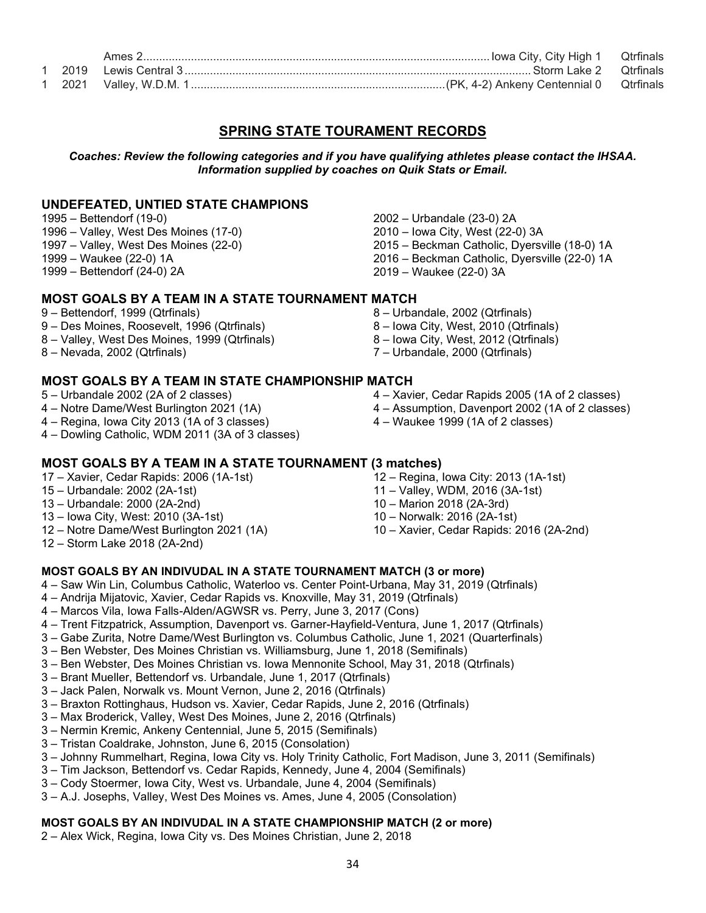| | | | | |
|---|---|---|---|---|
| | | Ames 2 | Iowa City, City High 1 | Qtrfinals |
| 1 | 2019 | Lewis Central 3 | Storm Lake 2 | Qtrfinals |
| 1 | 2021 | Valley, W.D.M. 1 | (PK, 4-2) Ankeny Centennial 0 | Qtrfinals |

## SPRING STATE TOURAMENT RECORDS

***Coaches: Review the following categories and if you have qualifying athletes please contact the IHSAA. Information supplied by coaches on Quik Stats or Email.***

### UNDEFEATED, UNTIED STATE CHAMPIONS

1995 – Bettendorf (19-0)
1996 – Valley, West Des Moines (17-0)
1997 – Valley, West Des Moines (22-0)
1999 – Waukee (22-0) 1A
1999 – Bettendorf (24-0) 2A
2002 – Urbandale (23-0) 2A
2010 – Iowa City, West (22-0) 3A
2015 – Beckman Catholic, Dyersville (18-0) 1A
2016 – Beckman Catholic, Dyersville (22-0) 1A
2019 – Waukee (22-0) 3A

### MOST GOALS BY A TEAM IN A STATE TOURNAMENT MATCH

9 – Bettendorf, 1999 (Qtrfinals)
9 – Des Moines, Roosevelt, 1996 (Qtrfinals)
8 – Valley, West Des Moines, 1999 (Qtrfinals)
8 – Nevada, 2002 (Qtrfinals)
8 – Urbandale, 2002 (Qtrfinals)
8 – Iowa City, West, 2010 (Qtrfinals)
8 – Iowa City, West, 2012 (Qtrfinals)
7 – Urbandale, 2000 (Qtrfinals)

### MOST GOALS BY A TEAM IN STATE CHAMPIONSHIP MATCH

5 – Urbandale 2002 (2A of 2 classes)
4 – Notre Dame/West Burlington 2021 (1A)
4 – Regina, Iowa City 2013 (1A of 3 classes)
4 – Dowling Catholic, WDM 2011 (3A of 3 classes)
4 – Xavier, Cedar Rapids 2005 (1A of 2 classes)
4 – Assumption, Davenport 2002 (1A of 2 classes)
4 – Waukee 1999 (1A of 2 classes)

### MOST GOALS BY A TEAM IN A STATE TOURNAMENT (3 matches)

17 – Xavier, Cedar Rapids: 2006 (1A-1st)
15 – Urbandale: 2002 (2A-1st)
13 – Urbandale: 2000 (2A-2nd)
13 – Iowa City, West: 2010 (3A-1st)
12 – Notre Dame/West Burlington 2021 (1A)
12 – Storm Lake 2018 (2A-2nd)
12 – Regina, Iowa City: 2013 (1A-1st)
11 – Valley, WDM, 2016 (3A-1st)
10 – Marion 2018 (2A-3rd)
10 – Norwalk: 2016 (2A-1st)
10 – Xavier, Cedar Rapids: 2016 (2A-2nd)

#### MOST GOALS BY AN INDIVUDAL IN A STATE TOURNAMENT MATCH (3 or more)

4 – Saw Win Lin, Columbus Catholic, Waterloo vs. Center Point-Urbana, May 31, 2019 (Qtrfinals)
4 – Andrija Mijatovic, Xavier, Cedar Rapids vs. Knoxville, May 31, 2019 (Qtrfinals)
4 – Marcos Vila, Iowa Falls-Alden/AGWSR vs. Perry, June 3, 2017 (Cons)
4 – Trent Fitzpatrick, Assumption, Davenport vs. Garner-Hayfield-Ventura, June 1, 2017 (Qtrfinals)
3 – Gabe Zurita, Notre Dame/West Burlington vs. Columbus Catholic, June 1, 2021 (Quarterfinals)
3 – Ben Webster, Des Moines Christian vs. Williamsburg, June 1, 2018 (Semifinals)
3 – Ben Webster, Des Moines Christian vs. Iowa Mennonite School, May 31, 2018 (Qtrfinals)
3 – Brant Mueller, Bettendorf vs. Urbandale, June 1, 2017 (Qtrfinals)
3 – Jack Palen, Norwalk vs. Mount Vernon, June 2, 2016 (Qtrfinals)
3 – Braxton Rottinghaus, Hudson vs. Xavier, Cedar Rapids, June 2, 2016 (Qtrfinals)
3 – Max Broderick, Valley, West Des Moines, June 2, 2016 (Qtrfinals)
3 – Nermin Kremic, Ankeny Centennial, June 5, 2015 (Semifinals)
3 – Tristan Coaldrake, Johnston, June 6, 2015 (Consolation)
3 – Johnny Rummelhart, Regina, Iowa City vs. Holy Trinity Catholic, Fort Madison, June 3, 2011 (Semifinals)
3 – Tim Jackson, Bettendorf vs. Cedar Rapids, Kennedy, June 4, 2004 (Semifinals)
3 – Cody Stoermer, Iowa City, West vs. Urbandale, June 4, 2004 (Semifinals)
3 – A.J. Josephs, Valley, West Des Moines vs. Ames, June 4, 2005 (Consolation)

#### MOST GOALS BY AN INDIVUDAL IN A STATE CHAMPIONSHIP MATCH (2 or more)

2 – Alex Wick, Regina, Iowa City vs. Des Moines Christian, June 2, 2018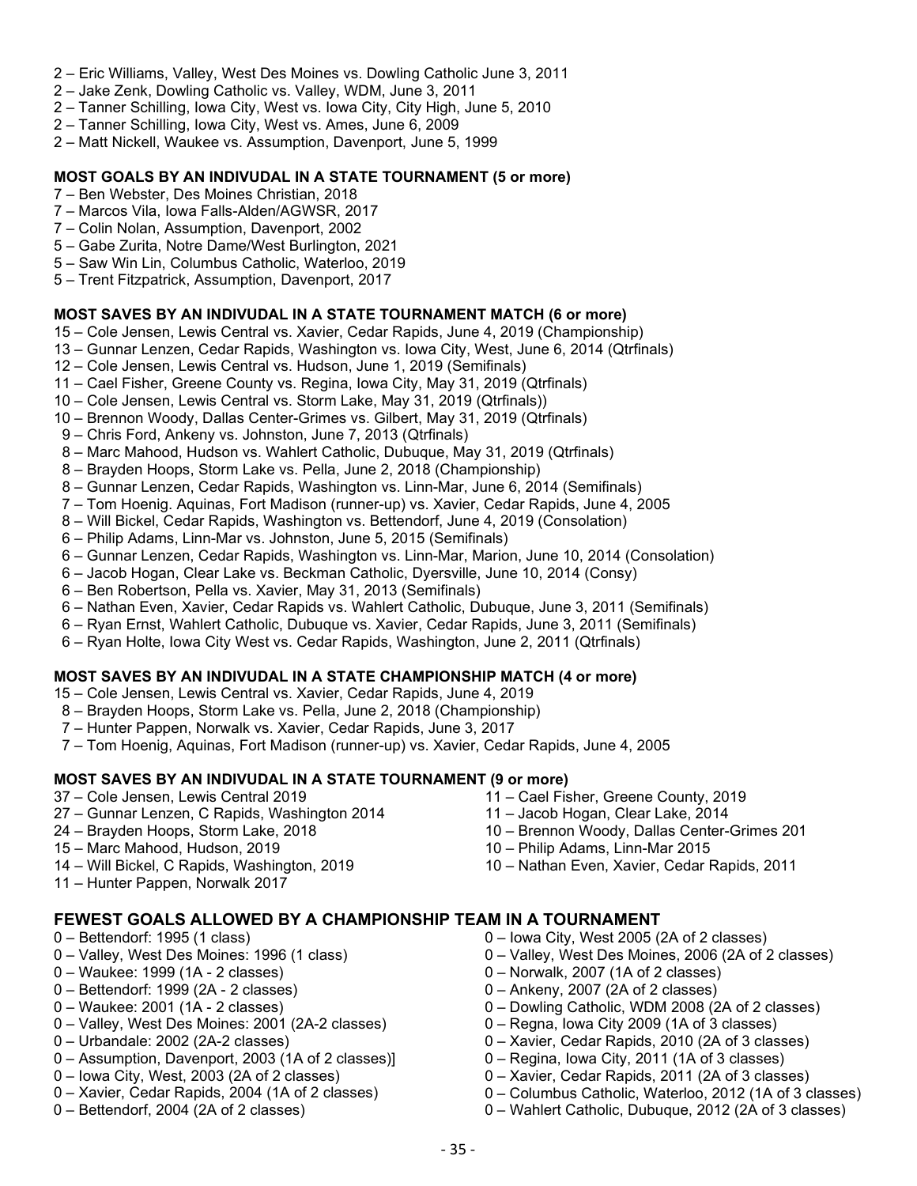2 – Eric Williams, Valley, West Des Moines vs. Dowling Catholic June 3, 2011
2 – Jake Zenk, Dowling Catholic vs. Valley, WDM, June 3, 2011
2 – Tanner Schilling, Iowa City, West vs. Iowa City, City High, June 5, 2010
2 – Tanner Schilling, Iowa City, West vs. Ames, June 6, 2009
2 – Matt Nickell, Waukee vs. Assumption, Davenport, June 5, 1999

**MOST GOALS BY AN INDIVUDAL IN A STATE TOURNAMENT (5 or more)**

7 – Ben Webster, Des Moines Christian, 2018
7 – Marcos Vila, Iowa Falls-Alden/AGWSR, 2017
7 – Colin Nolan, Assumption, Davenport, 2002
5 – Gabe Zurita, Notre Dame/West Burlington, 2021
5 – Saw Win Lin, Columbus Catholic, Waterloo, 2019
5 – Trent Fitzpatrick, Assumption, Davenport, 2017

**MOST SAVES BY AN INDIVUDAL IN A STATE TOURNAMENT MATCH (6 or more)**

15 – Cole Jensen, Lewis Central vs. Xavier, Cedar Rapids, June 4, 2019 (Championship)
13 – Gunnar Lenzen, Cedar Rapids, Washington vs. Iowa City, West, June 6, 2014 (Qtrfinals)
12 – Cole Jensen, Lewis Central vs. Hudson, June 1, 2019 (Semifinals)
11 – Cael Fisher, Greene County vs. Regina, Iowa City, May 31, 2019 (Qtrfinals)
10 – Cole Jensen, Lewis Central vs. Storm Lake, May 31, 2019 (Qtrfinals))
10 – Brennon Woody, Dallas Center-Grimes vs. Gilbert, May 31, 2019 (Qtrfinals)
9 – Chris Ford, Ankeny vs. Johnston, June 7, 2013 (Qtrfinals)
8 – Marc Mahood, Hudson vs. Wahlert Catholic, Dubuque, May 31, 2019 (Qtrfinals)
8 – Brayden Hoops, Storm Lake vs. Pella, June 2, 2018 (Championship)
8 – Gunnar Lenzen, Cedar Rapids, Washington vs. Linn-Mar, June 6, 2014 (Semifinals)
7 – Tom Hoenig. Aquinas, Fort Madison (runner-up) vs. Xavier, Cedar Rapids, June 4, 2005
8 – Will Bickel, Cedar Rapids, Washington vs. Bettendorf, June 4, 2019 (Consolation)
6 – Philip Adams, Linn-Mar vs. Johnston, June 5, 2015 (Semifinals)
6 – Gunnar Lenzen, Cedar Rapids, Washington vs. Linn-Mar, Marion, June 10, 2014 (Consolation)
6 – Jacob Hogan, Clear Lake vs. Beckman Catholic, Dyersville, June 10, 2014 (Consy)
6 – Ben Robertson, Pella vs. Xavier, May 31, 2013 (Semifinals)
6 – Nathan Even, Xavier, Cedar Rapids vs. Wahlert Catholic, Dubuque, June 3, 2011 (Semifinals)
6 – Ryan Ernst, Wahlert Catholic, Dubuque vs. Xavier, Cedar Rapids, June 3, 2011 (Semifinals)
6 – Ryan Holte, Iowa City West vs. Cedar Rapids, Washington, June 2, 2011 (Qtrfinals)

**MOST SAVES BY AN INDIVUDAL IN A STATE CHAMPIONSHIP MATCH (4 or more)**

15 – Cole Jensen, Lewis Central vs. Xavier, Cedar Rapids, June 4, 2019
8 – Brayden Hoops, Storm Lake vs. Pella, June 2, 2018 (Championship)
7 – Hunter Pappen, Norwalk vs. Xavier, Cedar Rapids, June 3, 2017
7 – Tom Hoenig, Aquinas, Fort Madison (runner-up) vs. Xavier, Cedar Rapids, June 4, 2005

**MOST SAVES BY AN INDIVUDAL IN A STATE TOURNAMENT (9 or more)**

37 – Cole Jensen, Lewis Central 2019
27 – Gunnar Lenzen, C Rapids, Washington 2014
24 – Brayden Hoops, Storm Lake, 2018
15 – Marc Mahood, Hudson, 2019
14 – Will Bickel, C Rapids, Washington, 2019
11 – Hunter Pappen, Norwalk 2017
11 – Cael Fisher, Greene County, 2019
11 – Jacob Hogan, Clear Lake, 2014
10 – Brennon Woody, Dallas Center-Grimes 201
10 – Philip Adams, Linn-Mar 2015
10 – Nathan Even, Xavier, Cedar Rapids, 2011

## FEWEST GOALS ALLOWED BY A CHAMPIONSHIP TEAM IN A TOURNAMENT

0 – Bettendorf: 1995 (1 class)
0 – Valley, West Des Moines: 1996 (1 class)
0 – Waukee: 1999 (1A - 2 classes)
0 – Bettendorf: 1999 (2A - 2 classes)
0 – Waukee: 2001 (1A - 2 classes)
0 – Valley, West Des Moines: 2001 (2A-2 classes)
0 – Urbandale: 2002 (2A-2 classes)
0 – Assumption, Davenport, 2003 (1A of 2 classes)]
0 – Iowa City, West, 2003 (2A of 2 classes)
0 – Xavier, Cedar Rapids, 2004 (1A of 2 classes)
0 – Bettendorf, 2004 (2A of 2 classes)
0 – Iowa City, West 2005 (2A of 2 classes)
0 – Valley, West Des Moines, 2006 (2A of 2 classes)
0 – Norwalk, 2007 (1A of 2 classes)
0 – Ankeny, 2007 (2A of 2 classes)
0 – Dowling Catholic, WDM 2008 (2A of 2 classes)
0 – Regna, Iowa City 2009 (1A of 3 classes)
0 – Xavier, Cedar Rapids, 2010 (2A of 3 classes)
0 – Regina, Iowa City, 2011 (1A of 3 classes)
0 – Xavier, Cedar Rapids, 2011 (2A of 3 classes)
0 – Columbus Catholic, Waterloo, 2012 (1A of 3 classes)
0 – Wahlert Catholic, Dubuque, 2012 (2A of 3 classes)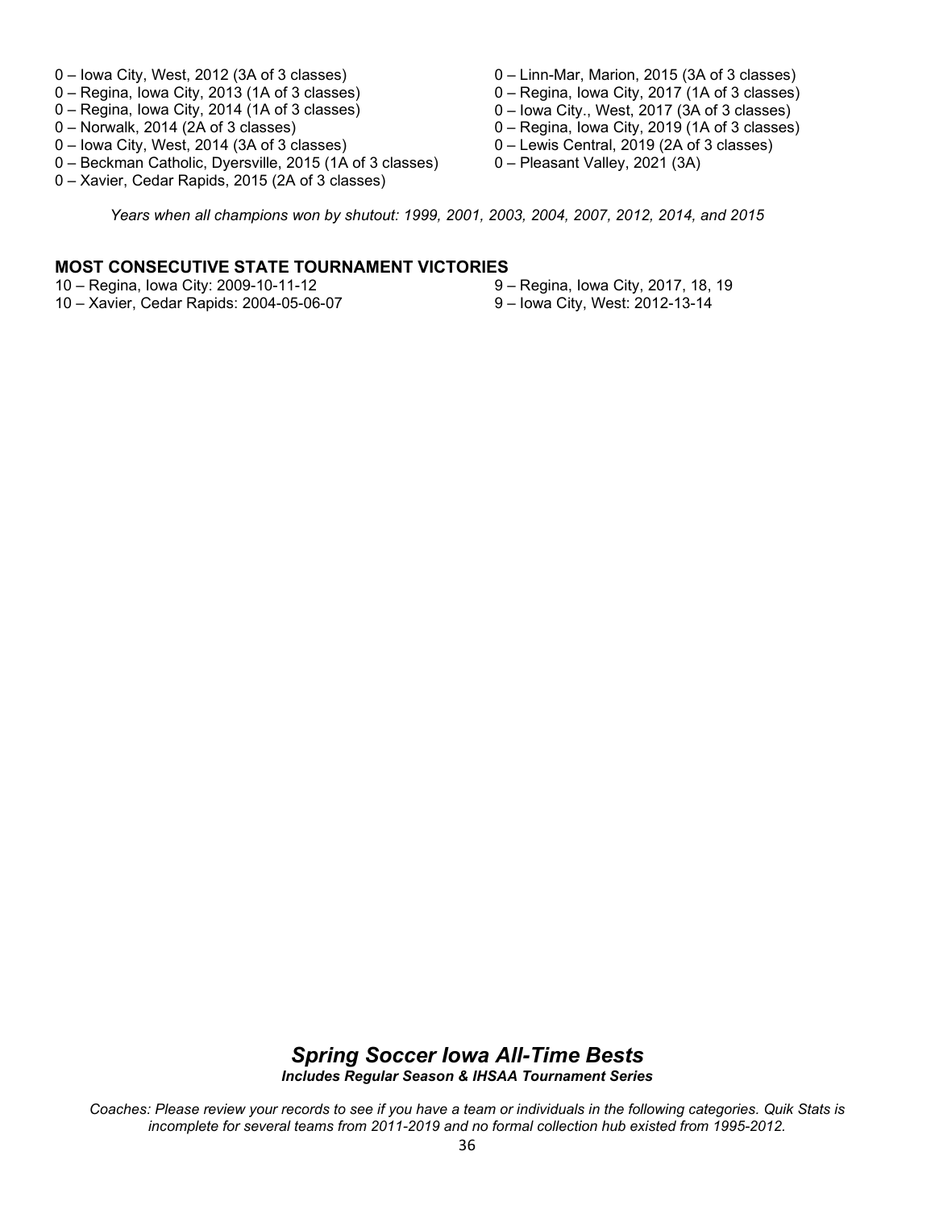0 – Iowa City, West, 2012 (3A of 3 classes)
0 – Regina, Iowa City, 2013 (1A of 3 classes)
0 – Regina, Iowa City, 2014 (1A of 3 classes)
0 – Norwalk, 2014 (2A of 3 classes)
0 – Iowa City, West, 2014 (3A of 3 classes)
0 – Beckman Catholic, Dyersville, 2015 (1A of 3 classes)
0 – Xavier, Cedar Rapids, 2015 (2A of 3 classes)
0 – Linn-Mar, Marion, 2015 (3A of 3 classes)
0 – Regina, Iowa City, 2017 (1A of 3 classes)
0 – Iowa City., West, 2017 (3A of 3 classes)
0 – Regina, Iowa City, 2019 (1A of 3 classes)
0 – Lewis Central, 2019 (2A of 3 classes)
0 – Pleasant Valley, 2021 (3A)

*Years when all champions won by shutout: 1999, 2001, 2003, 2004, 2007, 2012, 2014, and 2015*

**MOST CONSECUTIVE STATE TOURNAMENT VICTORIES**

10 – Regina, Iowa City: 2009-10-11-12
10 – Xavier, Cedar Rapids: 2004-05-06-07
9 – Regina, Iowa City, 2017, 18, 19
9 – Iowa City, West: 2012-13-14

## *Spring Soccer Iowa All-Time Bests*

***Includes Regular Season & IHSAA Tournament Series***

*Coaches: Please review your records to see if you have a team or individuals in the following categories. Quik Stats is incomplete for several teams from 2011-2019 and no formal collection hub existed from 1995-2012.*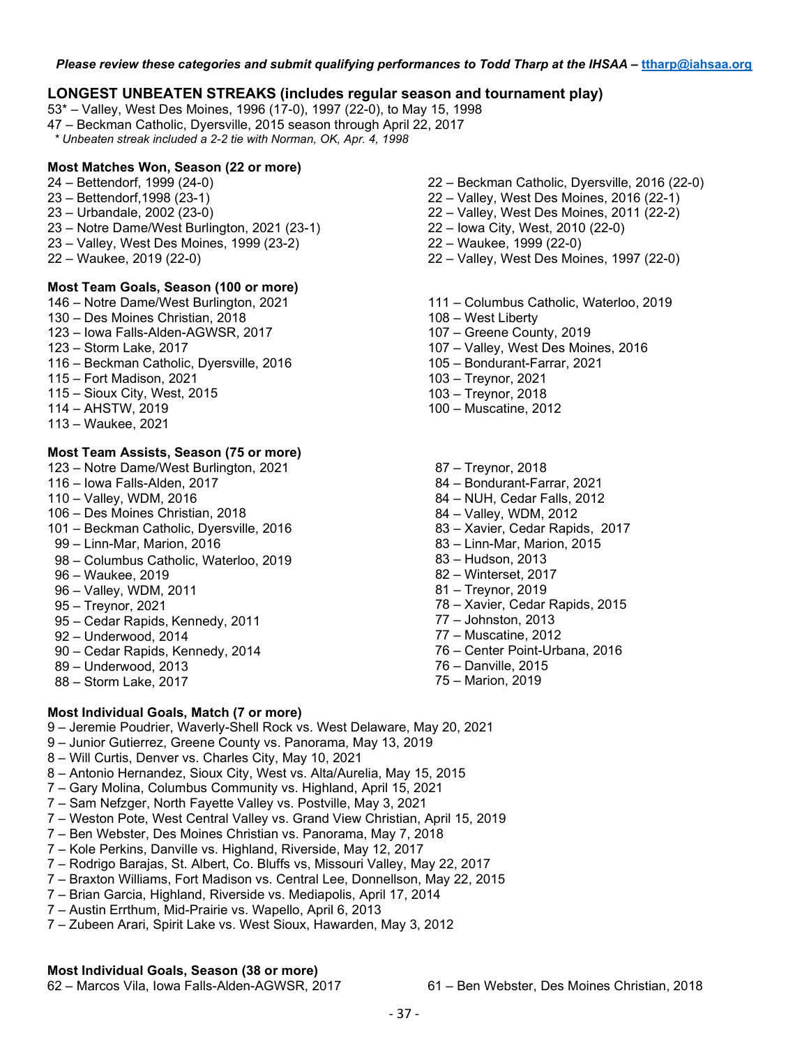*Please review these categories and submit qualifying performances to Todd Tharp at the IHSAA – ttharp@iahsaa.org*

## LONGEST UNBEATEN STREAKS (includes regular season and tournament play)

53* – Valley, West Des Moines, 1996 (17-0), 1997 (22-0), to May 15, 1998
47 – Beckman Catholic, Dyersville, 2015 season through April 22, 2017
*\* Unbeaten streak included a 2-2 tie with Norman, OK, Apr. 4, 1998*

### Most Matches Won, Season (22 or more)

24 – Bettendorf, 1999 (24-0)
23 – Bettendorf,1998 (23-1)
23 – Urbandale, 2002 (23-0)
23 – Notre Dame/West Burlington, 2021 (23-1)
23 – Valley, West Des Moines, 1999 (23-2)
22 – Waukee, 2019 (22-0)
22 – Beckman Catholic, Dyersville, 2016 (22-0)
22 – Valley, West Des Moines, 2016 (22-1)
22 – Valley, West Des Moines, 2011 (22-2)
22 – Iowa City, West, 2010 (22-0)
22 – Waukee, 1999 (22-0)
22 – Valley, West Des Moines, 1997 (22-0)

### Most Team Goals, Season (100 or more)

146 – Notre Dame/West Burlington, 2021
130 – Des Moines Christian, 2018
123 – Iowa Falls-Alden-AGWSR, 2017
123 – Storm Lake, 2017
116 – Beckman Catholic, Dyersville, 2016
115 – Fort Madison, 2021
115 – Sioux City, West, 2015
114 – AHSTW, 2019
113 – Waukee, 2021
111 – Columbus Catholic, Waterloo, 2019
108 – West Liberty
107 – Greene County, 2019
107 – Valley, West Des Moines, 2016
105 – Bondurant-Farrar, 2021
103 – Treynor, 2021
103 – Treynor, 2018
100 – Muscatine, 2012

### Most Team Assists, Season (75 or more)

123 – Notre Dame/West Burlington, 2021
116 – Iowa Falls-Alden, 2017
110 – Valley, WDM, 2016
106 – Des Moines Christian, 2018
101 – Beckman Catholic, Dyersville, 2016
99 – Linn-Mar, Marion, 2016
98 – Columbus Catholic, Waterloo, 2019
96 – Waukee, 2019
96 – Valley, WDM, 2011
95 – Treynor, 2021
95 – Cedar Rapids, Kennedy, 2011
92 – Underwood, 2014
90 – Cedar Rapids, Kennedy, 2014
89 – Underwood, 2013
88 – Storm Lake, 2017
87 – Treynor, 2018
84 – Bondurant-Farrar, 2021
84 – NUH, Cedar Falls, 2012
84 – Valley, WDM, 2012
83 – Xavier, Cedar Rapids, 2017
83 – Linn-Mar, Marion, 2015
83 – Hudson, 2013
82 – Winterset, 2017
81 – Treynor, 2019
78 – Xavier, Cedar Rapids, 2015
77 – Johnston, 2013
77 – Muscatine, 2012
76 – Center Point-Urbana, 2016
76 – Danville, 2015
75 – Marion, 2019

### Most Individual Goals, Match (7 or more)

9 – Jeremie Poudrier, Waverly-Shell Rock vs. West Delaware, May 20, 2021
9 – Junior Gutierrez, Greene County vs. Panorama, May 13, 2019
8 – Will Curtis, Denver vs. Charles City, May 10, 2021
8 – Antonio Hernandez, Sioux City, West vs. Alta/Aurelia, May 15, 2015
7 – Gary Molina, Columbus Community vs. Highland, April 15, 2021
7 – Sam Nefzger, North Fayette Valley vs. Postville, May 3, 2021
7 – Weston Pote, West Central Valley vs. Grand View Christian, April 15, 2019
7 – Ben Webster, Des Moines Christian vs. Panorama, May 7, 2018
7 – Kole Perkins, Danville vs. Highland, Riverside, May 12, 2017
7 – Rodrigo Barajas, St. Albert, Co. Bluffs vs, Missouri Valley, May 22, 2017
7 – Braxton Williams, Fort Madison vs. Central Lee, Donnellson, May 22, 2015
7 – Brian Garcia, Highland, Riverside vs. Mediapolis, April 17, 2014
7 – Austin Errthum, Mid-Prairie vs. Wapello, April 6, 2013
7 – Zubeen Arari, Spirit Lake vs. West Sioux, Hawarden, May 3, 2012

### Most Individual Goals, Season (38 or more)

62 – Marcos Vila, Iowa Falls-Alden-AGWSR, 2017
61 – Ben Webster, Des Moines Christian, 2018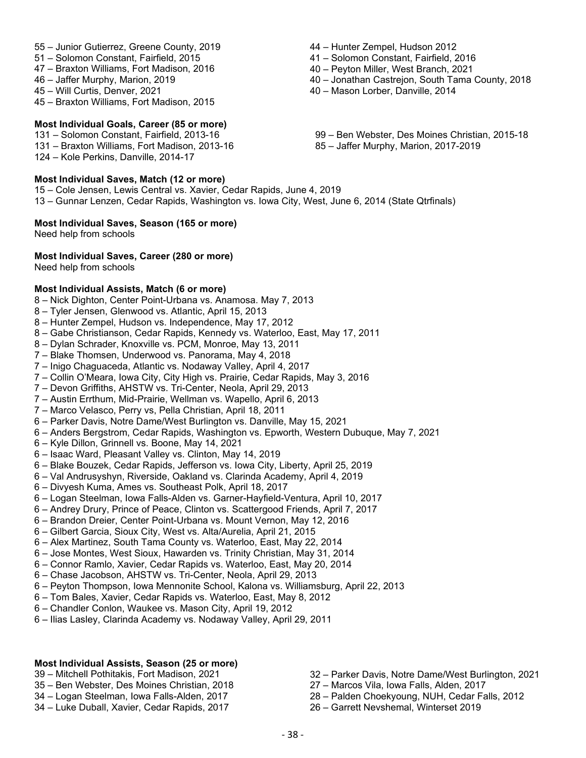55 – Junior Gutierrez, Greene County, 2019
51 – Solomon Constant, Fairfield, 2015
47 – Braxton Williams, Fort Madison, 2016
46 – Jaffer Murphy, Marion, 2019
45 – Will Curtis, Denver, 2021
45 – Braxton Williams, Fort Madison, 2015
44 – Hunter Zempel, Hudson 2012
41 – Solomon Constant, Fairfield, 2016
40 – Peyton Miller, West Branch, 2021
40 – Jonathan Castrejon, South Tama County, 2018
40 – Mason Lorber, Danville, 2014

**Most Individual Goals, Career (85 or more)**

131 – Solomon Constant, Fairfield, 2013-16
131 – Braxton Williams, Fort Madison, 2013-16
124 – Kole Perkins, Danville, 2014-17
99 – Ben Webster, Des Moines Christian, 2015-18
85 – Jaffer Murphy, Marion, 2017-2019

**Most Individual Saves, Match (12 or more)**

15 – Cole Jensen, Lewis Central vs. Xavier, Cedar Rapids, June 4, 2019
13 – Gunnar Lenzen, Cedar Rapids, Washington vs. Iowa City, West, June 6, 2014 (State Qtrfinals)

**Most Individual Saves, Season (165 or more)**

Need help from schools

**Most Individual Saves, Career (280 or more)**

Need help from schools

**Most Individual Assists, Match (6 or more)**

8 – Nick Dighton, Center Point-Urbana vs. Anamosa. May 7, 2013
8 – Tyler Jensen, Glenwood vs. Atlantic, April 15, 2013
8 – Hunter Zempel, Hudson vs. Independence, May 17, 2012
8 – Gabe Christianson, Cedar Rapids, Kennedy vs. Waterloo, East, May 17, 2011
8 – Dylan Schrader, Knoxville vs. PCM, Monroe, May 13, 2011
7 – Blake Thomsen, Underwood vs. Panorama, May 4, 2018
7 – Inigo Chaguaceda, Atlantic vs. Nodaway Valley, April 4, 2017
7 – Collin O'Meara, Iowa City, City High vs. Prairie, Cedar Rapids, May 3, 2016
7 – Devon Griffiths, AHSTW vs. Tri-Center, Neola, April 29, 2013
7 – Austin Errthum, Mid-Prairie, Wellman vs. Wapello, April 6, 2013
7 – Marco Velasco, Perry vs, Pella Christian, April 18, 2011
6 – Parker Davis, Notre Dame/West Burlington vs. Danville, May 15, 2021
6 – Anders Bergstrom, Cedar Rapids, Washington vs. Epworth, Western Dubuque, May 7, 2021
6 – Kyle Dillon, Grinnell vs. Boone, May 14, 2021
6 – Isaac Ward, Pleasant Valley vs. Clinton, May 14, 2019
6 – Blake Bouzek, Cedar Rapids, Jefferson vs. Iowa City, Liberty, April 25, 2019
6 – Val Andrusyshyn, Riverside, Oakland vs. Clarinda Academy, April 4, 2019
6 – Divyesh Kuma, Ames vs. Southeast Polk, April 18, 2017
6 – Logan Steelman, Iowa Falls-Alden vs. Garner-Hayfield-Ventura, April 10, 2017
6 – Andrey Drury, Prince of Peace, Clinton vs. Scattergood Friends, April 7, 2017
6 – Brandon Dreier, Center Point-Urbana vs. Mount Vernon, May 12, 2016
6 – Gilbert Garcia, Sioux City, West vs. Alta/Aurelia, April 21, 2015
6 – Alex Martinez, South Tama County vs. Waterloo, East, May 22, 2014
6 – Jose Montes, West Sioux, Hawarden vs. Trinity Christian, May 31, 2014
6 – Connor Ramlo, Xavier, Cedar Rapids vs. Waterloo, East, May 20, 2014
6 – Chase Jacobson, AHSTW vs. Tri-Center, Neola, April 29, 2013
6 – Peyton Thompson, Iowa Mennonite School, Kalona vs. Williamsburg, April 22, 2013
6 – Tom Bales, Xavier, Cedar Rapids vs. Waterloo, East, May 8, 2012
6 – Chandler Conlon, Waukee vs. Mason City, April 19, 2012
6 – Ilias Lasley, Clarinda Academy vs. Nodaway Valley, April 29, 2011

**Most Individual Assists, Season (25 or more)**

39 – Mitchell Pothitakis, Fort Madison, 2021
35 – Ben Webster, Des Moines Christian, 2018
34 – Logan Steelman, Iowa Falls-Alden, 2017
34 – Luke Duball, Xavier, Cedar Rapids, 2017
32 – Parker Davis, Notre Dame/West Burlington, 2021
27 – Marcos Vila, Iowa Falls, Alden, 2017
28 – Palden Choekyoung, NUH, Cedar Falls, 2012
26 – Garrett Nevshemal, Winterset 2019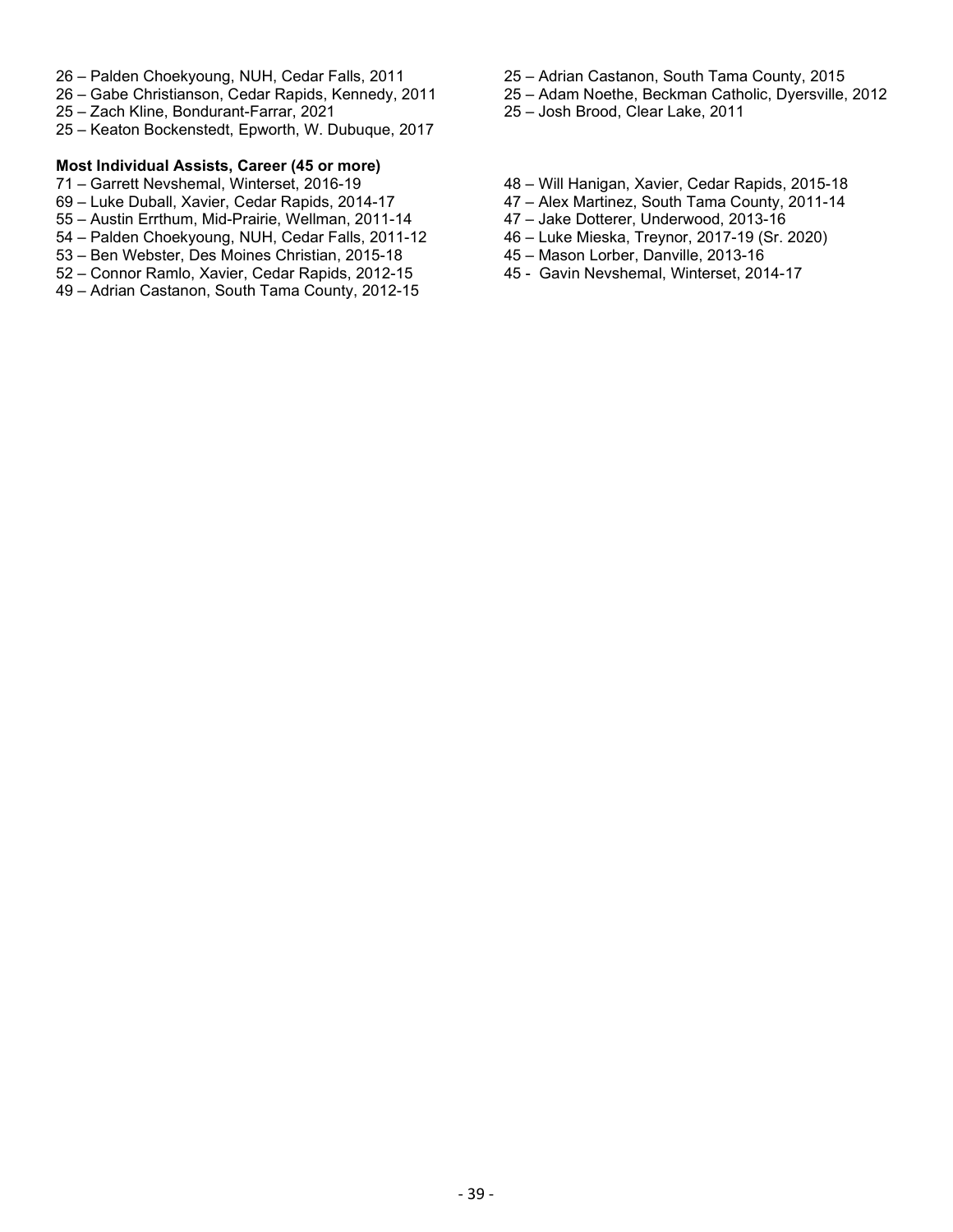26 – Palden Choekyoung, NUH, Cedar Falls, 2011
26 – Gabe Christianson, Cedar Rapids, Kennedy, 2011
25 – Zach Kline, Bondurant-Farrar, 2021
25 – Keaton Bockenstedt, Epworth, W. Dubuque, 2017
25 – Adrian Castanon, South Tama County, 2015
25 – Adam Noethe, Beckman Catholic, Dyersville, 2012
25 – Josh Brood, Clear Lake, 2011

**Most Individual Assists, Career (45 or more)**

71 – Garrett Nevshemal, Winterset, 2016-19
69 – Luke Duball, Xavier, Cedar Rapids, 2014-17
55 – Austin Errthum, Mid-Prairie, Wellman, 2011-14
54 – Palden Choekyoung, NUH, Cedar Falls, 2011-12
53 – Ben Webster, Des Moines Christian, 2015-18
52 – Connor Ramlo, Xavier, Cedar Rapids, 2012-15
49 – Adrian Castanon, South Tama County, 2012-15
48 – Will Hanigan, Xavier, Cedar Rapids, 2015-18
47 – Alex Martinez, South Tama County, 2011-14
47 – Jake Dotterer, Underwood, 2013-16
46 – Luke Mieska, Treynor, 2017-19 (Sr. 2020)
45 – Mason Lorber, Danville, 2013-16
45 - Gavin Nevshemal, Winterset, 2014-17